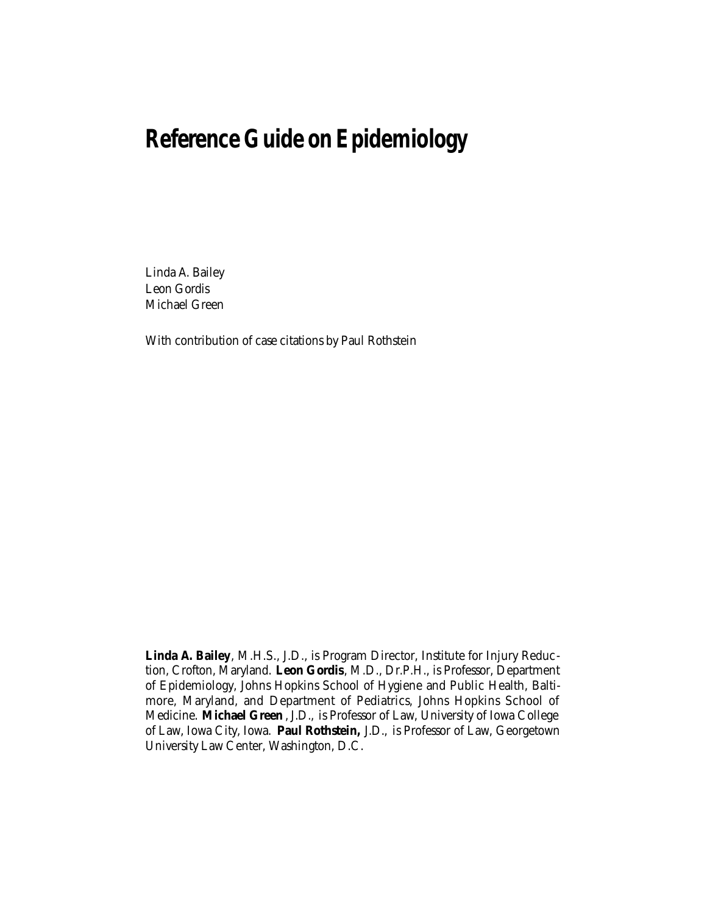# Reference Guide on Epidemiology

Linda A. Bailey
Leon Gordis
Michael Green

With contribution of case citations by Paul Rothstein

**Linda A. Bailey**, M.H.S., J.D., is Program Director, Institute for Injury Reduction, Crofton, Maryland. **Leon Gordis**, M.D., Dr.P.H., is Professor, Department of Epidemiology, Johns Hopkins School of Hygiene and Public Health, Baltimore, Maryland, and Department of Pediatrics, Johns Hopkins School of Medicine. **Michael Green**, J.D., is Professor of Law, University of Iowa College of Law, Iowa City, Iowa. **Paul Rothstein,** J.D., is Professor of Law, Georgetown University Law Center, Washington, D.C.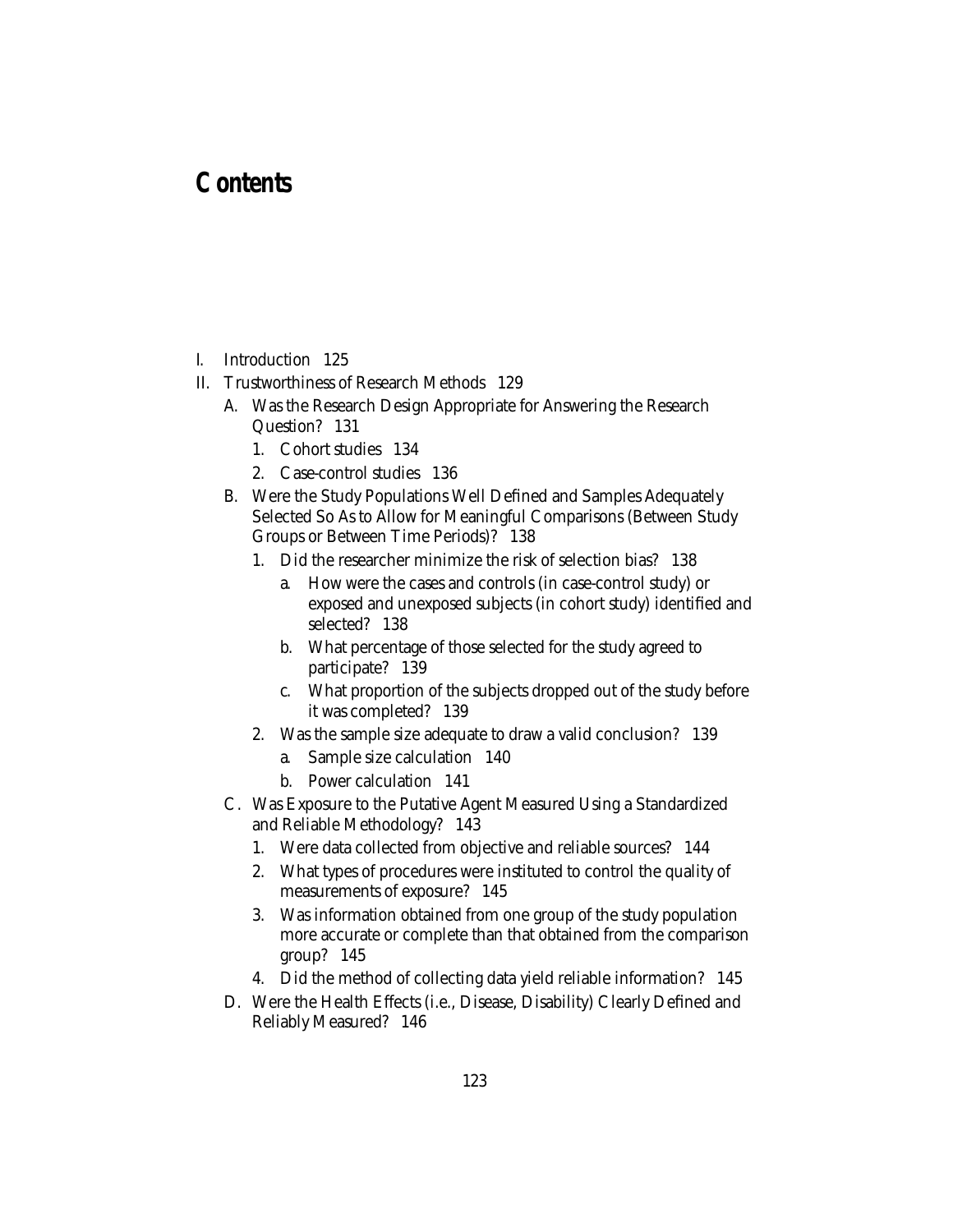# Contents

- I. Introduction 125
- II. Trustworthiness of Research Methods 129
  - A. Was the Research Design Appropriate for Answering the Research Question? 131
    - 1. Cohort studies 134
    - 2. Case-control studies 136
  - B. Were the Study Populations Well Defined and Samples Adequately Selected So As to Allow for Meaningful Comparisons (Between Study Groups or Between Time Periods)? 138
    - 1. Did the researcher minimize the risk of selection bias? 138
      - a. How were the cases and controls (in case-control study) or exposed and unexposed subjects (in cohort study) identified and selected? 138
      - b. What percentage of those selected for the study agreed to participate? 139
      - c. What proportion of the subjects dropped out of the study before it was completed? 139
    - 2. Was the sample size adequate to draw a valid conclusion? 139
      - a. Sample size calculation 140
      - b. Power calculation 141
  - C. Was Exposure to the Putative Agent Measured Using a Standardized and Reliable Methodology? 143
    - 1. Were data collected from objective and reliable sources? 144
    - 2. What types of procedures were instituted to control the quality of measurements of exposure? 145
    - 3. Was information obtained from one group of the study population more accurate or complete than that obtained from the comparison group? 145
    - 4. Did the method of collecting data yield reliable information? 145
  - D. Were the Health Effects (i.e., Disease, Disability) Clearly Defined and Reliably Measured? 146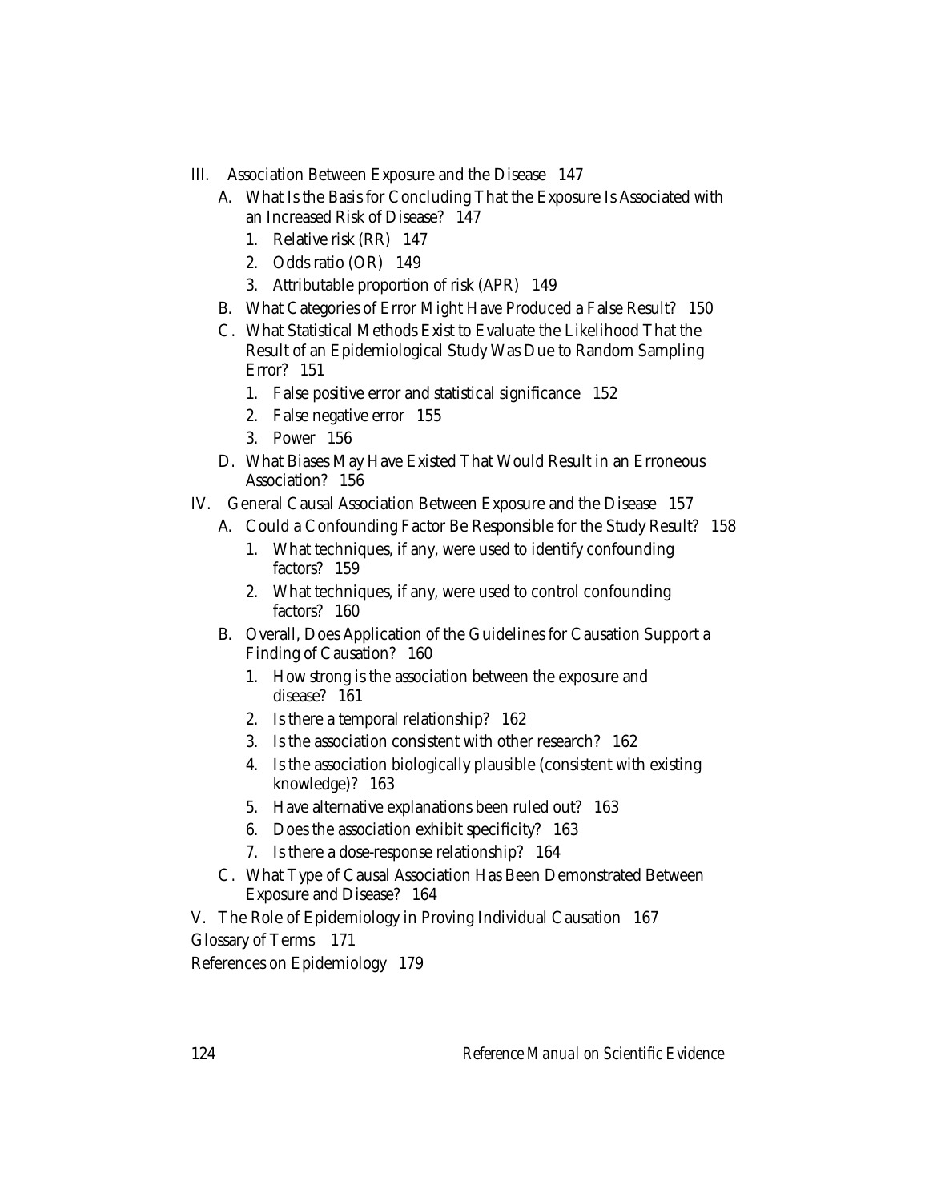- III. Association Between Exposure and the Disease 147
  - A. What Is the Basis for Concluding That the Exposure Is Associated with an Increased Risk of Disease? 147
    1. Relative risk (RR) 147
    2. Odds ratio (OR) 149
    3. Attributable proportion of risk (APR) 149
  - B. What Categories of Error Might Have Produced a False Result? 150
  - C. What Statistical Methods Exist to Evaluate the Likelihood That the Result of an Epidemiological Study Was Due to Random Sampling Error? 151
    1. False positive error and statistical significance 152
    2. False negative error 155
    3. Power 156
  - D. What Biases May Have Existed That Would Result in an Erroneous Association? 156
- IV. General Causal Association Between Exposure and the Disease 157
  - A. Could a Confounding Factor Be Responsible for the Study Result? 158
    1. What techniques, if any, were used to identify confounding factors? 159
    2. What techniques, if any, were used to control confounding factors? 160
  - B. Overall, Does Application of the Guidelines for Causation Support a Finding of Causation? 160
    1. How strong is the association between the exposure and disease? 161
    2. Is there a temporal relationship? 162
    3. Is the association consistent with other research? 162
    4. Is the association biologically plausible (consistent with existing knowledge)? 163
    5. Have alternative explanations been ruled out? 163
    6. Does the association exhibit specificity? 163
    7. Is there a dose-response relationship? 164
  - C. What Type of Causal Association Has Been Demonstrated Between Exposure and Disease? 164
- V. The Role of Epidemiology in Proving Individual Causation 167

Glossary of Terms 171

References on Epidemiology 179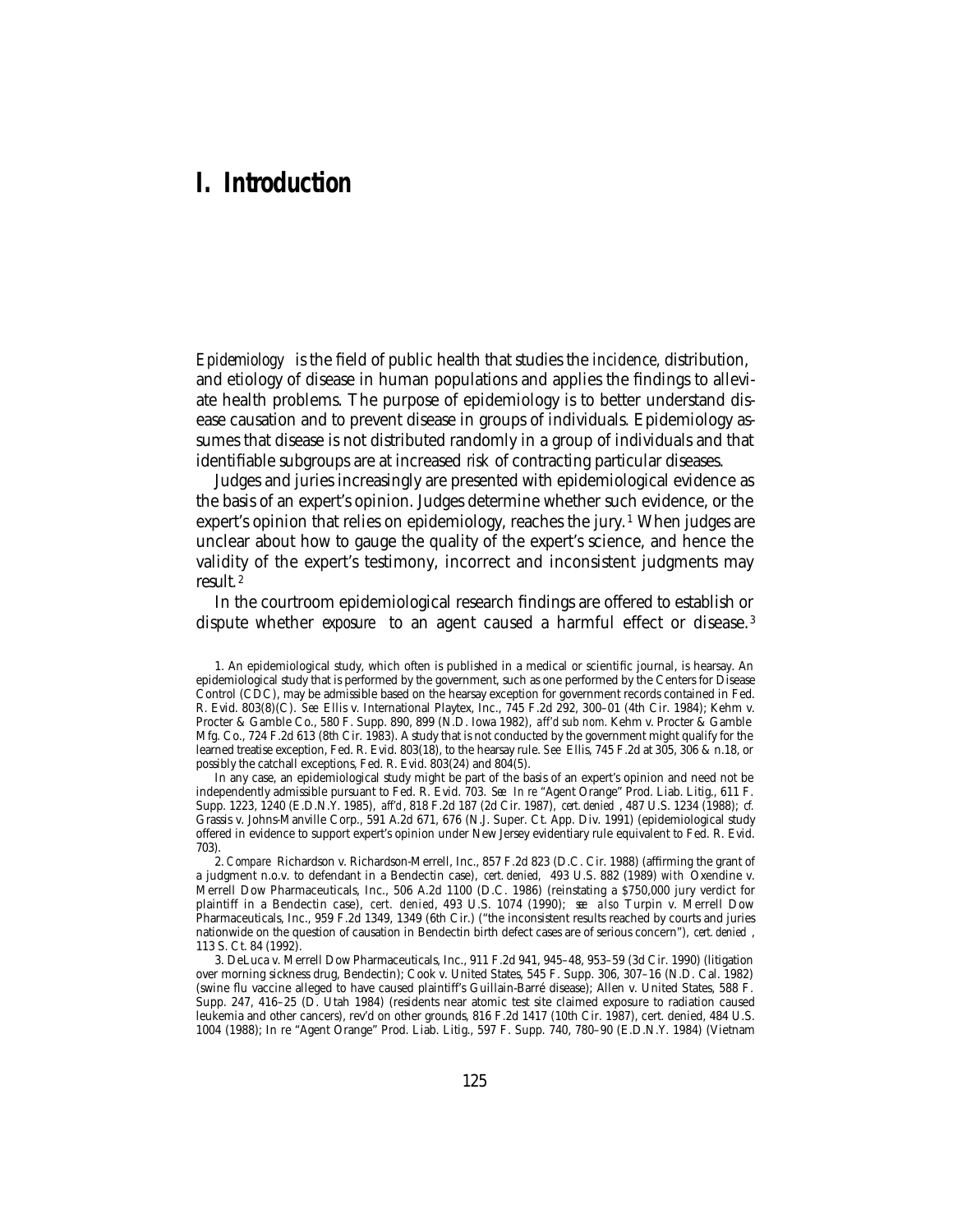# I. Introduction

*Epidemiology* is the field of public health that studies the *incidence*, distribution, and etiology of disease in human populations and applies the findings to alleviate health problems. The purpose of epidemiology is to better understand disease causation and to prevent disease in groups of individuals. Epidemiology assumes that disease is not distributed randomly in a group of individuals and that identifiable subgroups are at increased *risk* of contracting particular diseases.

Judges and juries increasingly are presented with epidemiological evidence as the basis of an expert's opinion. Judges determine whether such evidence, or the expert's opinion that relies on epidemiology, reaches the jury.[1] When judges are unclear about how to gauge the quality of the expert's science, and hence the validity of the expert's testimony, incorrect and inconsistent judgments may result.[2]

In the courtroom epidemiological research findings are offered to establish or dispute whether *exposure* to an agent caused a harmful effect or disease.[3]

1. An epidemiological study, which often is published in a medical or scientific journal, is hearsay. An epidemiological study that is performed by the government, such as one performed by the Centers for Disease Control (CDC), may be admissible based on the hearsay exception for government records contained in Fed. R. Evid. 803(8)(C). *See* Ellis v. International Playtex, Inc., 745 F.2d 292, 300–01 (4th Cir. 1984); Kehm v. Procter & Gamble Co., 580 F. Supp. 890, 899 (N.D. Iowa 1982), *aff'd sub nom.* Kehm v. Procter & Gamble Mfg. Co., 724 F.2d 613 (8th Cir. 1983). A study that is not conducted by the government might qualify for the learned treatise exception, Fed. R. Evid. 803(18), to the hearsay rule. *See* Ellis, 745 F.2d at 305, 306 & n.18, or possibly the catchall exceptions, Fed. R. Evid. 803(24) and 804(5).

In any case, an epidemiological study might be part of the basis of an expert's opinion and need not be independently admissible pursuant to Fed. R. Evid. 703. *See In re* "Agent Orange" Prod. Liab. Litig., 611 F. Supp. 1223, 1240 (E.D.N.Y. 1985), *aff'd*, 818 F.2d 187 (2d Cir. 1987), *cert. denied*, 487 U.S. 1234 (1988); *cf.* Grassis v. Johns-Manville Corp., 591 A.2d 671, 676 (N.J. Super. Ct. App. Div. 1991) (epidemiological study offered in evidence to support expert's opinion under New Jersey evidentiary rule equivalent to Fed. R. Evid. 703).

2. *Compare* Richardson v. Richardson-Merrell, Inc., 857 F.2d 823 (D.C. Cir. 1988) (affirming the grant of a judgment n.o.v. to defendant in a Bendectin case), *cert. denied*, 493 U.S. 882 (1989) *with* Oxendine v. Merrell Dow Pharmaceuticals, Inc., 506 A.2d 1100 (D.C. 1986) (reinstating a $750,000 jury verdict for plaintiff in a Bendectin case), *cert. denied*, 493 U.S. 1074 (1990); *see also* Turpin v. Merrell Dow Pharmaceuticals, Inc., 959 F.2d 1349, 1349 (6th Cir.) ("the inconsistent results reached by courts and juries nationwide on the question of causation in Bendectin birth defect cases are of serious concern"), *cert. denied*, 113 S. Ct. 84 (1992).

3. DeLuca v. Merrell Dow Pharmaceuticals, Inc., 911 F.2d 941, 945–48, 953–59 (3d Cir. 1990) (litigation over morning sickness drug, Bendectin); Cook v. United States, 545 F. Supp. 306, 307–16 (N.D. Cal. 1982) (swine flu vaccine alleged to have caused plaintiff's Guillain-Barré disease); Allen v. United States, 588 F. Supp. 247, 416–25 (D. Utah 1984) (residents near atomic test site claimed exposure to radiation caused leukemia and other cancers), rev'd on other grounds, 816 F.2d 1417 (10th Cir. 1987), cert. denied, 484 U.S. 1004 (1988); In re "Agent Orange" Prod. Liab. Litig., 597 F. Supp. 740, 780–90 (E.D.N.Y. 1984) (Vietnam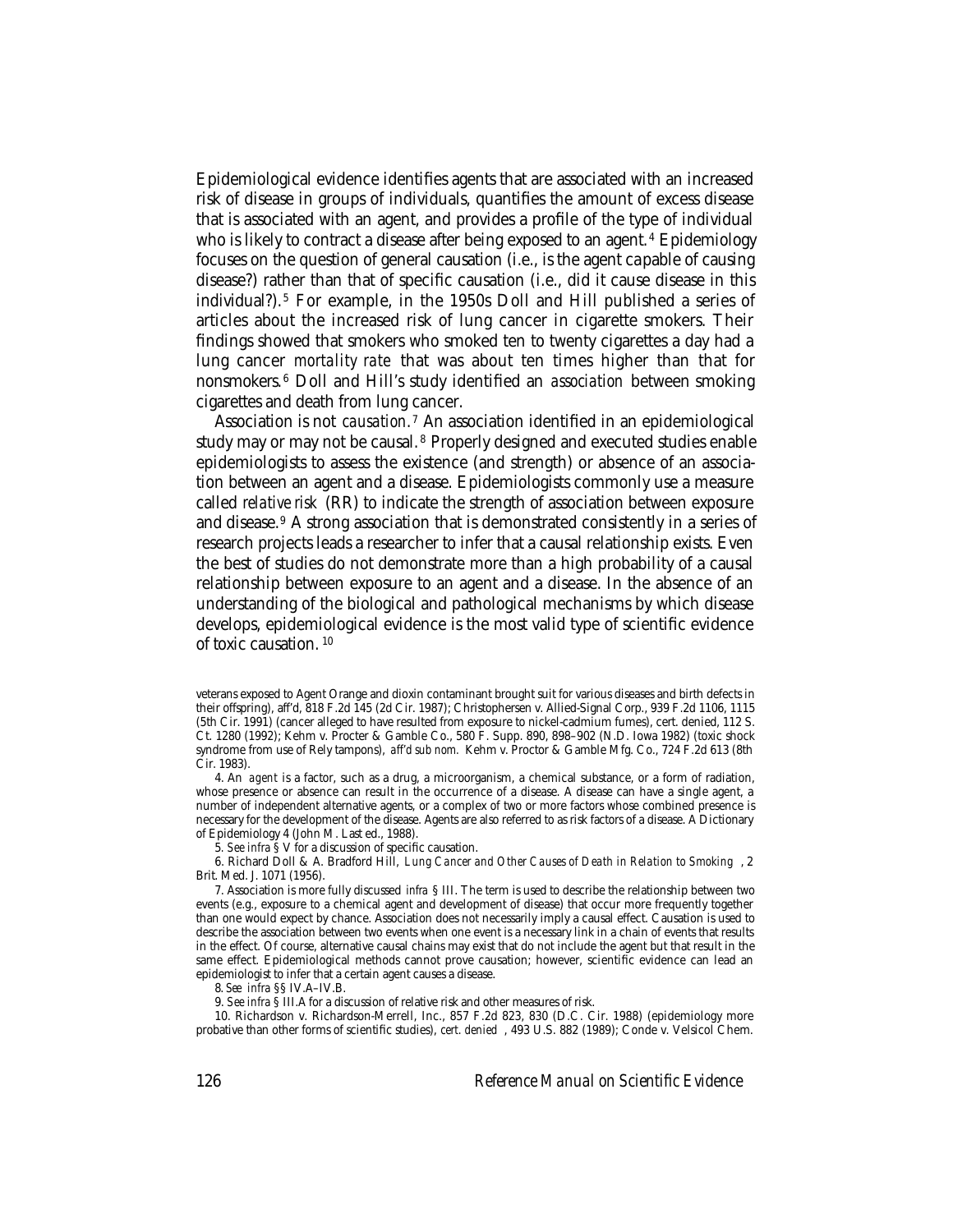Epidemiological evidence identifies agents that are associated with an increased risk of disease in groups of individuals, quantifies the amount of excess disease that is associated with an agent, and provides a profile of the type of individual who is likely to contract a disease after being exposed to an agent.[4] Epidemiology focuses on the question of general causation (i.e., is the agent capable of causing disease?) rather than that of specific causation (i.e., did it cause disease in this individual?).[5] For example, in the 1950s Doll and Hill published a series of articles about the increased risk of lung cancer in cigarette smokers. Their findings showed that smokers who smoked ten to twenty cigarettes a day had a lung cancer *mortality rate* that was about ten times higher than that for nonsmokers.[6] Doll and Hill's study identified an *association* between smoking cigarettes and death from lung cancer.

Association is not *causation*.[7] An association identified in an epidemiological study may or may not be causal.[8] Properly designed and executed studies enable epidemiologists to assess the existence (and strength) or absence of an association between an agent and a disease. Epidemiologists commonly use a measure called *relative risk* (RR) to indicate the strength of association between exposure and disease.[9] A strong association that is demonstrated consistently in a series of research projects leads a researcher to infer that a causal relationship exists. Even the best of studies do not demonstrate more than a high probability of a causal relationship between exposure to an agent and a disease. In the absence of an understanding of the biological and pathological mechanisms by which disease develops, epidemiological evidence is the most valid type of scientific evidence of toxic causation.[10]

---

veterans exposed to Agent Orange and dioxin contaminant brought suit for various diseases and birth defects in their offspring), aff'd, 818 F.2d 145 (2d Cir. 1987); Christophersen v. Allied-Signal Corp., 939 F.2d 1106, 1115 (5th Cir. 1991) (cancer alleged to have resulted from exposure to nickel-cadmium fumes), cert. denied, 112 S. Ct. 1280 (1992); Kehm v. Procter & Gamble Co., 580 F. Supp. 890, 898–902 (N.D. Iowa 1982) (toxic shock syndrome from use of Rely tampons), *aff'd sub nom.* Kehm v. Proctor & Gamble Mfg. Co., 724 F.2d 613 (8th Cir. 1983).

4. An *agent* is a factor, such as a drug, a microorganism, a chemical substance, or a form of radiation, whose presence or absence can result in the occurrence of a disease. A disease can have a single agent, a number of independent alternative agents, or a complex of two or more factors whose combined presence is necessary for the development of the disease. Agents are also referred to as risk factors of a disease. A Dictionary of Epidemiology 4 (John M. Last ed., 1988).

5. *See infra* § V for a discussion of specific causation.

6. Richard Doll & A. Bradford Hill, *Lung Cancer and Other Causes of Death in Relation to Smoking*, 2 Brit. Med. J. 1071 (1956).

7. Association is more fully discussed *infra* § III. The term is used to describe the relationship between two events (e.g., exposure to a chemical agent and development of disease) that occur more frequently together than one would expect by chance. Association does not necessarily imply a causal effect. Causation is used to describe the association between two events when one event is a necessary link in a chain of events that results in the effect. Of course, alternative causal chains may exist that do not include the agent but that result in the same effect. Epidemiological methods cannot prove causation; however, scientific evidence can lead an epidemiologist to infer that a certain agent causes a disease.

8. *See infra* §§ IV.A–IV.B.

9. *See infra* § III.A for a discussion of relative risk and other measures of risk.

10. Richardson v. Richardson-Merrell, Inc., 857 F.2d 823, 830 (D.C. Cir. 1988) (epidemiology more probative than other forms of scientific studies), *cert. denied*, 493 U.S. 882 (1989); Conde v. Velsicol Chem.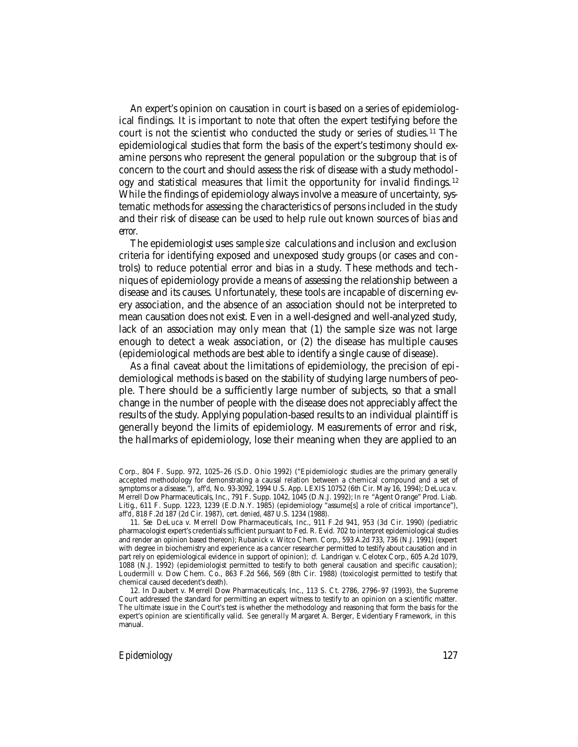An expert's opinion on causation in court is based on a series of epidemiological findings. It is important to note that often the expert testifying before the court is not the scientist who conducted the study or series of studies.[11] The epidemiological studies that form the basis of the expert's testimony should examine persons who represent the general population or the subgroup that is of concern to the court and should assess the risk of disease with a study methodology and statistical measures that limit the opportunity for invalid findings.[12] While the findings of epidemiology always involve a measure of uncertainty, systematic methods for assessing the characteristics of persons included in the study and their risk of disease can be used to help rule out known sources of *bias* and *error.*

The epidemiologist uses *sample size* calculations and inclusion and exclusion criteria for identifying exposed and unexposed study groups (or cases and controls) to reduce potential error and bias in a study. These methods and techniques of epidemiology provide a means of assessing the relationship between a disease and its causes. Unfortunately, these tools are incapable of discerning every association, and the absence of an association should not be interpreted to mean causation does not exist. Even in a well-designed and well-analyzed study, lack of an association may only mean that (1) the sample size was not large enough to detect a weak association, or (2) the disease has multiple causes (epidemiological methods are best able to identify a single cause of disease).

As a final caveat about the limitations of epidemiology, the precision of epidemiological methods is based on the stability of studying large numbers of people. There should be a sufficiently large number of subjects, so that a small change in the number of people with the disease does not appreciably affect the results of the study. Applying population-based results to an individual plaintiff is generally beyond the limits of epidemiology. Measurements of error and risk, the hallmarks of epidemiology, lose their meaning when they are applied to an

---

Corp., 804 F. Supp. 972, 1025–26 (S.D. Ohio 1992) ("Epidemiologic studies are the primary generally accepted methodology for demonstrating a causal relation between a chemical compound and a set of symptoms or a disease."), *aff'd*, No. 93-3092, 1994 U.S. App. LEXIS 10752 (6th Cir. May 16, 1994); DeLuca v. Merrell Dow Pharmaceuticals, Inc., 791 F. Supp. 1042, 1045 (D.N.J. 1992); *In re* "Agent Orange" Prod. Liab. Litig., 611 F. Supp. 1223, 1239 (E.D.N.Y. 1985) (epidemiology "assume[s] a role of critical importance"), *aff'd*, 818 F.2d 187 (2d Cir. 1987), *cert. denied*, 487 U.S. 1234 (1988).

11. *See* DeLuca v. Merrell Dow Pharmaceuticals, Inc., 911 F.2d 941, 953 (3d Cir. 1990) (pediatric pharmacologist expert's credentials sufficient pursuant to Fed. R. Evid. 702 to interpret epidemiological studies and render an opinion based thereon); Rubanick v. Witco Chem. Corp., 593 A.2d 733, 736 (N.J. 1991) (expert with degree in biochemistry and experience as a cancer researcher permitted to testify about causation and in part rely on epidemiological evidence in support of opinion); *cf.* Landrigan v. Celotex Corp., 605 A.2d 1079, 1088 (N.J. 1992) (epidemiologist permitted to testify to both general causation and specific causation); Loudermill v. Dow Chem. Co., 863 F.2d 566, 569 (8th Cir. 1988) (toxicologist permitted to testify that chemical caused decedent's death).

12. In Daubert v. Merrell Dow Pharmaceuticals, Inc., 113 S. Ct. 2786, 2796–97 (1993), the Supreme Court addressed the standard for permitting an expert witness to testify to an opinion on a scientific matter. The ultimate issue in the Court's test is whether the methodology and reasoning that form the basis for the expert's opinion are scientifically valid. *See generally* Margaret A. Berger, Evidentiary Framework, in this manual.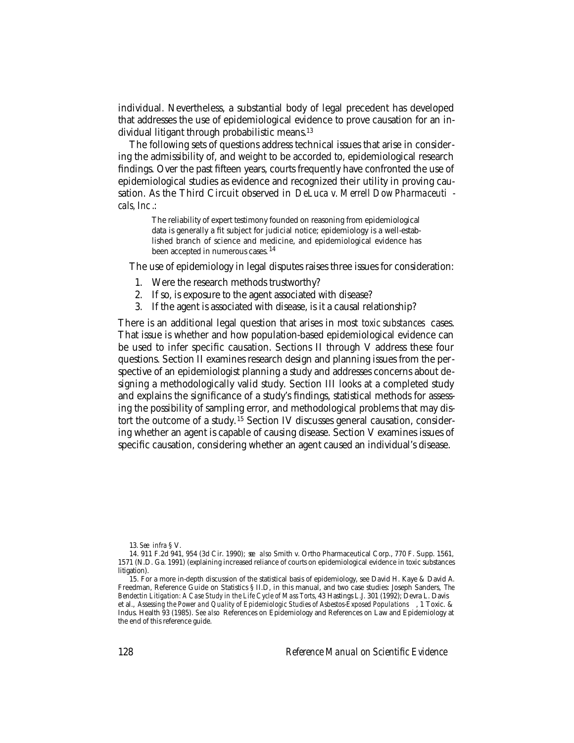individual. Nevertheless, a substantial body of legal precedent has developed that addresses the use of epidemiological evidence to prove causation for an individual litigant through probabilistic means.[13]

The following sets of questions address technical issues that arise in considering the admissibility of, and weight to be accorded to, epidemiological research findings. Over the past fifteen years, courts frequently have confronted the use of epidemiological studies as evidence and recognized their utility in proving causation. As the Third Circuit observed in *DeLuca v. Merrell Dow Pharmaceuticals, Inc.*:

> The reliability of expert testimony founded on reasoning from epidemiological data is generally a fit subject for judicial notice; epidemiology is a well-established branch of science and medicine, and epidemiological evidence has been accepted in numerous cases.[14]

The use of epidemiology in legal disputes raises three issues for consideration:

1. Were the research methods trustworthy?
2. If so, is exposure to the agent associated with disease?
3. If the agent is associated with disease, is it a causal relationship?

There is an additional legal question that arises in most *toxic substances* cases. That issue is whether and how population-based epidemiological evidence can be used to infer specific causation. Sections II through V address these four questions. Section II examines research design and planning issues from the perspective of an epidemiologist planning a study and addresses concerns about designing a methodologically valid study. Section III looks at a completed study and explains the significance of a study's findings, statistical methods for assessing the possibility of sampling error, and methodological problems that may distort the outcome of a study.[15] Section IV discusses general causation, considering whether an agent is capable of causing disease. Section V examines issues of specific causation, considering whether an agent caused an individual's disease.

---

13. *See infra* § V.

14. 911 F.2d 941, 954 (3d Cir. 1990); *see also* Smith v. Ortho Pharmaceutical Corp., 770 F. Supp. 1561, 1571 (N.D. Ga. 1991) (explaining increased reliance of courts on epidemiological evidence in toxic substances litigation).

15. For a more in-depth discussion of the statistical basis of epidemiology, see David H. Kaye & David A. Freedman, Reference Guide on Statistics § II.D, in this manual, and two case studies: Joseph Sanders, *The Bendectin Litigation: A Case Study in the Life Cycle of Mass Torts*, 43 Hastings L.J. 301 (1992); Devra L. Davis et al., *Assessing the Power and Quality of Epidemiologic Studies of Asbestos-Exposed Populations*, 1 Toxic. & Indus. Health 93 (1985). *See also* References on Epidemiology and References on Law and Epidemiology at the end of this reference guide.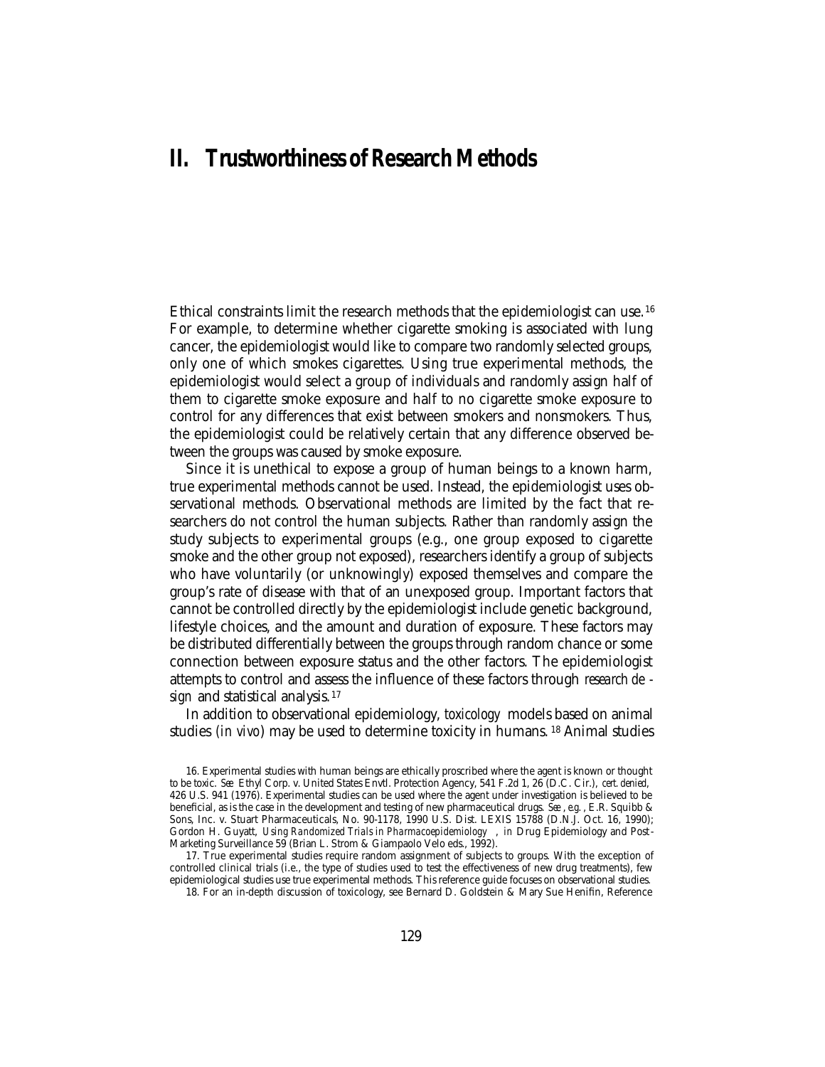# II. Trustworthiness of Research Methods

Ethical constraints limit the research methods that the epidemiologist can use.[16] For example, to determine whether cigarette smoking is associated with lung cancer, the epidemiologist would like to compare two randomly selected groups, only one of which smokes cigarettes. Using true experimental methods, the epidemiologist would select a group of individuals and randomly assign half of them to cigarette smoke exposure and half to no cigarette smoke exposure to control for any differences that exist between smokers and nonsmokers. Thus, the epidemiologist could be relatively certain that any difference observed between the groups was caused by smoke exposure.

Since it is unethical to expose a group of human beings to a known harm, true experimental methods cannot be used. Instead, the epidemiologist uses observational methods. Observational methods are limited by the fact that researchers do not control the human subjects. Rather than randomly assign the study subjects to experimental groups (e.g., one group exposed to cigarette smoke and the other group not exposed), researchers identify a group of subjects who have voluntarily (or unknowingly) exposed themselves and compare the group's rate of disease with that of an unexposed group. Important factors that cannot be controlled directly by the epidemiologist include genetic background, lifestyle choices, and the amount and duration of exposure. These factors may be distributed differentially between the groups through random chance or some connection between exposure status and the other factors. The epidemiologist attempts to control and assess the influence of these factors through *research design* and statistical analysis.[17]

In addition to observational epidemiology, *toxicology* models based on animal studies (*in vivo*) may be used to determine toxicity in humans.[18] Animal studies

16. Experimental studies with human beings are ethically proscribed where the agent is known or thought to be toxic. *See* Ethyl Corp. v. United States Envtl. Protection Agency, 541 F.2d 1, 26 (D.C. Cir.), *cert. denied*, 426 U.S. 941 (1976). Experimental studies can be used where the agent under investigation is believed to be beneficial, as is the case in the development and testing of new pharmaceutical drugs. *See, e.g.*, E.R. Squibb & Sons, Inc. v. Stuart Pharmaceuticals, No. 90-1178, 1990 U.S. Dist. LEXIS 15788 (D.N.J. Oct. 16, 1990); Gordon H. Guyatt, *Using Randomized Trials in Pharmacoepidemiology*, *in* Drug Epidemiology and Post-Marketing Surveillance 59 (Brian L. Strom & Giampaolo Velo eds., 1992).

17. True experimental studies require random assignment of subjects to groups. With the exception of controlled clinical trials (i.e., the type of studies used to test the effectiveness of new drug treatments), few epidemiological studies use true experimental methods. This reference guide focuses on observational studies.

18. For an in-depth discussion of toxicology, see Bernard D. Goldstein & Mary Sue Henifin, Reference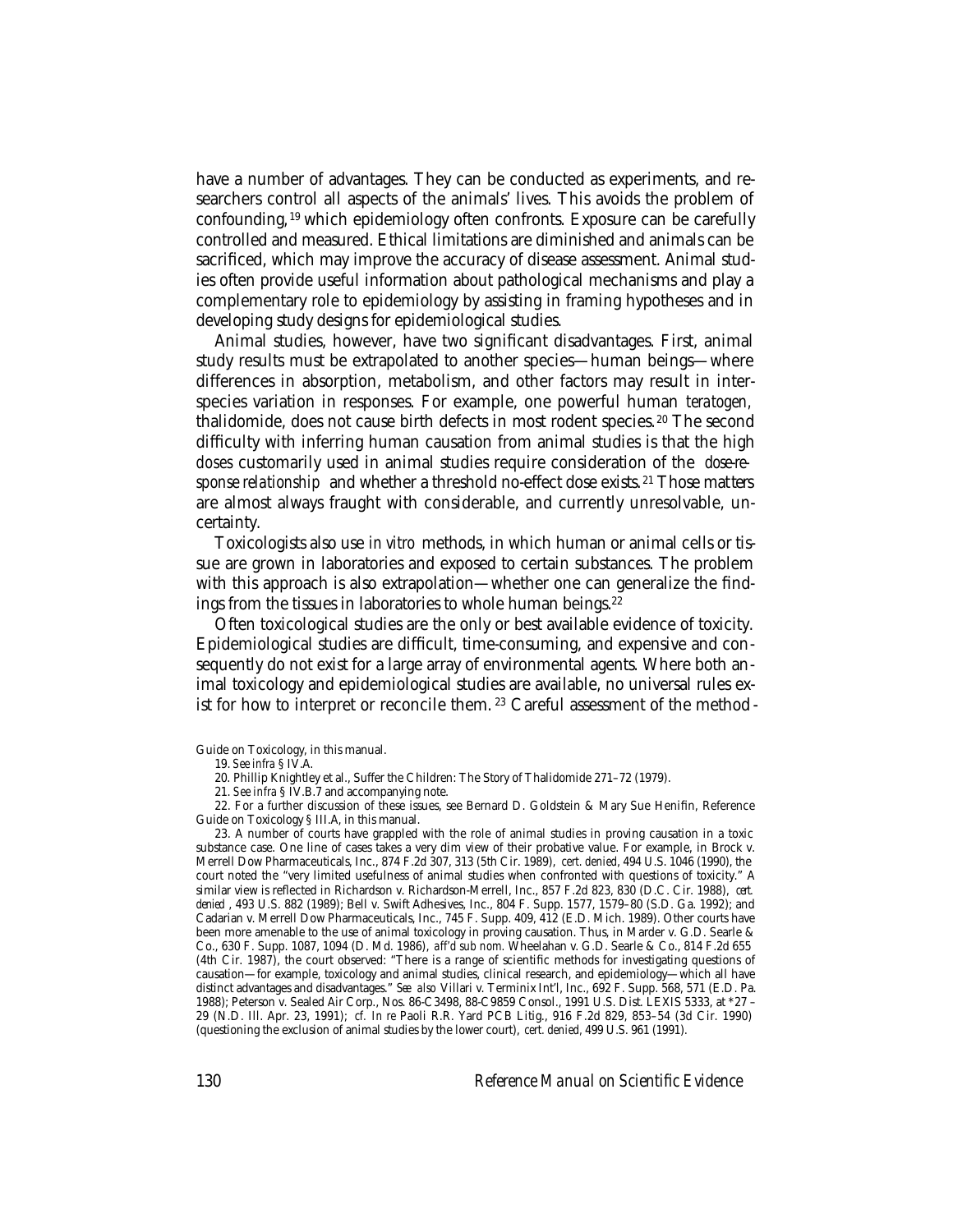have a number of advantages. They can be conducted as experiments, and researchers control all aspects of the animals' lives. This avoids the problem of confounding,[19] which epidemiology often confronts. Exposure can be carefully controlled and measured. Ethical limitations are diminished and animals can be sacrificed, which may improve the accuracy of disease assessment. Animal studies often provide useful information about pathological mechanisms and play a complementary role to epidemiology by assisting in framing hypotheses and in developing study designs for epidemiological studies.

Animal studies, however, have two significant disadvantages. First, animal study results must be extrapolated to another species—human beings—where differences in absorption, metabolism, and other factors may result in interspecies variation in responses. For example, one powerful human *teratogen*, thalidomide, does not cause birth defects in most rodent species.[20] The second difficulty with inferring human causation from animal studies is that the high *doses* customarily used in animal studies require consideration of the *dose-response relationship* and whether a threshold no-effect dose exists.[21] Those matters are almost always fraught with considerable, and currently unresolvable, uncertainty.

Toxicologists also use *in vitro* methods, in which human or animal cells or tissue are grown in laboratories and exposed to certain substances. The problem with this approach is also extrapolation—whether one can generalize the findings from the tissues in laboratories to whole human beings.[22]

Often toxicological studies are the only or best available evidence of toxicity. Epidemiological studies are difficult, time-consuming, and expensive and consequently do not exist for a large array of environmental agents. Where both animal toxicology and epidemiological studies are available, no universal rules exist for how to interpret or reconcile them.[23] Careful assessment of the method-

---

Guide on Toxicology, in this manual.

19. *See infra* § IV.A.

20. Phillip Knightley et al., Suffer the Children: The Story of Thalidomide 271–72 (1979).

21. *See infra* § IV.B.7 and accompanying note.

22. For a further discussion of these issues, see Bernard D. Goldstein & Mary Sue Henifin, Reference Guide on Toxicology § III.A, in this manual.

23. A number of courts have grappled with the role of animal studies in proving causation in a toxic substance case. One line of cases takes a very dim view of their probative value. For example, in Brock v. Merrell Dow Pharmaceuticals, Inc., 874 F.2d 307, 313 (5th Cir. 1989), *cert. denied*, 494 U.S. 1046 (1990), the court noted the "very limited usefulness of animal studies when confronted with questions of toxicity." A similar view is reflected in Richardson v. Richardson-Merrell, Inc., 857 F.2d 823, 830 (D.C. Cir. 1988), *cert. denied*, 493 U.S. 882 (1989); Bell v. Swift Adhesives, Inc., 804 F. Supp. 1577, 1579–80 (S.D. Ga. 1992); and Cadarian v. Merrell Dow Pharmaceuticals, Inc., 745 F. Supp. 409, 412 (E.D. Mich. 1989). Other courts have been more amenable to the use of animal toxicology in proving causation. Thus, in Marder v. G.D. Searle & Co., 630 F. Supp. 1087, 1094 (D. Md. 1986), *aff'd sub nom.* Wheelahan v. G.D. Searle & Co., 814 F.2d 655 (4th Cir. 1987), the court observed: "There is a range of scientific methods for investigating questions of causation—for example, toxicology and animal studies, clinical research, and epidemiology—which all have distinct advantages and disadvantages." *See also* Villari v. Terminix Int'l, Inc., 692 F. Supp. 568, 571 (E.D. Pa. 1988); Peterson v. Sealed Air Corp., Nos. 86-C3498, 88-C9859 Consol., 1991 U.S. Dist. LEXIS 5333, at *27–29 (N.D. Ill. Apr. 23, 1991); *cf. In re* Paoli R.R. Yard PCB Litig., 916 F.2d 829, 853–54 (3d Cir. 1990) (questioning the exclusion of animal studies by the lower court), *cert. denied*, 499 U.S. 961 (1991).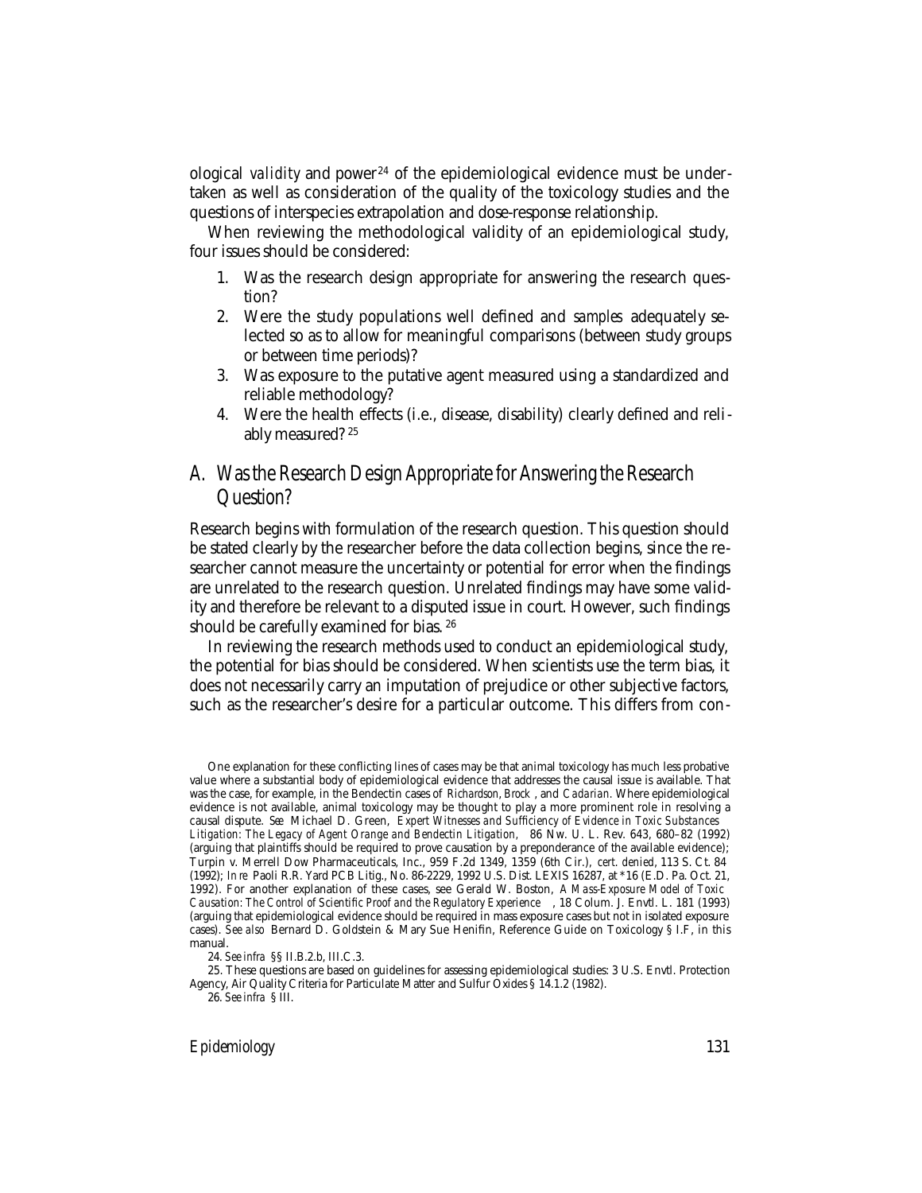ological *validity* and power[24] of the epidemiological evidence must be undertaken as well as consideration of the quality of the toxicology studies and the questions of interspecies extrapolation and dose-response relationship.

When reviewing the methodological validity of an epidemiological study, four issues should be considered:

1. Was the research design appropriate for answering the research question?
2. Were the study populations well defined and *samples* adequately selected so as to allow for meaningful comparisons (between study groups or between time periods)?
3. Was exposure to the putative agent measured using a standardized and reliable methodology?
4. Were the health effects (i.e., disease, disability) clearly defined and reliably measured?[25]

## A. Was the Research Design Appropriate for Answering the Research Question?

Research begins with formulation of the research question. This question should be stated clearly by the researcher before the data collection begins, since the researcher cannot measure the uncertainty or potential for error when the findings are unrelated to the research question. Unrelated findings may have some validity and therefore be relevant to a disputed issue in court. However, such findings should be carefully examined for bias.[26]

In reviewing the research methods used to conduct an epidemiological study, the potential for bias should be considered. When scientists use the term bias, it does not necessarily carry an imputation of prejudice or other subjective factors, such as the researcher's desire for a particular outcome. This differs from con-

---

One explanation for these conflicting lines of cases may be that animal toxicology has much less probative value where a substantial body of epidemiological evidence that addresses the causal issue is available. That was the case, for example, in the Bendectin cases of *Richardson*, *Brock*, and *Cadarian*. Where epidemiological evidence is not available, animal toxicology may be thought to play a more prominent role in resolving a causal dispute. *See* Michael D. Green, *Expert Witnesses and Sufficiency of Evidence in Toxic Substances Litigation: The Legacy of Agent Orange and Bendectin Litigation*, 86 Nw. U. L. Rev. 643, 680–82 (1992) (arguing that plaintiffs should be required to prove causation by a preponderance of the available evidence); Turpin v. Merrell Dow Pharmaceuticals, Inc., 959 F.2d 1349, 1359 (6th Cir.), *cert. denied*, 113 S. Ct. 84 (1992); *In re* Paoli R.R. Yard PCB Litig., No. 86-2229, 1992 U.S. Dist. LEXIS 16287, at *16 (E.D. Pa. Oct. 21, 1992). For another explanation of these cases, see Gerald W. Boston, *A Mass-Exposure Model of Toxic Causation: The Control of Scientific Proof and the Regulatory Experience*, 18 Colum. J. Envtl. L. 181 (1993) (arguing that epidemiological evidence should be required in mass exposure cases but not in isolated exposure cases). *See also* Bernard D. Goldstein & Mary Sue Henifin, Reference Guide on Toxicology § I.F, in this manual.

24. *See infra* §§ II.B.2.b, III.C.3.

25. These questions are based on guidelines for assessing epidemiological studies: 3 U.S. Envtl. Protection Agency, Air Quality Criteria for Particulate Matter and Sulfur Oxides § 14.1.2 (1982).

26. *See infra* § III.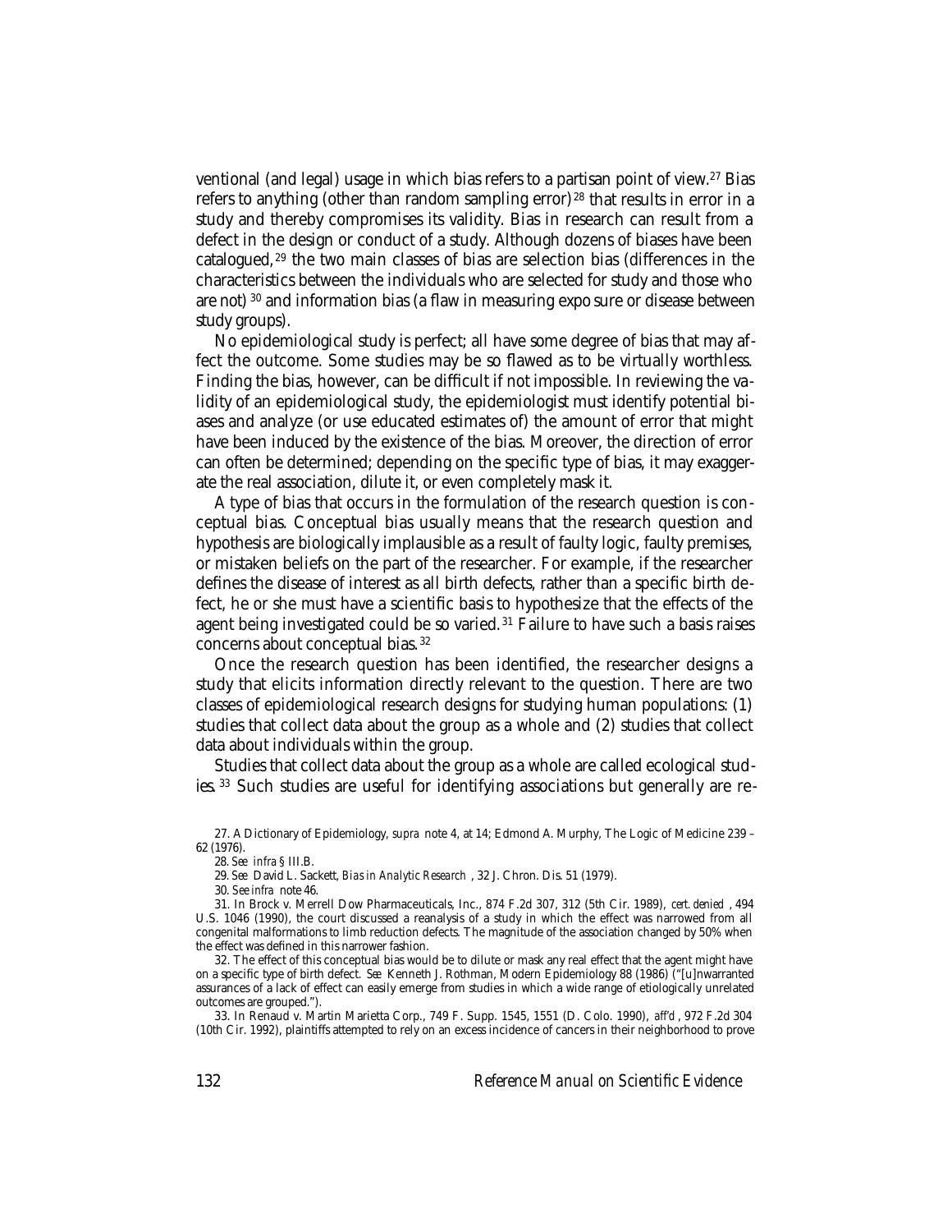ventional (and legal) usage in which bias refers to a partisan point of view.[27] Bias refers to anything (other than random sampling error)[28] that results in error in a study and thereby compromises its validity. Bias in research can result from a defect in the design or conduct of a study. Although dozens of biases have been catalogued,[29] the two main classes of bias are selection bias (differences in the characteristics between the individuals who are selected for study and those who are not)[30] and information bias (a flaw in measuring expo sure or disease between study groups).

No epidemiological study is perfect; all have some degree of bias that may affect the outcome. Some studies may be so flawed as to be virtually worthless. Finding the bias, however, can be difficult if not impossible. In reviewing the validity of an epidemiological study, the epidemiologist must identify potential biases and analyze (or use educated estimates of) the amount of error that might have been induced by the existence of the bias. Moreover, the direction of error can often be determined; depending on the specific type of bias, it may exaggerate the real association, dilute it, or even completely mask it.

A type of bias that occurs in the formulation of the research question is conceptual bias. Conceptual bias usually means that the research question and hypothesis are biologically implausible as a result of faulty logic, faulty premises, or mistaken beliefs on the part of the researcher. For example, if the researcher defines the disease of interest as all birth defects, rather than a specific birth defect, he or she must have a scientific basis to hypothesize that the effects of the agent being investigated could be so varied.[31] Failure to have such a basis raises concerns about conceptual bias.[32]

Once the research question has been identified, the researcher designs a study that elicits information directly relevant to the question. There are two classes of epidemiological research designs for studying human populations: (1) studies that collect data about the group as a whole and (2) studies that collect data about individuals within the group.

Studies that collect data about the group as a whole are called ecological studies.[33] Such studies are useful for identifying associations but generally are re-

27. A Dictionary of Epidemiology, *supra* note 4, at 14; Edmond A. Murphy, The Logic of Medicine 239–62 (1976).

28. *See infra* § III.B.

29. *See* David L. Sackett, *Bias in Analytic Research*, 32 J. Chron. Dis. 51 (1979).

30. *See infra* note 46.

31. In Brock v. Merrell Dow Pharmaceuticals, Inc., 874 F.2d 307, 312 (5th Cir. 1989), *cert. denied*, 494 U.S. 1046 (1990), the court discussed a reanalysis of a study in which the effect was narrowed from all congenital malformations to limb reduction defects. The magnitude of the association changed by 50% when the effect was defined in this narrower fashion.

32. The effect of this conceptual bias would be to dilute or mask any real effect that the agent might have on a specific type of birth defect. *See* Kenneth J. Rothman, Modern Epidemiology 88 (1986) ("[u]nwarranted assurances of a lack of effect can easily emerge from studies in which a wide range of etiologically unrelated outcomes are grouped.").

33. In Renaud v. Martin Marietta Corp., 749 F. Supp. 1545, 1551 (D. Colo. 1990), *aff'd*, 972 F.2d 304 (10th Cir. 1992), plaintiffs attempted to rely on an excess incidence of cancers in their neighborhood to prove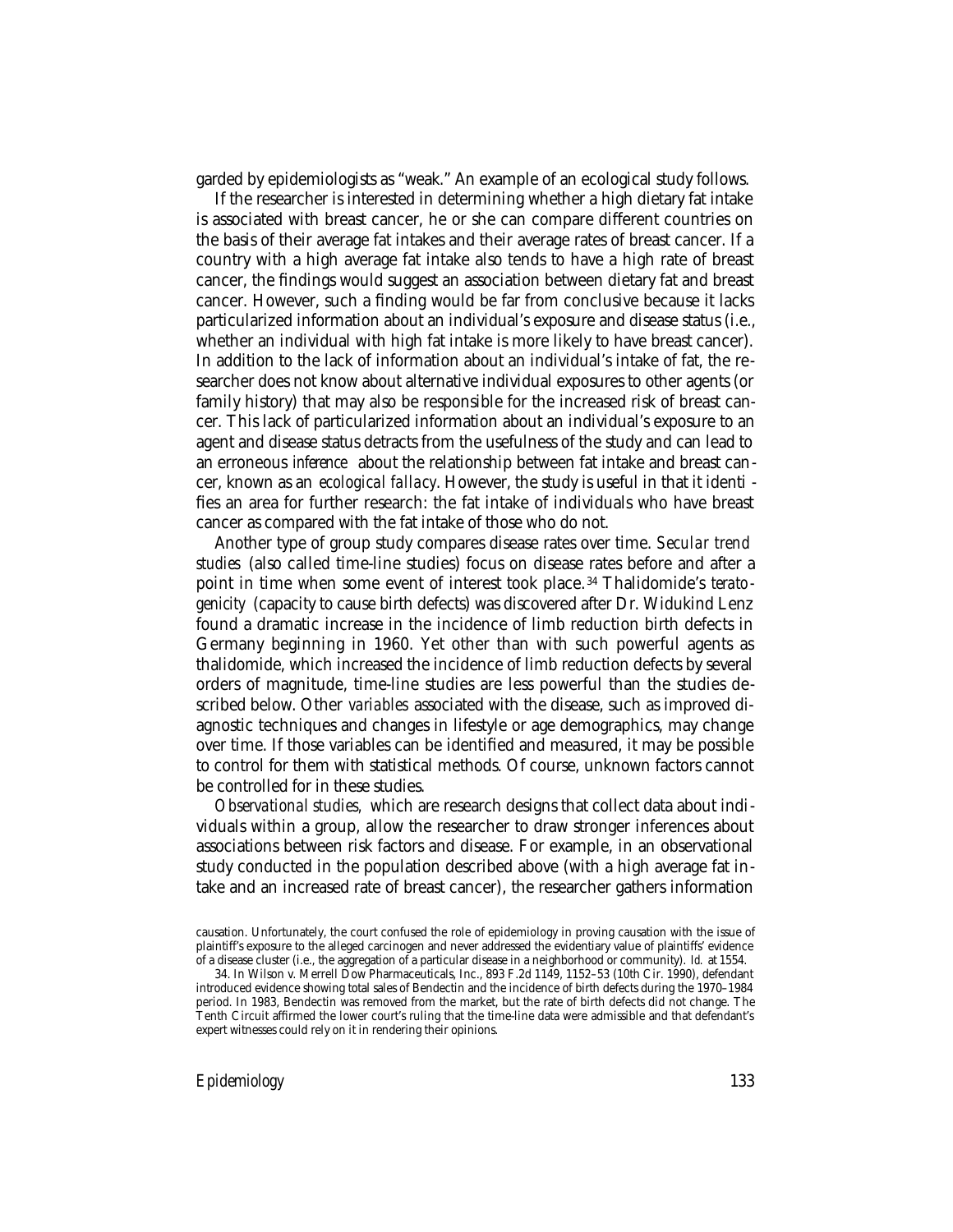garded by epidemiologists as "weak." An example of an ecological study follows.

If the researcher is interested in determining whether a high dietary fat intake is associated with breast cancer, he or she can compare different countries on the basis of their average fat intakes and their average rates of breast cancer. If a country with a high average fat intake also tends to have a high rate of breast cancer, the findings would suggest an association between dietary fat and breast cancer. However, such a finding would be far from conclusive because it lacks particularized information about an individual's exposure and disease status (i.e., whether an individual with high fat intake is more likely to have breast cancer). In addition to the lack of information about an individual's intake of fat, the researcher does not know about alternative individual exposures to other agents (or family history) that may also be responsible for the increased risk of breast cancer. This lack of particularized information about an individual's exposure to an agent and disease status detracts from the usefulness of the study and can lead to an erroneous *inference* about the relationship between fat intake and breast cancer, known as an *ecological fallacy*. However, the study is useful in that it identifies an area for further research: the fat intake of individuals who have breast cancer as compared with the fat intake of those who do not.

Another type of group study compares disease rates over time. *Secular trend studies* (also called time-line studies) focus on disease rates before and after a point in time when some event of interest took place.[34] Thalidomide's *teratogenicity* (capacity to cause birth defects) was discovered after Dr. Widukind Lenz found a dramatic increase in the incidence of limb reduction birth defects in Germany beginning in 1960. Yet other than with such powerful agents as thalidomide, which increased the incidence of limb reduction defects by several orders of magnitude, time-line studies are less powerful than the studies described below. Other *variables* associated with the disease, such as improved diagnostic techniques and changes in lifestyle or age demographics, may change over time. If those variables can be identified and measured, it may be possible to control for them with statistical methods. Of course, unknown factors cannot be controlled for in these studies.

*Observational studies,* which are research designs that collect data about individuals within a group, allow the researcher to draw stronger inferences about associations between risk factors and disease. For example, in an observational study conducted in the population described above (with a high average fat intake and an increased rate of breast cancer), the researcher gathers information

causation. Unfortunately, the court confused the role of epidemiology in proving causation with the issue of plaintiff's exposure to the alleged carcinogen and never addressed the evidentiary value of plaintiffs' evidence of a disease cluster (i.e., the aggregation of a particular disease in a neighborhood or community). *Id.* at 1554.

34. In Wilson v. Merrell Dow Pharmaceuticals, Inc., 893 F.2d 1149, 1152–53 (10th Cir. 1990), defendant introduced evidence showing total sales of Bendectin and the incidence of birth defects during the 1970–1984 period. In 1983, Bendectin was removed from the market, but the rate of birth defects did not change. The Tenth Circuit affirmed the lower court's ruling that the time-line data were admissible and that defendant's expert witnesses could rely on it in rendering their opinions.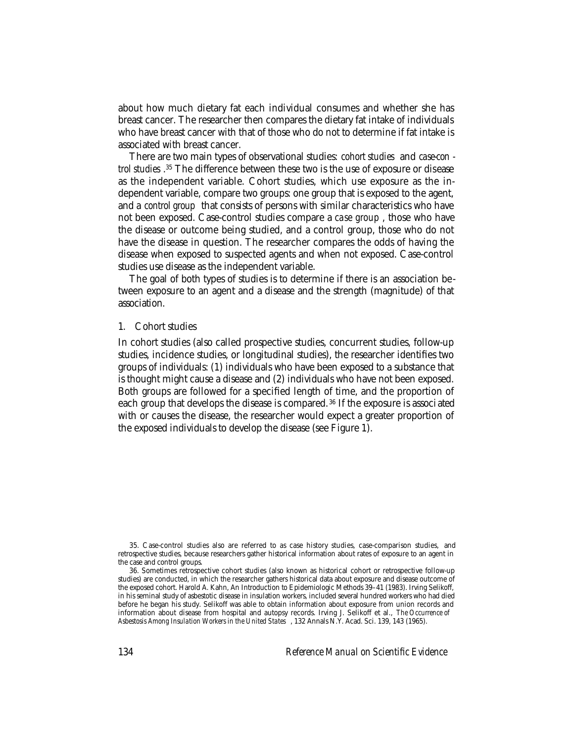about how much dietary fat each individual consumes and whether she has breast cancer. The researcher then compares the dietary fat intake of individuals who have breast cancer with that of those who do not to determine if fat intake is associated with breast cancer.

There are two main types of observational studies: *cohort studies* and *case-control studies*.[35] The difference between these two is the use of exposure or disease as the independent variable. Cohort studies, which use exposure as the independent variable, compare two groups: one group that is exposed to the agent, and a *control group* that consists of persons with similar characteristics who have not been exposed. Case-control studies compare a *case group*, those who have the disease or outcome being studied, and a control group, those who do not have the disease in question. The researcher compares the odds of having the disease when exposed to suspected agents and when not exposed. Case-control studies use disease as the independent variable.

The goal of both types of studies is to determine if there is an association between exposure to an agent and a disease and the strength (magnitude) of that association.

### 1. Cohort studies

In cohort studies (also called prospective studies, concurrent studies, follow-up studies, incidence studies, or longitudinal studies), the researcher identifies two groups of individuals: (1) individuals who have been exposed to a substance that is thought might cause a disease and (2) individuals who have not been exposed. Both groups are followed for a specified length of time, and the proportion of each group that develops the disease is compared.[36] If the exposure is associated with or causes the disease, the researcher would expect a greater proportion of the exposed individuals to develop the disease (see Figure 1).

---

35. Case-control studies also are referred to as case history studies, case-comparison studies, and retrospective studies, because researchers gather historical information about rates of exposure to an agent in the case and control groups.

36. Sometimes retrospective cohort studies (also known as historical cohort or retrospective follow-up studies) are conducted, in which the researcher gathers historical data about exposure and disease outcome of the exposed cohort. Harold A. Kahn, An Introduction to Epidemiologic Methods 39–41 (1983). Irving Selikoff, in his seminal study of asbestotic disease in insulation workers, included several hundred workers who had died before he began his study. Selikoff was able to obtain information about exposure from union records and information about disease from hospital and autopsy records. Irving J. Selikoff et al., *The Occurrence of Asbestosis Among Insulation Workers in the United States*, 132 Annals N.Y. Acad. Sci. 139, 143 (1965).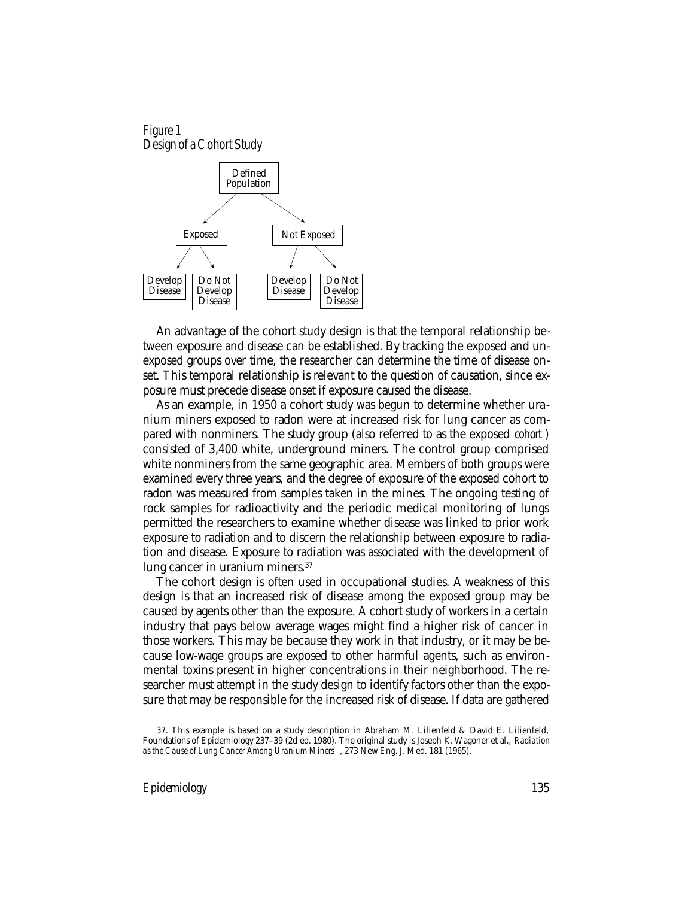Figure 1
Design of a Cohort Study

Defined Population → Exposed / Not Exposed

Exposed → Develop Disease / Do Not Develop Disease

Not Exposed → Develop Disease / Do Not Develop Disease

An advantage of the cohort study design is that the temporal relationship between exposure and disease can be established. By tracking the exposed and unexposed groups over time, the researcher can determine the time of disease onset. This temporal relationship is relevant to the question of causation, since exposure must precede disease onset if exposure caused the disease.

As an example, in 1950 a cohort study was begun to determine whether uranium miners exposed to radon were at increased risk for lung cancer as compared with nonminers. The study group (also referred to as the exposed *cohort*) consisted of 3,400 white, underground miners. The control group comprised white nonminers from the same geographic area. Members of both groups were examined every three years, and the degree of exposure of the exposed cohort to radon was measured from samples taken in the mines. The ongoing testing of rock samples for radioactivity and the periodic medical monitoring of lungs permitted the researchers to examine whether disease was linked to prior work exposure to radiation and to discern the relationship between exposure to radiation and disease. Exposure to radiation was associated with the development of lung cancer in uranium miners.[37]

The cohort design is often used in occupational studies. A weakness of this design is that an increased risk of disease among the exposed group may be caused by agents other than the exposure. A cohort study of workers in a certain industry that pays below average wages might find a higher risk of cancer in those workers. This may be because they work in that industry, or it may be because low-wage groups are exposed to other harmful agents, such as environmental toxins present in higher concentrations in their neighborhood. The researcher must attempt in the study design to identify factors other than the exposure that may be responsible for the increased risk of disease. If data are gathered

37. This example is based on a study description in Abraham M. Lilienfeld & David E. Lilienfeld, Foundations of Epidemiology 237–39 (2d ed. 1980). The original study is Joseph K. Wagoner et al., *Radiation as the Cause of Lung Cancer Among Uranium Miners*, 273 New Eng. J. Med. 181 (1965).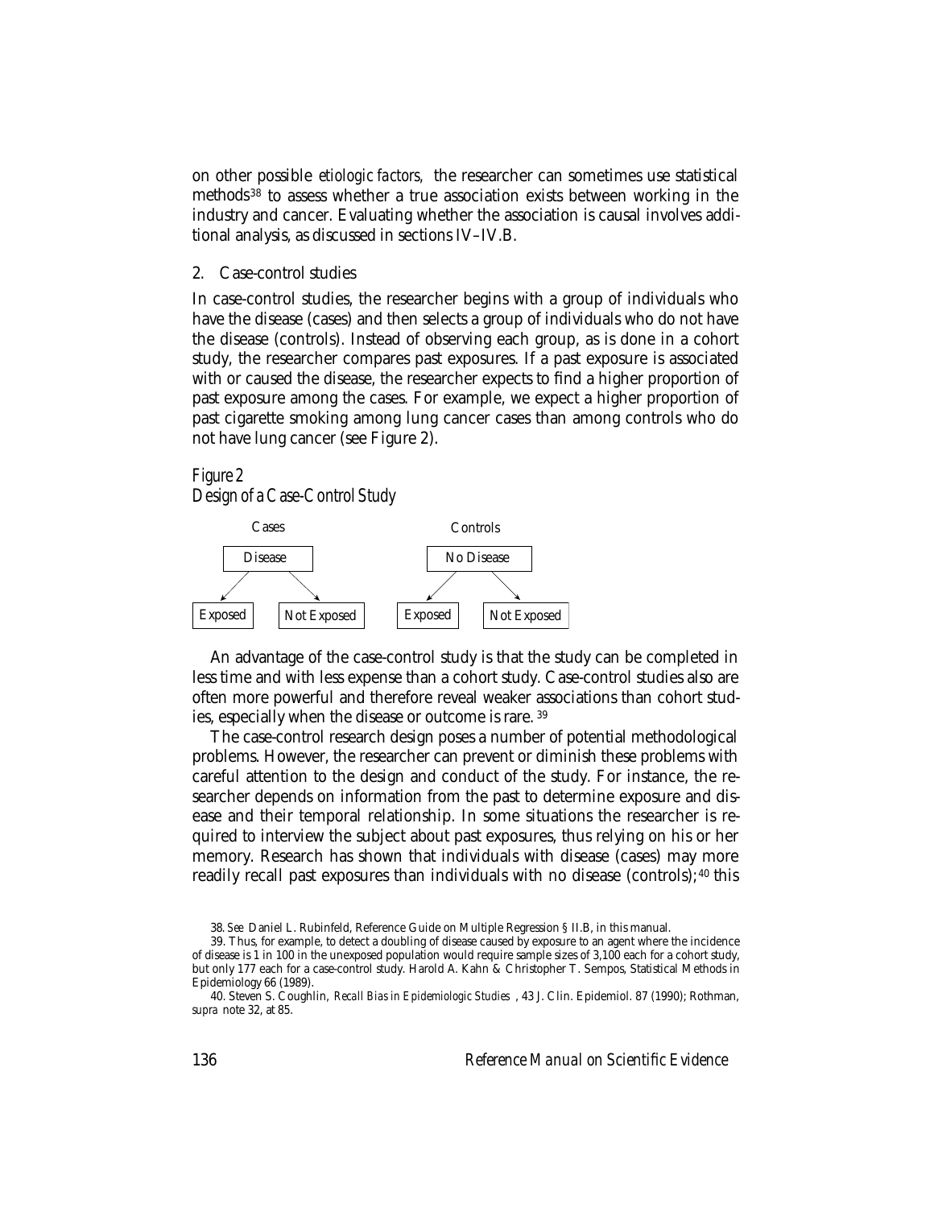on other possible *etiologic factors,* the researcher can sometimes use statistical methods[38] to assess whether a true association exists between working in the industry and cancer. Evaluating whether the association is causal involves additional analysis, as discussed in sections IV–IV.B.

### 2. Case-control studies

In case-control studies, the researcher begins with a group of individuals who have the disease (cases) and then selects a group of individuals who do not have the disease (controls). Instead of observing each group, as is done in a cohort study, the researcher compares past exposures. If a past exposure is associated with or caused the disease, the researcher expects to find a higher proportion of past exposure among the cases. For example, we expect a higher proportion of past cigarette smoking among lung cancer cases than among controls who do not have lung cancer (see Figure 2).

*Figure 2*
*Design of a Case-Control Study*

Cases — Disease → Exposed / Not Exposed

Controls — No Disease → Exposed / Not Exposed

An advantage of the case-control study is that the study can be completed in less time and with less expense than a cohort study. Case-control studies also are often more powerful and therefore reveal weaker associations than cohort studies, especially when the disease or outcome is rare.[39]

The case-control research design poses a number of potential methodological problems. However, the researcher can prevent or diminish these problems with careful attention to the design and conduct of the study. For instance, the researcher depends on information from the past to determine exposure and disease and their temporal relationship. In some situations the researcher is required to interview the subject about past exposures, thus relying on his or her memory. Research has shown that individuals with disease (cases) may more readily recall past exposures than individuals with no disease (controls);[40] this

---

38. *See* Daniel L. Rubinfeld, Reference Guide on Multiple Regression § II.B, in this manual.

39. Thus, for example, to detect a doubling of disease caused by exposure to an agent where the incidence of disease is 1 in 100 in the unexposed population would require sample sizes of 3,100 each for a cohort study, but only 177 each for a case-control study. Harold A. Kahn & Christopher T. Sempos, Statistical Methods in Epidemiology 66 (1989).

40. Steven S. Coughlin, *Recall Bias in Epidemiologic Studies*, 43 J. Clin. Epidemiol. 87 (1990); Rothman, *supra* note 32, at 85.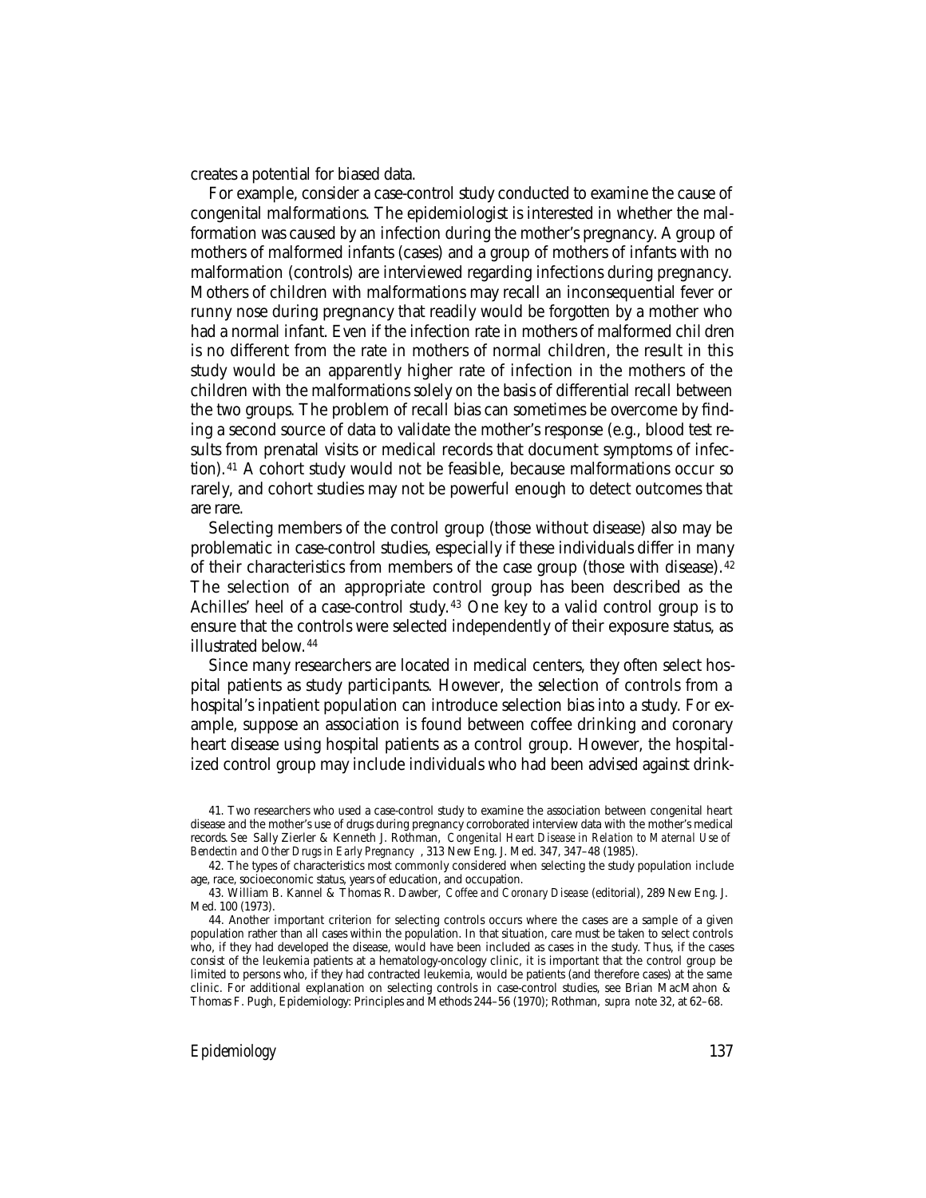creates a potential for biased data.

For example, consider a case-control study conducted to examine the cause of congenital malformations. The epidemiologist is interested in whether the malformation was caused by an infection during the mother's pregnancy. A group of mothers of malformed infants (cases) and a group of mothers of infants with no malformation (controls) are interviewed regarding infections during pregnancy. Mothers of children with malformations may recall an inconsequential fever or runny nose during pregnancy that readily would be forgotten by a mother who had a normal infant. Even if the infection rate in mothers of malformed children is no different from the rate in mothers of normal children, the result in this study would be an apparently higher rate of infection in the mothers of the children with the malformations solely on the basis of differential recall between the two groups. The problem of recall bias can sometimes be overcome by finding a second source of data to validate the mother's response (e.g., blood test results from prenatal visits or medical records that document symptoms of infection).[41] A cohort study would not be feasible, because malformations occur so rarely, and cohort studies may not be powerful enough to detect outcomes that are rare.

Selecting members of the control group (those without disease) also may be problematic in case-control studies, especially if these individuals differ in many of their characteristics from members of the case group (those with disease).[42] The selection of an appropriate control group has been described as the Achilles' heel of a case-control study.[43] One key to a valid control group is to ensure that the controls were selected independently of their exposure status, as illustrated below.[44]

Since many researchers are located in medical centers, they often select hospital patients as study participants. However, the selection of controls from a hospital's inpatient population can introduce selection bias into a study. For example, suppose an association is found between coffee drinking and coronary heart disease using hospital patients as a control group. However, the hospitalized control group may include individuals who had been advised against drink-

41. Two researchers who used a case-control study to examine the association between congenital heart disease and the mother's use of drugs during pregnancy corroborated interview data with the mother's medical records. *See* Sally Zierler & Kenneth J. Rothman, *Congenital Heart Disease in Relation to Maternal Use of Bendectin and Other Drugs in Early Pregnancy*, 313 New Eng. J. Med. 347, 347–48 (1985).

42. The types of characteristics most commonly considered when selecting the study population include age, race, socioeconomic status, years of education, and occupation.

43. William B. Kannel & Thomas R. Dawber, *Coffee and Coronary Disease* (editorial), 289 New Eng. J. Med. 100 (1973).

44. Another important criterion for selecting controls occurs where the cases are a sample of a given population rather than all cases within the population. In that situation, care must be taken to select controls who, if they had developed the disease, would have been included as cases in the study. Thus, if the cases consist of the leukemia patients at a hematology-oncology clinic, it is important that the control group be limited to persons who, if they had contracted leukemia, would be patients (and therefore cases) at the same clinic. For additional explanation on selecting controls in case-control studies, see Brian MacMahon & Thomas F. Pugh, Epidemiology: Principles and Methods 244–56 (1970); Rothman, *supra* note 32, at 62–68.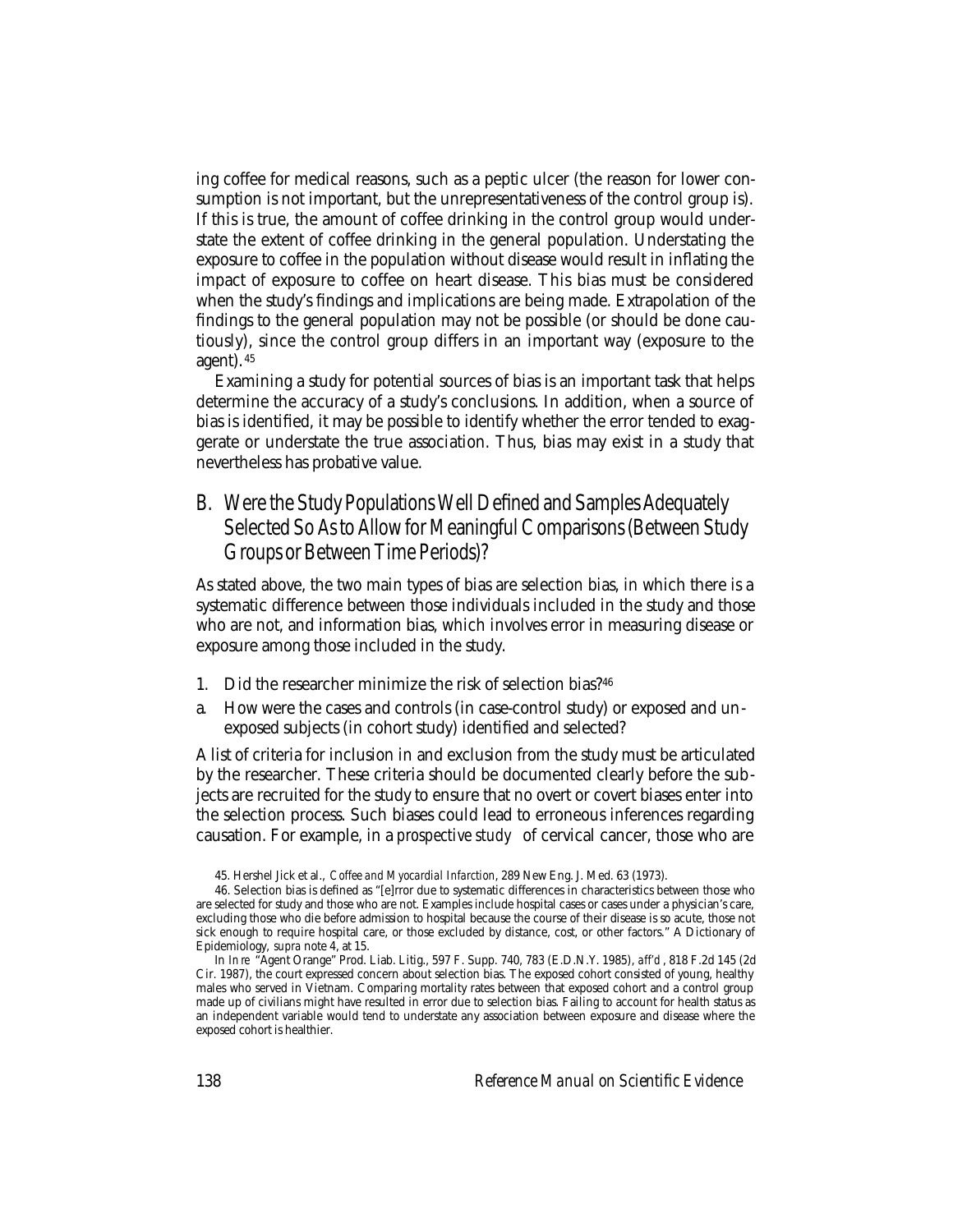ing coffee for medical reasons, such as a peptic ulcer (the reason for lower consumption is not important, but the unrepresentativeness of the control group is). If this is true, the amount of coffee drinking in the control group would understate the extent of coffee drinking in the general population. Understating the exposure to coffee in the population without disease would result in inflating the impact of exposure to coffee on heart disease. This bias must be considered when the study's findings and implications are being made. Extrapolation of the findings to the general population may not be possible (or should be done cautiously), since the control group differs in an important way (exposure to the agent).[45]

Examining a study for potential sources of bias is an important task that helps determine the accuracy of a study's conclusions. In addition, when a source of bias is identified, it may be possible to identify whether the error tended to exaggerate or understate the true association. Thus, bias may exist in a study that nevertheless has probative value.

## B. Were the Study Populations Well Defined and Samples Adequately Selected So As to Allow for Meaningful Comparisons (Between Study Groups or Between Time Periods)?

As stated above, the two main types of bias are selection bias, in which there is a systematic difference between those individuals included in the study and those who are not, and information bias, which involves error in measuring disease or exposure among those included in the study.

1. Did the researcher minimize the risk of selection bias?[46]

a. How were the cases and controls (in case-control study) or exposed and unexposed subjects (in cohort study) identified and selected?

A list of criteria for inclusion in and exclusion from the study must be articulated by the researcher. These criteria should be documented clearly before the subjects are recruited for the study to ensure that no overt or covert biases enter into the selection process. Such biases could lead to erroneous inferences regarding causation. For example, in a *prospective study* of cervical cancer, those who are

45. Hershel Jick et al., *Coffee and Myocardial Infarction*, 289 New Eng. J. Med. 63 (1973).

46. Selection bias is defined as "[e]rror due to systematic differences in characteristics between those who are selected for study and those who are not. Examples include hospital cases or cases under a physician's care, excluding those who die before admission to hospital because the course of their disease is so acute, those not sick enough to require hospital care, or those excluded by distance, cost, or other factors." A Dictionary of Epidemiology, *supra* note 4, at 15.

In *In re* "Agent Orange" Prod. Liab. Litig., 597 F. Supp. 740, 783 (E.D.N.Y. 1985), *aff'd*, 818 F.2d 145 (2d Cir. 1987), the court expressed concern about selection bias. The exposed cohort consisted of young, healthy males who served in Vietnam. Comparing mortality rates between that exposed cohort and a control group made up of civilians might have resulted in error due to selection bias. Failing to account for health status as an independent variable would tend to understate any association between exposure and disease where the exposed cohort is healthier.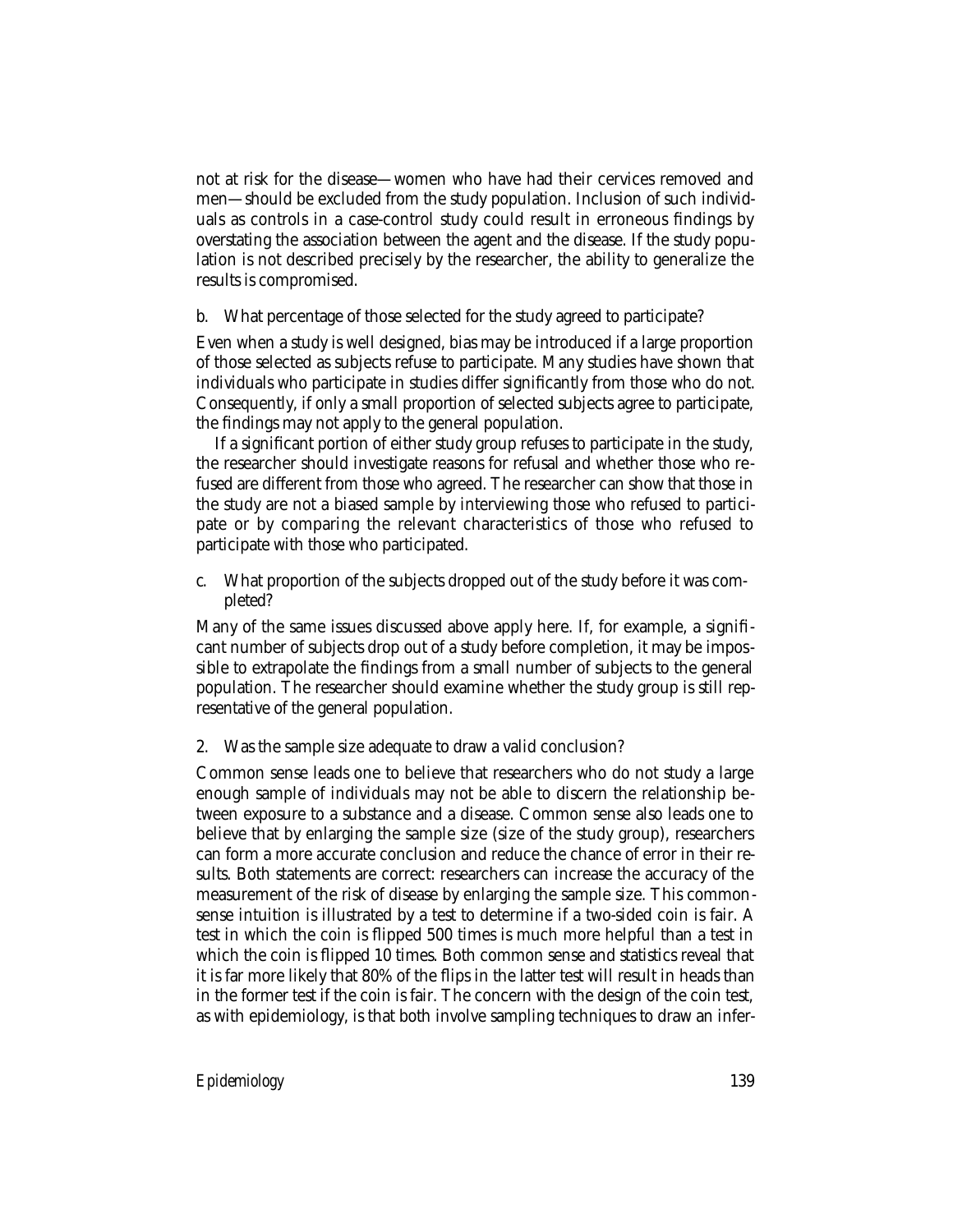not at risk for the disease—women who have had their cervices removed and men—should be excluded from the study population. Inclusion of such individuals as controls in a case-control study could result in erroneous findings by overstating the association between the agent and the disease. If the study population is not described precisely by the researcher, the ability to generalize the results is compromised.

b. What percentage of those selected for the study agreed to participate?

Even when a study is well designed, bias may be introduced if a large proportion of those selected as subjects refuse to participate. Many studies have shown that individuals who participate in studies differ significantly from those who do not. Consequently, if only a small proportion of selected subjects agree to participate, the findings may not apply to the general population.

If a significant portion of either study group refuses to participate in the study, the researcher should investigate reasons for refusal and whether those who refused are different from those who agreed. The researcher can show that those in the study are not a biased sample by interviewing those who refused to participate or by comparing the relevant characteristics of those who refused to participate with those who participated.

c. What proportion of the subjects dropped out of the study before it was completed?

Many of the same issues discussed above apply here. If, for example, a significant number of subjects drop out of a study before completion, it may be impossible to extrapolate the findings from a small number of subjects to the general population. The researcher should examine whether the study group is still representative of the general population.

2. Was the sample size adequate to draw a valid conclusion?

Common sense leads one to believe that researchers who do not study a large enough sample of individuals may not be able to discern the relationship between exposure to a substance and a disease. Common sense also leads one to believe that by enlarging the sample size (size of the study group), researchers can form a more accurate conclusion and reduce the chance of error in their results. Both statements are correct: researchers can increase the accuracy of the measurement of the risk of disease by enlarging the sample size. This common-sense intuition is illustrated by a test to determine if a two-sided coin is fair. A test in which the coin is flipped 500 times is much more helpful than a test in which the coin is flipped 10 times. Both common sense and statistics reveal that it is far more likely that 80% of the flips in the latter test will result in heads than in the former test if the coin is fair. The concern with the design of the coin test, as with epidemiology, is that both involve sampling techniques to draw an infer-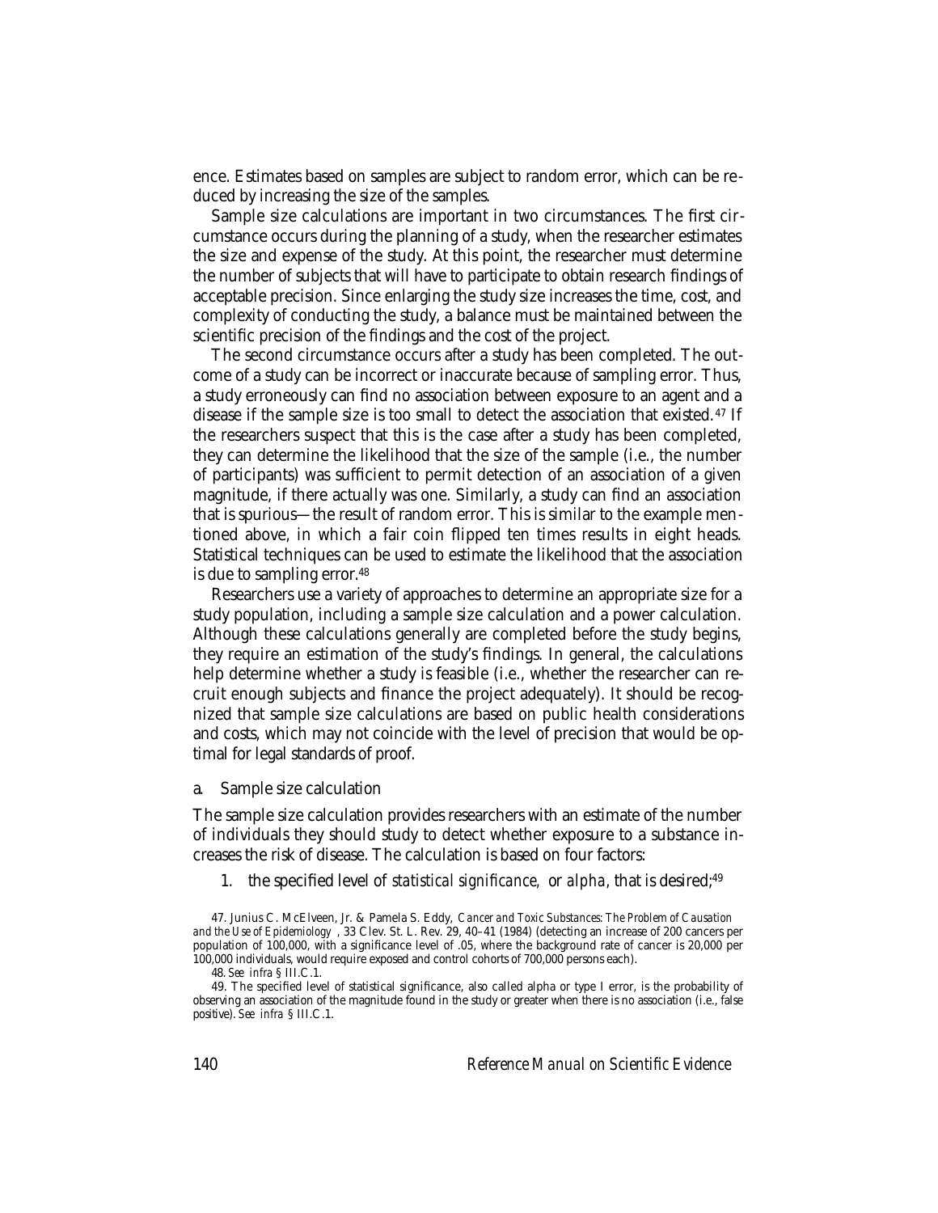ence. Estimates based on samples are subject to random error, which can be reduced by increasing the size of the samples.

Sample size calculations are important in two circumstances. The first circumstance occurs during the planning of a study, when the researcher estimates the size and expense of the study. At this point, the researcher must determine the number of subjects that will have to participate to obtain research findings of acceptable precision. Since enlarging the study size increases the time, cost, and complexity of conducting the study, a balance must be maintained between the scientific precision of the findings and the cost of the project.

The second circumstance occurs after a study has been completed. The outcome of a study can be incorrect or inaccurate because of sampling error. Thus, a study erroneously can find no association between exposure to an agent and a disease if the sample size is too small to detect the association that existed.[47] If the researchers suspect that this is the case after a study has been completed, they can determine the likelihood that the size of the sample (i.e., the number of participants) was sufficient to permit detection of an association of a given magnitude, if there actually was one. Similarly, a study can find an association that is spurious—the result of random error. This is similar to the example mentioned above, in which a fair coin flipped ten times results in eight heads. Statistical techniques can be used to estimate the likelihood that the association is due to sampling error.[48]

Researchers use a variety of approaches to determine an appropriate size for a study population, including a sample size calculation and a power calculation. Although these calculations generally are completed before the study begins, they require an estimation of the study's findings. In general, the calculations help determine whether a study is feasible (i.e., whether the researcher can recruit enough subjects and finance the project adequately). It should be recognized that sample size calculations are based on public health considerations and costs, which may not coincide with the level of precision that would be optimal for legal standards of proof.

#### a. Sample size calculation

The sample size calculation provides researchers with an estimate of the number of individuals they should study to detect whether exposure to a substance increases the risk of disease. The calculation is based on four factors:

1. the specified level of *statistical significance,* or *alpha*, that is desired;[49]

---

47. Junius C. McElveen, Jr. & Pamela S. Eddy, *Cancer and Toxic Substances: The Problem of Causation and the Use of Epidemiology*, 33 Clev. St. L. Rev. 29, 40–41 (1984) (detecting an increase of 200 cancers per population of 100,000, with a significance level of .05, where the background rate of cancer is 20,000 per 100,000 individuals, would require exposed and control cohorts of 700,000 persons each).

48. *See infra* § III.C.1.

49. The specified level of statistical significance, also called alpha or type I error, is the probability of observing an association of the magnitude found in the study or greater when there is no association (i.e., false positive). *See infra* § III.C.1.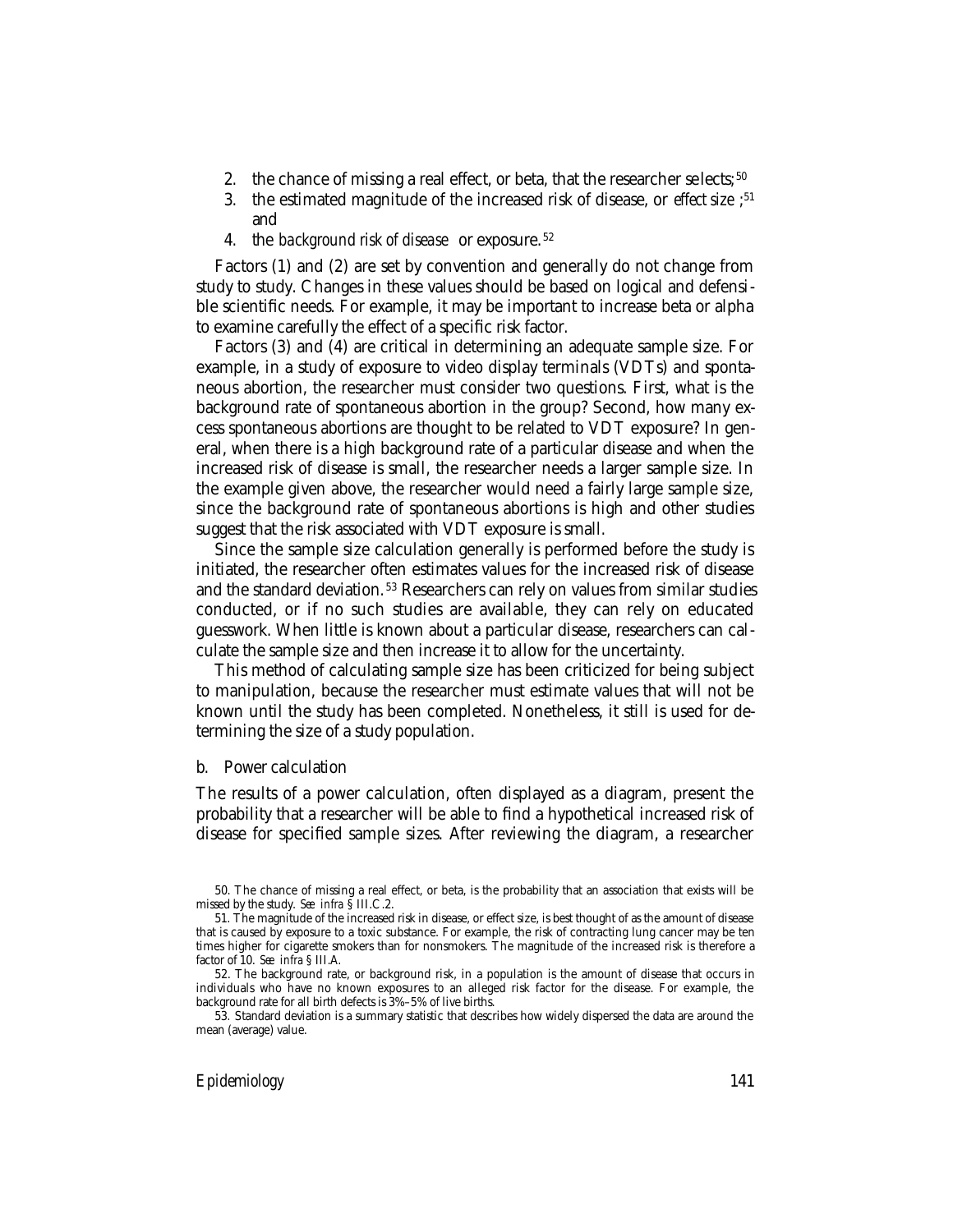2. the chance of missing a real effect, or beta, that the researcher selects;[50]
3. the estimated magnitude of the increased risk of disease, or *effect size*;[51] and
4. the *background risk of disease* or exposure.[52]

Factors (1) and (2) are set by convention and generally do not change from study to study. Changes in these values should be based on logical and defensible scientific needs. For example, it may be important to increase beta or alpha to examine carefully the effect of a specific risk factor.

Factors (3) and (4) are critical in determining an adequate sample size. For example, in a study of exposure to video display terminals (VDTs) and spontaneous abortion, the researcher must consider two questions. First, what is the background rate of spontaneous abortion in the group? Second, how many excess spontaneous abortions are thought to be related to VDT exposure? In general, when there is a high background rate of a particular disease and when the increased risk of disease is small, the researcher needs a larger sample size. In the example given above, the researcher would need a fairly large sample size, since the background rate of spontaneous abortions is high and other studies suggest that the risk associated with VDT exposure is small.

Since the sample size calculation generally is performed before the study is initiated, the researcher often estimates values for the increased risk of disease and the standard deviation.[53] Researchers can rely on values from similar studies conducted, or if no such studies are available, they can rely on educated guesswork. When little is known about a particular disease, researchers can calculate the sample size and then increase it to allow for the uncertainty.

This method of calculating sample size has been criticized for being subject to manipulation, because the researcher must estimate values that will not be known until the study has been completed. Nonetheless, it still is used for determining the size of a study population.

#### b. Power calculation

The results of a power calculation, often displayed as a diagram, present the probability that a researcher will be able to find a hypothetical increased risk of disease for specified sample sizes. After reviewing the diagram, a researcher

---

50. The chance of missing a real effect, or beta, is the probability that an association that exists will be missed by the study. *See infra* § III.C.2.

51. The magnitude of the increased risk in disease, or effect size, is best thought of as the amount of disease that is caused by exposure to a toxic substance. For example, the risk of contracting lung cancer may be ten times higher for cigarette smokers than for nonsmokers. The magnitude of the increased risk is therefore a factor of 10. *See infra* § III.A.

52. The background rate, or background risk, in a population is the amount of disease that occurs in individuals who have no known exposures to an alleged risk factor for the disease. For example, the background rate for all birth defects is 3%–5% of live births.

53. Standard deviation is a summary statistic that describes how widely dispersed the data are around the mean (average) value.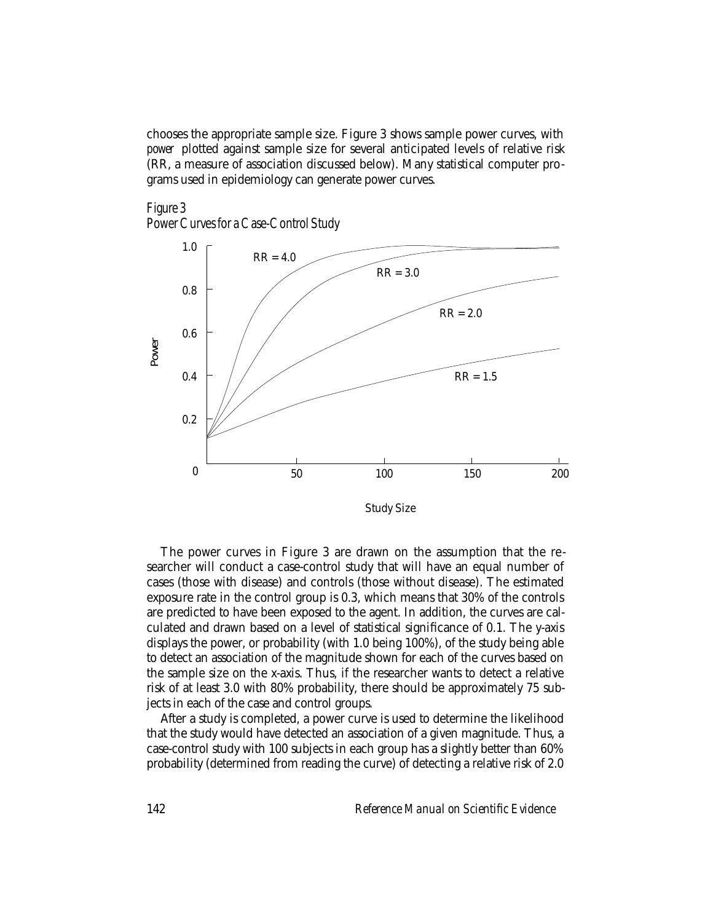chooses the appropriate sample size. Figure 3 shows sample power curves, with *power* plotted against sample size for several anticipated levels of relative risk (RR, a measure of association discussed below). Many statistical computer programs used in epidemiology can generate power curves.

*Figure 3*
*Power Curves for a Case-Control Study*

The power curves in Figure 3 are drawn on the assumption that the researcher will conduct a case-control study that will have an equal number of cases (those with disease) and controls (those without disease). The estimated exposure rate in the control group is 0.3, which means that 30% of the controls are predicted to have been exposed to the agent. In addition, the curves are calculated and drawn based on a level of statistical significance of 0.1. The y-axis displays the power, or probability (with 1.0 being 100%), of the study being able to detect an association of the magnitude shown for each of the curves based on the sample size on the x-axis. Thus, if the researcher wants to detect a relative risk of at least 3.0 with 80% probability, there should be approximately 75 subjects in each of the case and control groups.

After a study is completed, a power curve is used to determine the likelihood that the study would have detected an association of a given magnitude. Thus, a case-control study with 100 subjects in each group has a slightly better than 60% probability (determined from reading the curve) of detecting a relative risk of 2.0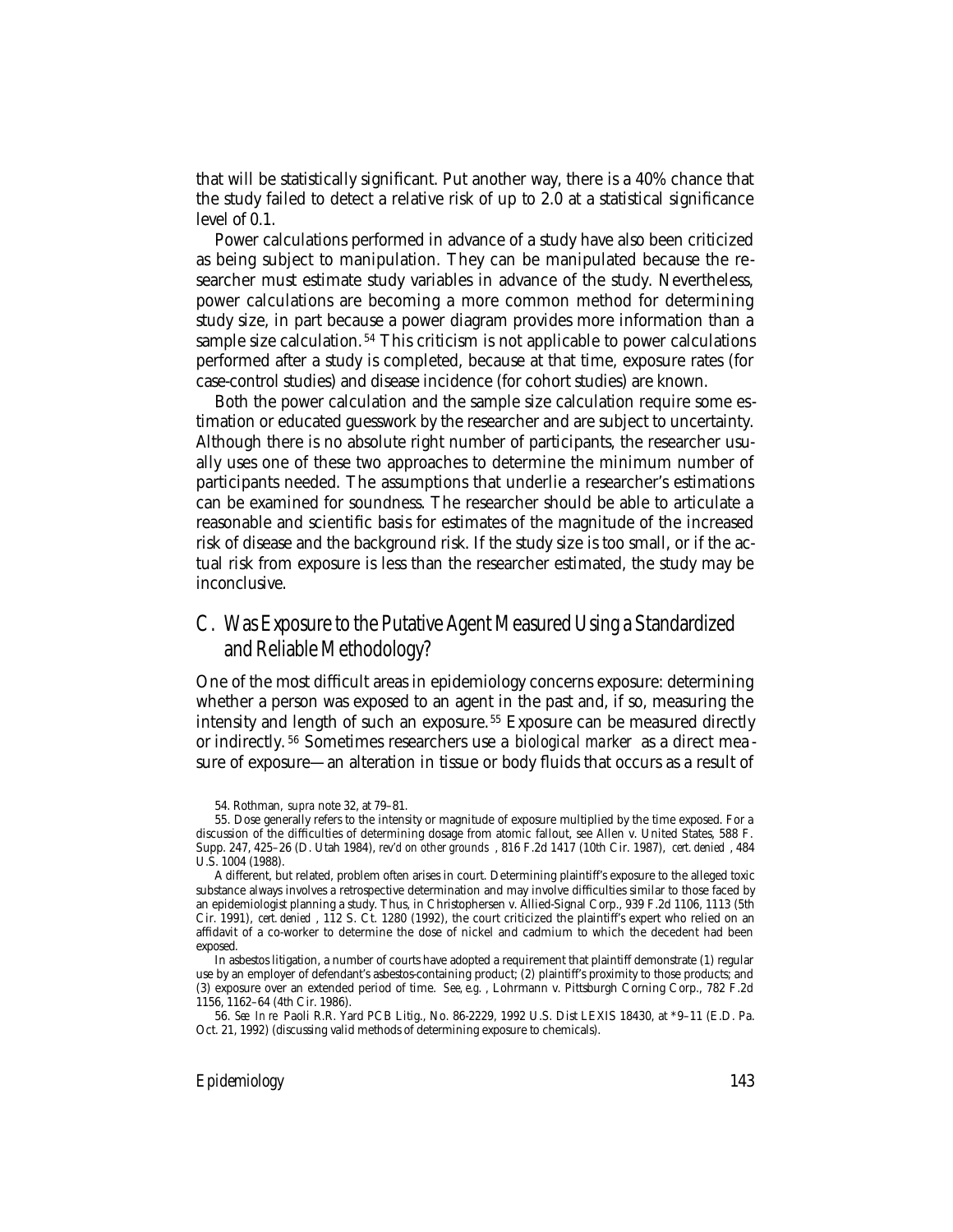that will be statistically significant. Put another way, there is a 40% chance that the study failed to detect a relative risk of up to 2.0 at a statistical significance level of 0.1.

Power calculations performed in advance of a study have also been criticized as being subject to manipulation. They can be manipulated because the researcher must estimate study variables in advance of the study. Nevertheless, power calculations are becoming a more common method for determining study size, in part because a power diagram provides more information than a sample size calculation.[54] This criticism is not applicable to power calculations performed after a study is completed, because at that time, exposure rates (for case-control studies) and disease incidence (for cohort studies) are known.

Both the power calculation and the sample size calculation require some estimation or educated guesswork by the researcher and are subject to uncertainty. Although there is no absolute right number of participants, the researcher usually uses one of these two approaches to determine the minimum number of participants needed. The assumptions that underlie a researcher's estimations can be examined for soundness. The researcher should be able to articulate a reasonable and scientific basis for estimates of the magnitude of the increased risk of disease and the background risk. If the study size is too small, or if the actual risk from exposure is less than the researcher estimated, the study may be inconclusive.

## C. Was Exposure to the Putative Agent Measured Using a Standardized and Reliable Methodology?

One of the most difficult areas in epidemiology concerns exposure: determining whether a person was exposed to an agent in the past and, if so, measuring the intensity and length of such an exposure.[55] Exposure can be measured directly or indirectly.[56] Sometimes researchers use a *biological marker* as a direct measure of exposure—an alteration in tissue or body fluids that occurs as a result of

---

54. Rothman, *supra* note 32, at 79–81.

55. Dose generally refers to the intensity or magnitude of exposure multiplied by the time exposed. For a discussion of the difficulties of determining dosage from atomic fallout, see Allen v. United States, 588 F. Supp. 247, 425–26 (D. Utah 1984), *rev'd on other grounds*, 816 F.2d 1417 (10th Cir. 1987), *cert. denied*, 484 U.S. 1004 (1988).

A different, but related, problem often arises in court. Determining plaintiff's exposure to the alleged toxic substance always involves a retrospective determination and may involve difficulties similar to those faced by an epidemiologist planning a study. Thus, in Christophersen v. Allied-Signal Corp., 939 F.2d 1106, 1113 (5th Cir. 1991), *cert. denied*, 112 S. Ct. 1280 (1992), the court criticized the plaintiff's expert who relied on an affidavit of a co-worker to determine the dose of nickel and cadmium to which the decedent had been exposed.

In asbestos litigation, a number of courts have adopted a requirement that plaintiff demonstrate (1) regular use by an employer of defendant's asbestos-containing product; (2) plaintiff's proximity to those products; and (3) exposure over an extended period of time. *See, e.g.*, Lohrmann v. Pittsburgh Corning Corp., 782 F.2d 1156, 1162–64 (4th Cir. 1986).

56. *See In re* Paoli R.R. Yard PCB Litig., No. 86-2229, 1992 U.S. Dist LEXIS 18430, at *9–11 (E.D. Pa. Oct. 21, 1992) (discussing valid methods of determining exposure to chemicals).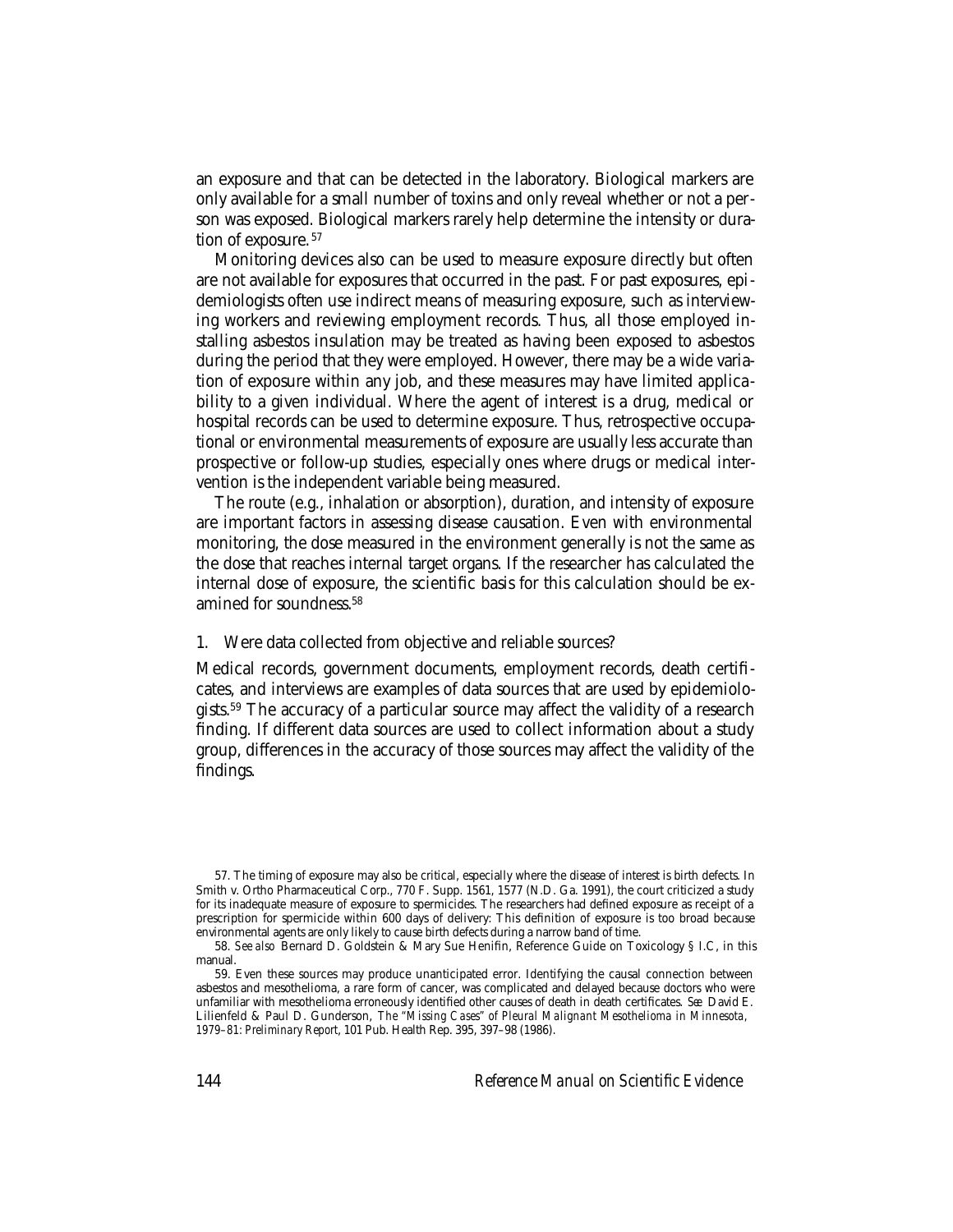an exposure and that can be detected in the laboratory. Biological markers are only available for a small number of toxins and only reveal whether or not a person was exposed. Biological markers rarely help determine the intensity or duration of exposure.[57]

Monitoring devices also can be used to measure exposure directly but often are not available for exposures that occurred in the past. For past exposures, epidemiologists often use indirect means of measuring exposure, such as interviewing workers and reviewing employment records. Thus, all those employed installing asbestos insulation may be treated as having been exposed to asbestos during the period that they were employed. However, there may be a wide variation of exposure within any job, and these measures may have limited applicability to a given individual. Where the agent of interest is a drug, medical or hospital records can be used to determine exposure. Thus, retrospective occupational or environmental measurements of exposure are usually less accurate than prospective or follow-up studies, especially ones where drugs or medical intervention is the independent variable being measured.

The route (e.g., inhalation or absorption), duration, and intensity of exposure are important factors in assessing disease causation. Even with environmental monitoring, the dose measured in the environment generally is not the same as the dose that reaches internal target organs. If the researcher has calculated the internal dose of exposure, the scientific basis for this calculation should be examined for soundness.[58]

### 1. Were data collected from objective and reliable sources?

Medical records, government documents, employment records, death certificates, and interviews are examples of data sources that are used by epidemiologists.[59] The accuracy of a particular source may affect the validity of a research finding. If different data sources are used to collect information about a study group, differences in the accuracy of those sources may affect the validity of the findings.

---

57. The timing of exposure may also be critical, especially where the disease of interest is birth defects. In Smith v. Ortho Pharmaceutical Corp., 770 F. Supp. 1561, 1577 (N.D. Ga. 1991), the court criticized a study for its inadequate measure of exposure to spermicides. The researchers had defined exposure as receipt of a prescription for spermicide within 600 days of delivery: This definition of exposure is too broad because environmental agents are only likely to cause birth defects during a narrow band of time.

58. *See also* Bernard D. Goldstein & Mary Sue Henifin, Reference Guide on Toxicology § I.C, in this manual.

59. Even these sources may produce unanticipated error. Identifying the causal connection between asbestos and mesothelioma, a rare form of cancer, was complicated and delayed because doctors who were unfamiliar with mesothelioma erroneously identified other causes of death in death certificates. *See* David E. Lilienfeld & Paul D. Gunderson, *The "Missing Cases" of Pleural Malignant Mesothelioma in Minnesota, 1979–81: Preliminary Report*, 101 Pub. Health Rep. 395, 397–98 (1986).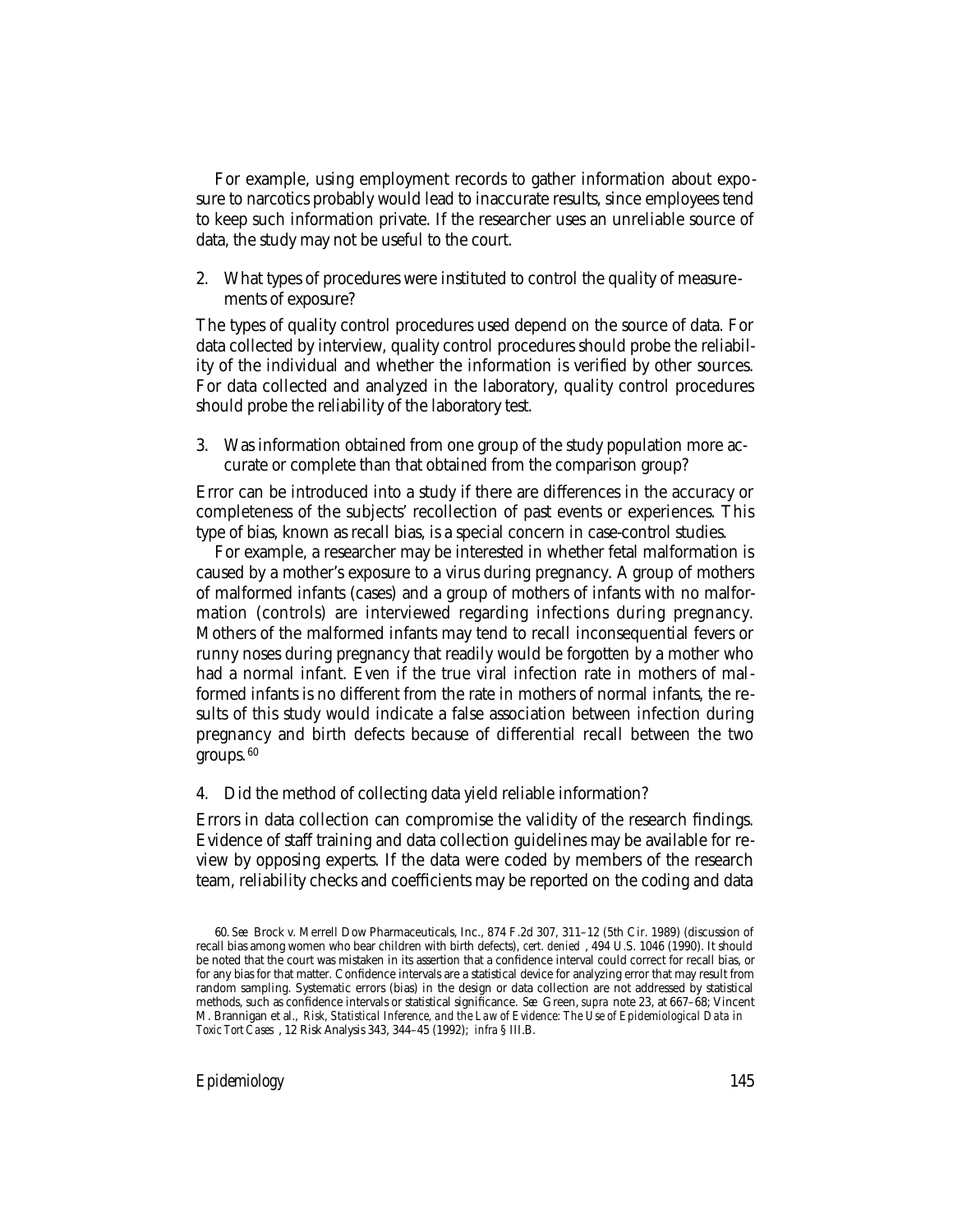For example, using employment records to gather information about exposure to narcotics probably would lead to inaccurate results, since employees tend to keep such information private. If the researcher uses an unreliable source of data, the study may not be useful to the court.

2. What types of procedures were instituted to control the quality of measurements of exposure?

The types of quality control procedures used depend on the source of data. For data collected by interview, quality control procedures should probe the reliability of the individual and whether the information is verified by other sources. For data collected and analyzed in the laboratory, quality control procedures should probe the reliability of the laboratory test.

3. Was information obtained from one group of the study population more accurate or complete than that obtained from the comparison group?

Error can be introduced into a study if there are differences in the accuracy or completeness of the subjects' recollection of past events or experiences. This type of bias, known as recall bias, is a special concern in case-control studies.

For example, a researcher may be interested in whether fetal malformation is caused by a mother's exposure to a virus during pregnancy. A group of mothers of malformed infants (cases) and a group of mothers of infants with no malformation (controls) are interviewed regarding infections during pregnancy. Mothers of the malformed infants may tend to recall inconsequential fevers or runny noses during pregnancy that readily would be forgotten by a mother who had a normal infant. Even if the true viral infection rate in mothers of malformed infants is no different from the rate in mothers of normal infants, the results of this study would indicate a false association between infection during pregnancy and birth defects because of differential recall between the two groups.[60]

4. Did the method of collecting data yield reliable information?

Errors in data collection can compromise the validity of the research findings. Evidence of staff training and data collection guidelines may be available for review by opposing experts. If the data were coded by members of the research team, reliability checks and coefficients may be reported on the coding and data

60. *See* Brock v. Merrell Dow Pharmaceuticals, Inc., 874 F.2d 307, 311–12 (5th Cir. 1989) (discussion of recall bias among women who bear children with birth defects), *cert. denied*, 494 U.S. 1046 (1990). It should be noted that the court was mistaken in its assertion that a confidence interval could correct for recall bias, or for any bias for that matter. Confidence intervals are a statistical device for analyzing error that may result from random sampling. Systematic errors (bias) in the design or data collection are not addressed by statistical methods, such as confidence intervals or statistical significance. *See* Green, *supra* note 23, at 667–68; Vincent M. Brannigan et al., *Risk, Statistical Inference, and the Law of Evidence: The Use of Epidemiological Data in Toxic Tort Cases*, 12 Risk Analysis 343, 344–45 (1992); *infra* § III.B.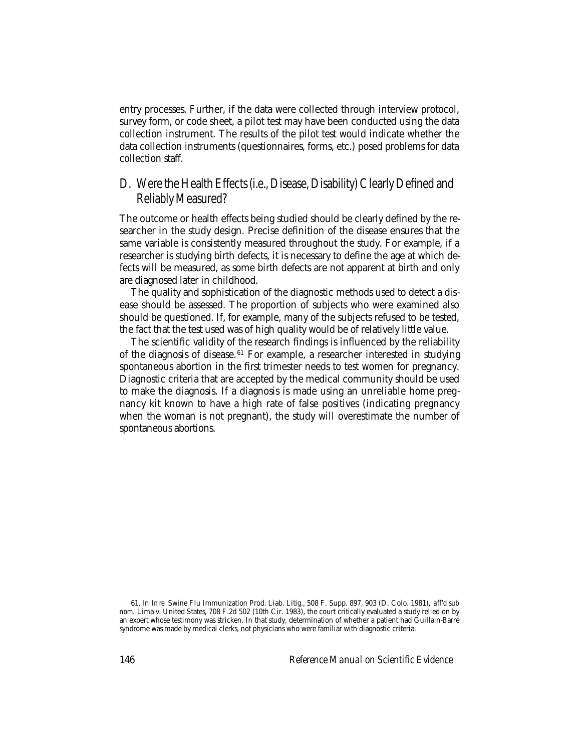entry processes. Further, if the data were collected through interview protocol, survey form, or code sheet, a pilot test may have been conducted using the data collection instrument. The results of the pilot test would indicate whether the data collection instruments (questionnaires, forms, etc.) posed problems for data collection staff.

## D. Were the Health Effects (i.e., Disease, Disability) Clearly Defined and Reliably Measured?

The outcome or health effects being studied should be clearly defined by the researcher in the study design. Precise definition of the disease ensures that the same variable is consistently measured throughout the study. For example, if a researcher is studying birth defects, it is necessary to define the age at which defects will be measured, as some birth defects are not apparent at birth and only are diagnosed later in childhood.

The quality and sophistication of the diagnostic methods used to detect a disease should be assessed. The proportion of subjects who were examined also should be questioned. If, for example, many of the subjects refused to be tested, the fact that the test used was of high quality would be of relatively little value.

The scientific validity of the research findings is influenced by the reliability of the diagnosis of disease.[61] For example, a researcher interested in studying spontaneous abortion in the first trimester needs to test women for pregnancy. Diagnostic criteria that are accepted by the medical community should be used to make the diagnosis. If a diagnosis is made using an unreliable home pregnancy kit known to have a high rate of false positives (indicating pregnancy when the woman is not pregnant), the study will overestimate the number of spontaneous abortions.

---

61. In *In re* Swine Flu Immunization Prod. Liab. Litig., 508 F. Supp. 897, 903 (D. Colo. 1981), *aff'd sub nom.* Lima v. United States, 708 F.2d 502 (10th Cir. 1983), the court critically evaluated a study relied on by an expert whose testimony was stricken. In that study, determination of whether a patient had Guillain-Barré syndrome was made by medical clerks, not physicians who were familiar with diagnostic criteria.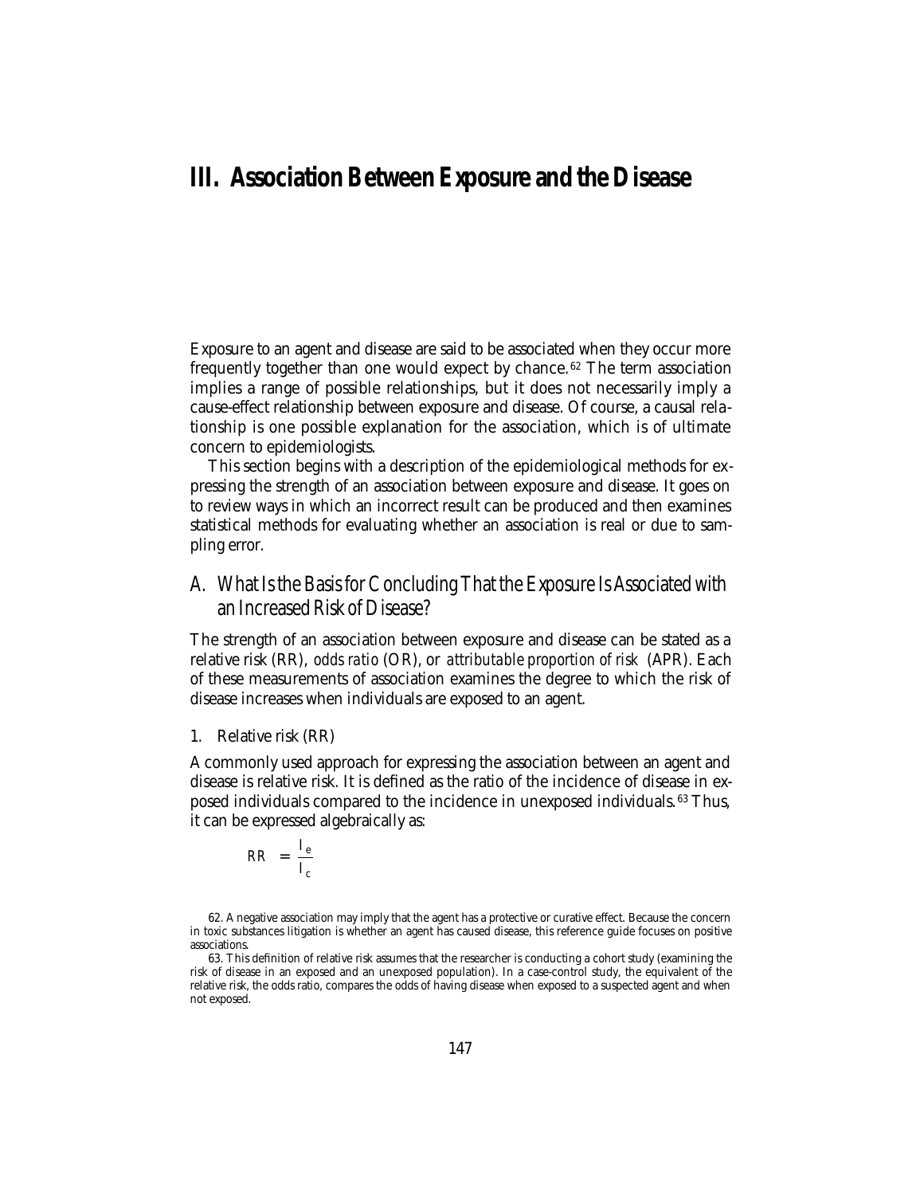# III. Association Between Exposure and the Disease

Exposure to an agent and disease are said to be associated when they occur more frequently together than one would expect by chance.[62] The term association implies a range of possible relationships, but it does not necessarily imply a cause-effect relationship between exposure and disease. Of course, a causal relationship is one possible explanation for the association, which is of ultimate concern to epidemiologists.

This section begins with a description of the epidemiological methods for expressing the strength of an association between exposure and disease. It goes on to review ways in which an incorrect result can be produced and then examines statistical methods for evaluating whether an association is real or due to sampling error.

## A. What Is the Basis for Concluding That the Exposure Is Associated with an Increased Risk of Disease?

The strength of an association between exposure and disease can be stated as a relative risk (RR), *odds ratio* (OR), or *attributable proportion of risk* (APR). Each of these measurements of association examines the degree to which the risk of disease increases when individuals are exposed to an agent.

### 1. Relative risk (RR)

A commonly used approach for expressing the association between an agent and disease is relative risk. It is defined as the ratio of the incidence of disease in exposed individuals compared to the incidence in unexposed individuals.[63] Thus, it can be expressed algebraically as:

$$RR = \frac{I_e}{I_c}$$

62. A negative association may imply that the agent has a protective or curative effect. Because the concern in toxic substances litigation is whether an agent has caused disease, this reference guide focuses on positive associations.

63. This definition of relative risk assumes that the researcher is conducting a cohort study (examining the risk of disease in an exposed and an unexposed population). In a case-control study, the equivalent of the relative risk, the odds ratio, compares the odds of having disease when exposed to a suspected agent and when not exposed.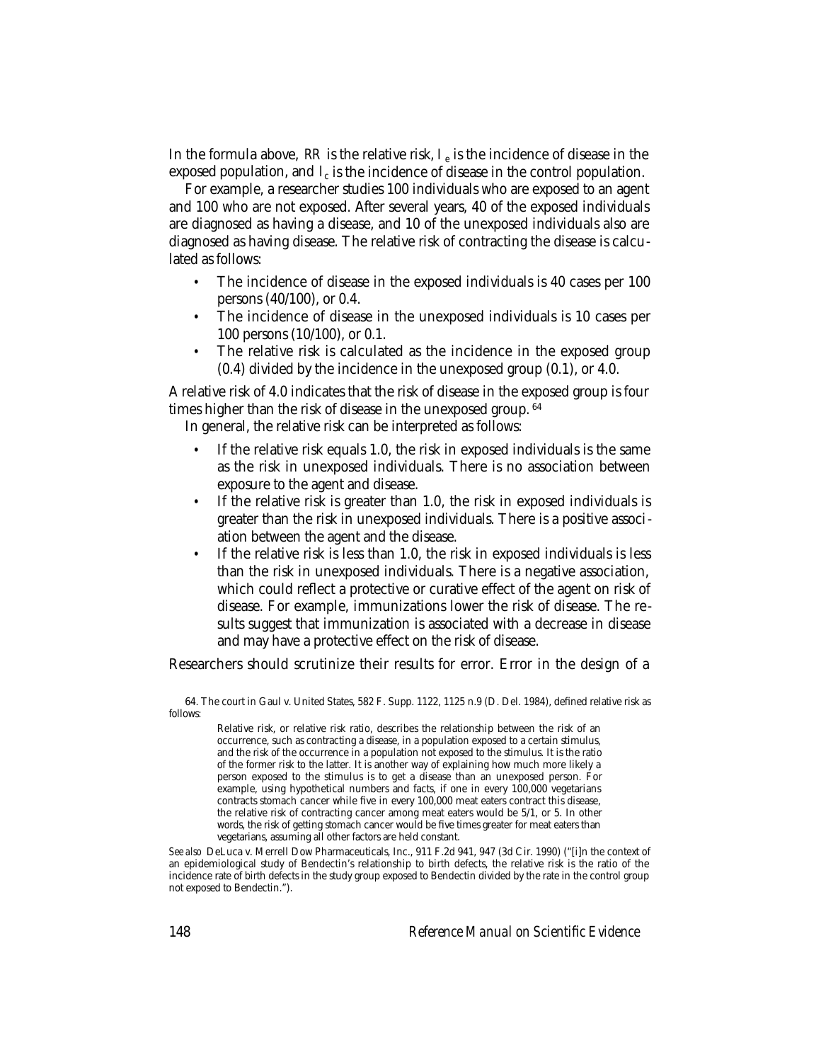In the formula above, *RR* is the relative risk, $I_e$ is the incidence of disease in the exposed population, and $I_c$ is the incidence of disease in the control population.

For example, a researcher studies 100 individuals who are exposed to an agent and 100 who are not exposed. After several years, 40 of the exposed individuals are diagnosed as having a disease, and 10 of the unexposed individuals also are diagnosed as having disease. The relative risk of contracting the disease is calculated as follows:

- The incidence of disease in the exposed individuals is 40 cases per 100 persons (40/100), or 0.4.
- The incidence of disease in the unexposed individuals is 10 cases per 100 persons (10/100), or 0.1.
- The relative risk is calculated as the incidence in the exposed group (0.4) divided by the incidence in the unexposed group (0.1), or 4.0.

A relative risk of 4.0 indicates that the risk of disease in the exposed group is four times higher than the risk of disease in the unexposed group.[64]

In general, the relative risk can be interpreted as follows:

- If the relative risk equals 1.0, the risk in exposed individuals is the same as the risk in unexposed individuals. There is no association between exposure to the agent and disease.
- If the relative risk is greater than 1.0, the risk in exposed individuals is greater than the risk in unexposed individuals. There is a positive association between the agent and the disease.
- If the relative risk is less than 1.0, the risk in exposed individuals is less than the risk in unexposed individuals. There is a negative association, which could reflect a protective or curative effect of the agent on risk of disease. For example, immunizations lower the risk of disease. The results suggest that immunization is associated with a decrease in disease and may have a protective effect on the risk of disease.

Researchers should scrutinize their results for error. Error in the design of a

---

64. The court in Gaul v. United States, 582 F. Supp. 1122, 1125 n.9 (D. Del. 1984), defined relative risk as follows:

> Relative risk, or relative risk ratio, describes the relationship between the risk of an occurrence, such as contracting a disease, in a population exposed to a certain stimulus, and the risk of the occurrence in a population not exposed to the stimulus. It is the ratio of the former risk to the latter. It is another way of explaining how much more likely a person exposed to the stimulus is to get a disease than an unexposed person. For example, using hypothetical numbers and facts, if one in every 100,000 vegetarians contracts stomach cancer while five in every 100,000 meat eaters contract this disease, the relative risk of contracting cancer among meat eaters would be 5/1, or 5. In other words, the risk of getting stomach cancer would be five times greater for meat eaters than vegetarians, assuming all other factors are held constant.

*See also* DeLuca v. Merrell Dow Pharmaceuticals, Inc., 911 F.2d 941, 947 (3d Cir. 1990) ("[i]n the context of an epidemiological study of Bendectin's relationship to birth defects, the relative risk is the ratio of the incidence rate of birth defects in the study group exposed to Bendectin divided by the rate in the control group not exposed to Bendectin.").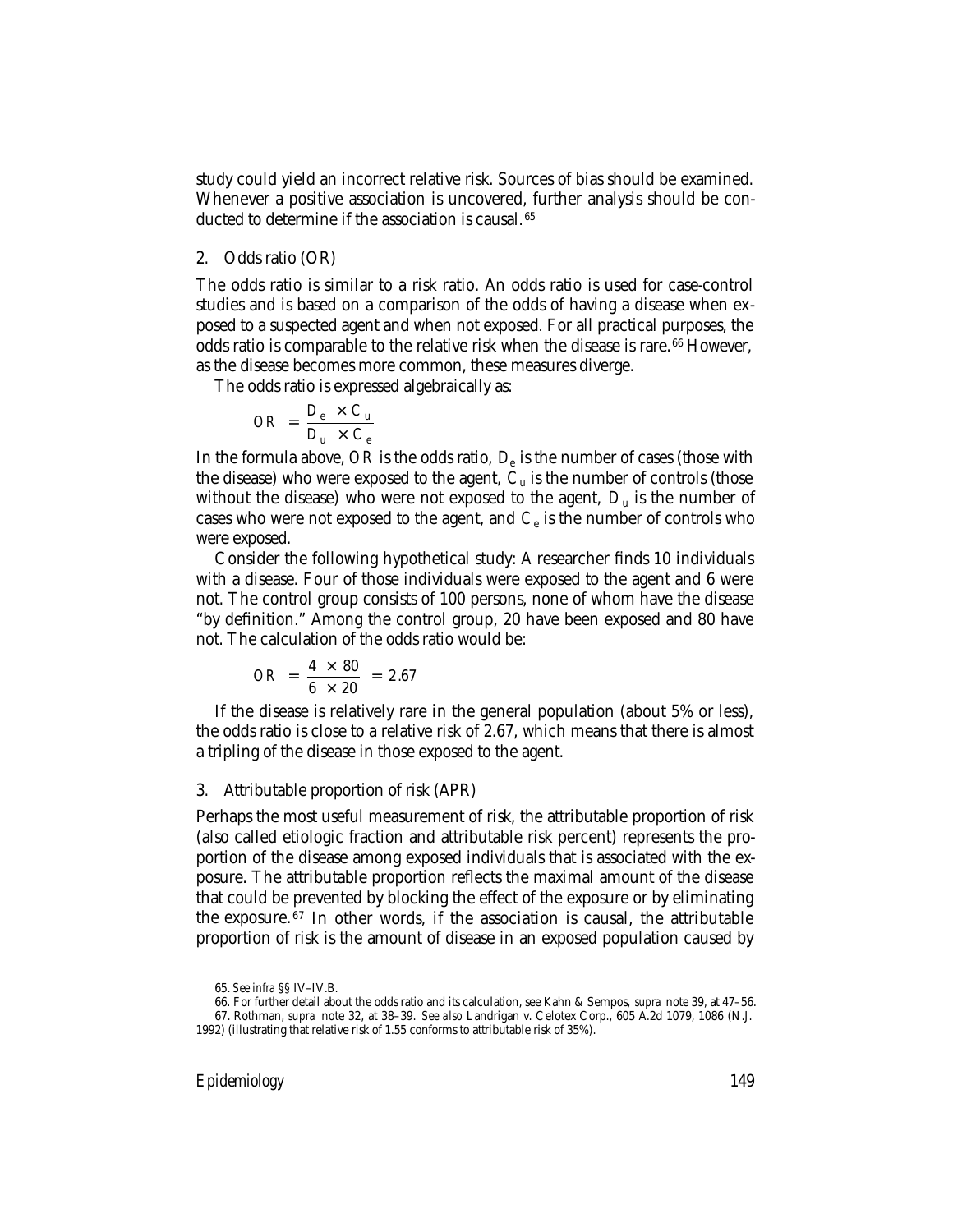study could yield an incorrect relative risk. Sources of bias should be examined. Whenever a positive association is uncovered, further analysis should be conducted to determine if the association is causal.[65]

### 2. Odds ratio (OR)

The odds ratio is similar to a risk ratio. An odds ratio is used for case-control studies and is based on a comparison of the odds of having a disease when exposed to a suspected agent and when not exposed. For all practical purposes, the odds ratio is comparable to the relative risk when the disease is rare.[66] However, as the disease becomes more common, these measures diverge.

The odds ratio is expressed algebraically as:

$$OR = \frac{D_e \times C_u}{D_u \times C_e}$$

In the formula above, $OR$ is the odds ratio, $D_e$ is the number of cases (those with the disease) who were exposed to the agent, $C_u$ is the number of controls (those without the disease) who were not exposed to the agent, $D_u$ is the number of cases who were not exposed to the agent, and $C_e$ is the number of controls who were exposed.

Consider the following hypothetical study: A researcher finds 10 individuals with a disease. Four of those individuals were exposed to the agent and 6 were not. The control group consists of 100 persons, none of whom have the disease "by definition." Among the control group, 20 have been exposed and 80 have not. The calculation of the odds ratio would be:

$$OR = \frac{4 \times 80}{6 \times 20} = 2.67$$

If the disease is relatively rare in the general population (about 5% or less), the odds ratio is close to a relative risk of 2.67, which means that there is almost a tripling of the disease in those exposed to the agent.

### 3. Attributable proportion of risk (APR)

Perhaps the most useful measurement of risk, the attributable proportion of risk (also called etiologic fraction and attributable risk percent) represents the proportion of the disease among exposed individuals that is associated with the exposure. The attributable proportion reflects the maximal amount of the disease that could be prevented by blocking the effect of the exposure or by eliminating the exposure.[67] In other words, if the association is causal, the attributable proportion of risk is the amount of disease in an exposed population caused by

---

65. *See infra* §§ IV–IV.B.

66. For further detail about the odds ratio and its calculation, see Kahn & Sempos, *supra* note 39, at 47–56.

67. Rothman, *supra* note 32, at 38–39. *See also* Landrigan v. Celotex Corp., 605 A.2d 1079, 1086 (N.J. 1992) (illustrating that relative risk of 1.55 conforms to attributable risk of 35%).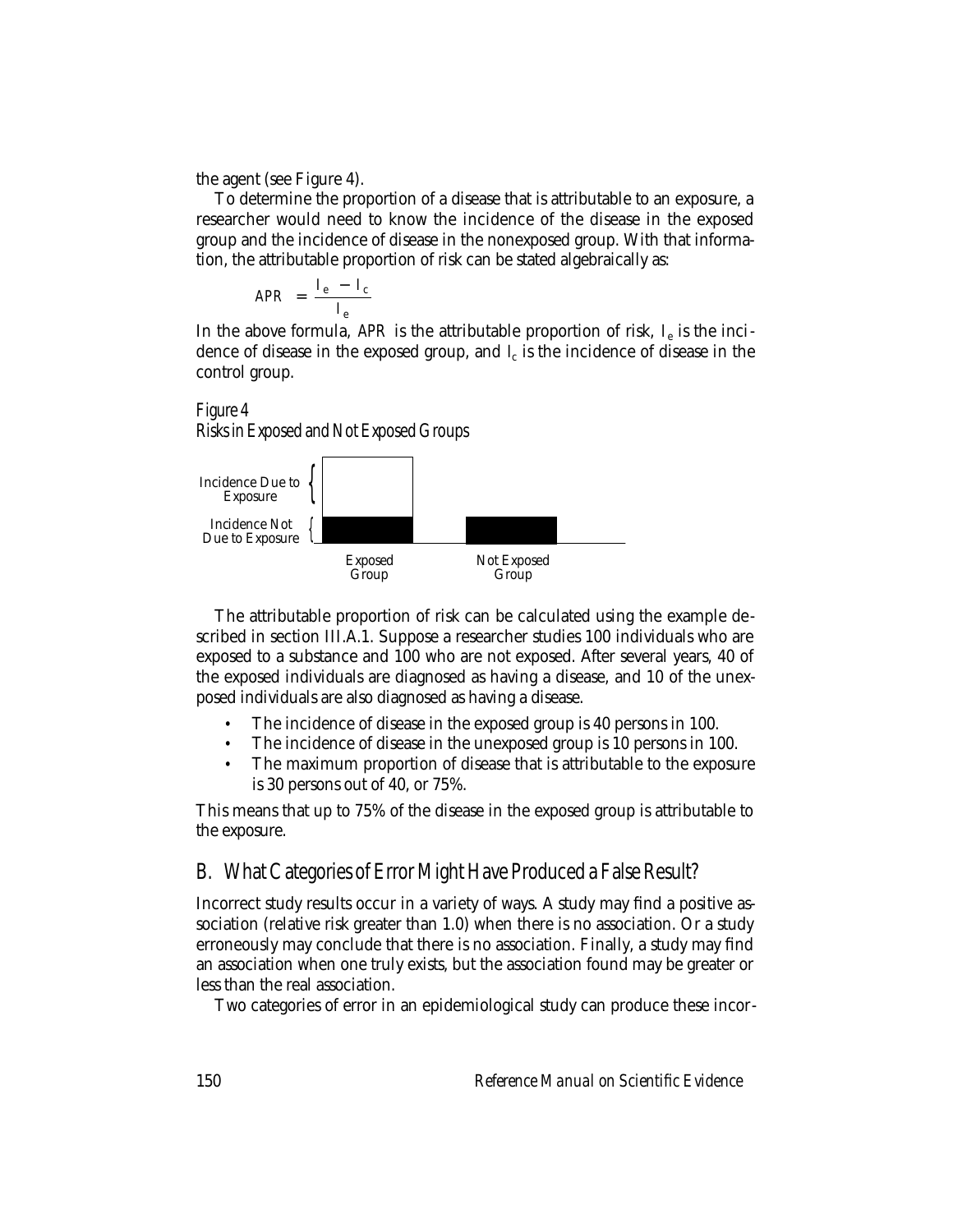the agent (see Figure 4).

To determine the proportion of a disease that is attributable to an exposure, a researcher would need to know the incidence of the disease in the exposed group and the incidence of disease in the nonexposed group. With that information, the attributable proportion of risk can be stated algebraically as:

$$APR = \frac{I_e - I_c}{I_e}$$

In the above formula, *APR* is the attributable proportion of risk, $I_e$ is the incidence of disease in the exposed group, and $I_c$ is the incidence of disease in the control group.

*Figure 4*
*Risks in Exposed and Not Exposed Groups*

The attributable proportion of risk can be calculated using the example described in section III.A.1. Suppose a researcher studies 100 individuals who are exposed to a substance and 100 who are not exposed. After several years, 40 of the exposed individuals are diagnosed as having a disease, and 10 of the unexposed individuals are also diagnosed as having a disease.

- The incidence of disease in the exposed group is 40 persons in 100.
- The incidence of disease in the unexposed group is 10 persons in 100.
- The maximum proportion of disease that is attributable to the exposure is 30 persons out of 40, or 75%.

This means that up to 75% of the disease in the exposed group is attributable to the exposure.

## B. What Categories of Error Might Have Produced a False Result?

Incorrect study results occur in a variety of ways. A study may find a positive association (relative risk greater than 1.0) when there is no association. Or a study erroneously may conclude that there is no association. Finally, a study may find an association when one truly exists, but the association found may be greater or less than the real association.

Two categories of error in an epidemiological study can produce these incor-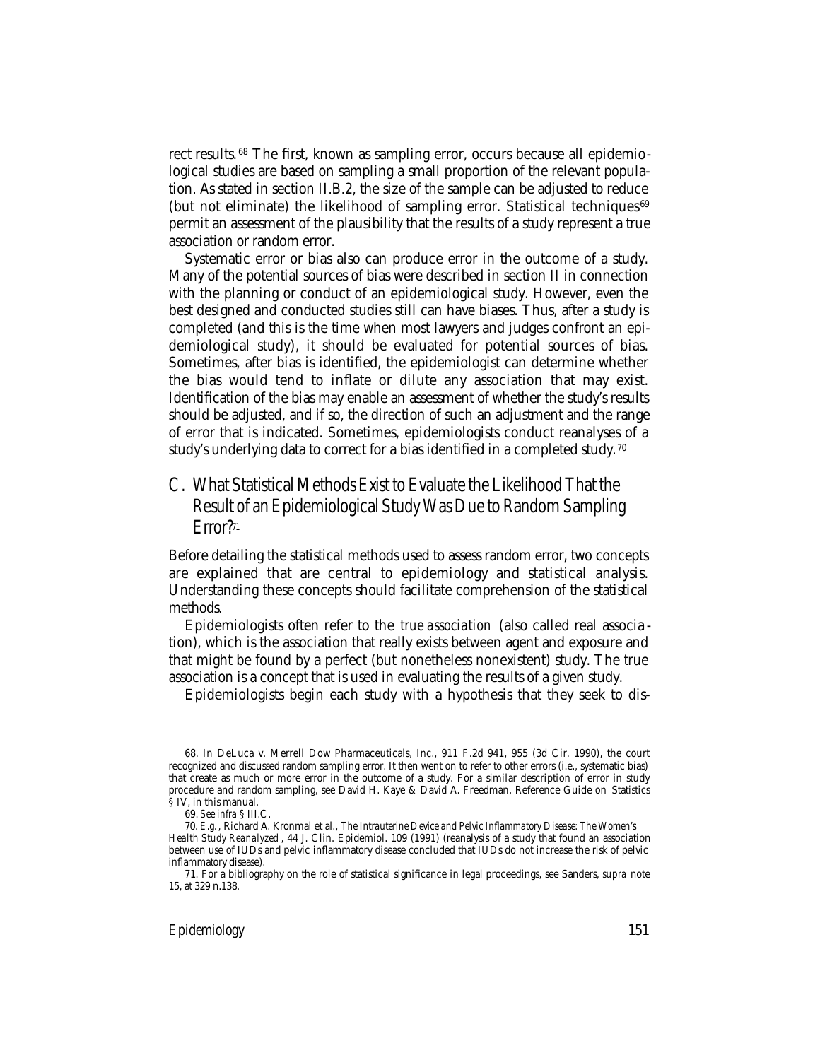rect results.[68] The first, known as sampling error, occurs because all epidemiological studies are based on sampling a small proportion of the relevant population. As stated in section II.B.2, the size of the sample can be adjusted to reduce (but not eliminate) the likelihood of sampling error. Statistical techniques[69] permit an assessment of the plausibility that the results of a study represent a true association or random error.

Systematic error or bias also can produce error in the outcome of a study. Many of the potential sources of bias were described in section II in connection with the planning or conduct of an epidemiological study. However, even the best designed and conducted studies still can have biases. Thus, after a study is completed (and this is the time when most lawyers and judges confront an epidemiological study), it should be evaluated for potential sources of bias. Sometimes, after bias is identified, the epidemiologist can determine whether the bias would tend to inflate or dilute any association that may exist. Identification of the bias may enable an assessment of whether the study's results should be adjusted, and if so, the direction of such an adjustment and the range of error that is indicated. Sometimes, epidemiologists conduct reanalyses of a study's underlying data to correct for a bias identified in a completed study.[70]

## C. What Statistical Methods Exist to Evaluate the Likelihood That the Result of an Epidemiological Study Was Due to Random Sampling Error?[71]

Before detailing the statistical methods used to assess random error, two concepts are explained that are central to epidemiology and statistical analysis. Understanding these concepts should facilitate comprehension of the statistical methods.

Epidemiologists often refer to the *true association* (also called real association), which is the association that really exists between agent and exposure and that might be found by a perfect (but nonetheless nonexistent) study. The true association is a concept that is used in evaluating the results of a given study.

Epidemiologists begin each study with a hypothesis that they seek to dis-

---

68. In DeLuca v. Merrell Dow Pharmaceuticals, Inc., 911 F.2d 941, 955 (3d Cir. 1990), the court recognized and discussed random sampling error. It then went on to refer to other errors (i.e., systematic bias) that create as much or more error in the outcome of a study. For a similar description of error in study procedure and random sampling, see David H. Kaye & David A. Freedman, Reference Guide on Statistics § IV, in this manual.

69. *See infra* § III.C.

70. *E.g.*, Richard A. Kronmal et al., *The Intrauterine Device and Pelvic Inflammatory Disease: The Women's Health Study Reanalyzed*, 44 J. Clin. Epidemiol. 109 (1991) (reanalysis of a study that found an association between use of IUDs and pelvic inflammatory disease concluded that IUDs do not increase the risk of pelvic inflammatory disease).

71. For a bibliography on the role of statistical significance in legal proceedings, see Sanders, *supra* note 15, at 329 n.138.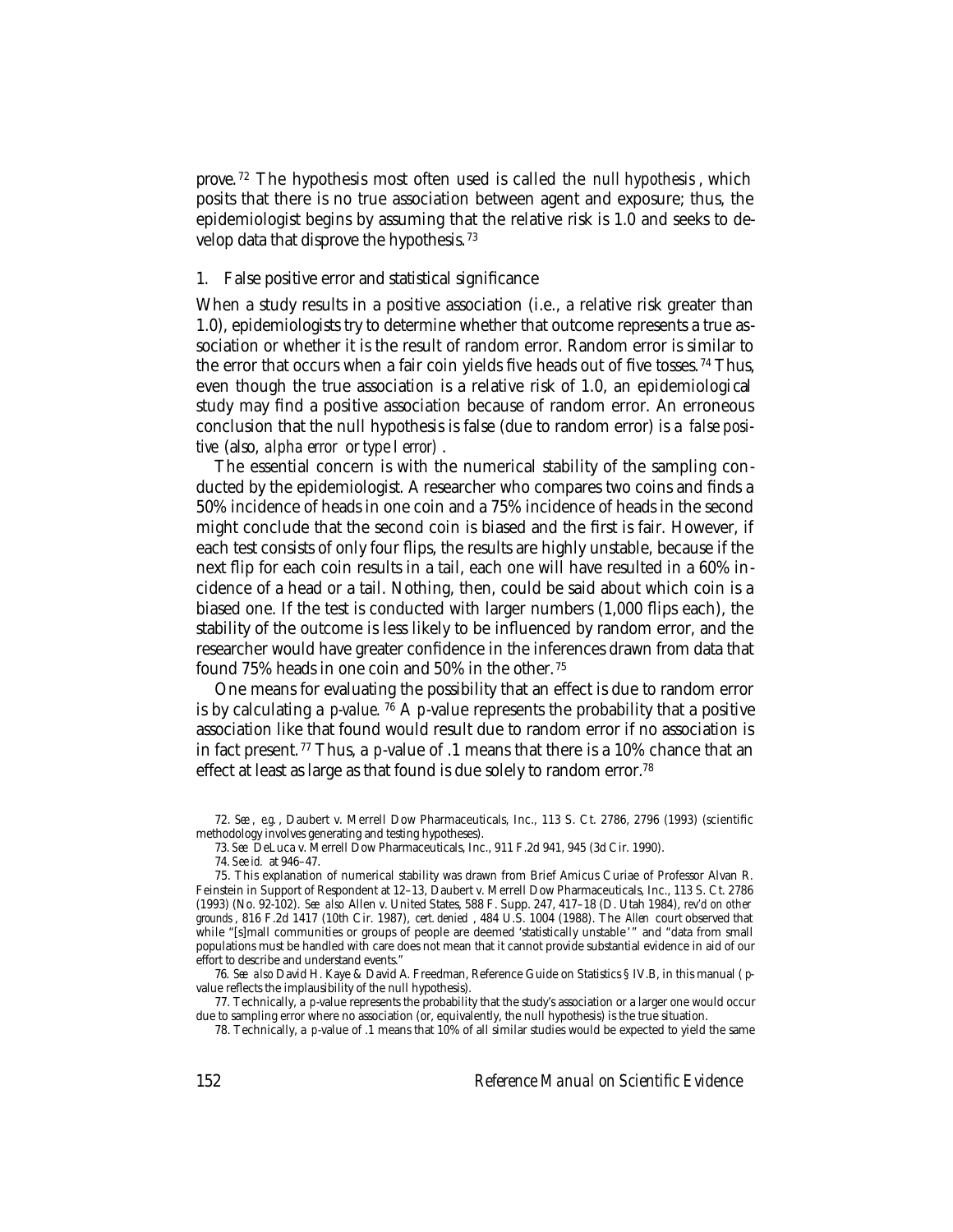prove.[72] The hypothesis most often used is called the *null hypothesis*, which posits that there is no true association between agent and exposure; thus, the epidemiologist begins by assuming that the relative risk is 1.0 and seeks to develop data that disprove the hypothesis.[73]

### 1. False positive error and statistical significance

When a study results in a positive association (i.e., a relative risk greater than 1.0), epidemiologists try to determine whether that outcome represents a true association or whether it is the result of random error. Random error is similar to the error that occurs when a fair coin yields five heads out of five tosses.[74] Thus, even though the true association is a relative risk of 1.0, an epidemiological study may find a positive association because of random error. An erroneous conclusion that the null hypothesis is false (due to random error) is a *false positive* (also, *alpha error* or *type I error*).

The essential concern is with the numerical stability of the sampling conducted by the epidemiologist. A researcher who compares two coins and finds a 50% incidence of heads in one coin and a 75% incidence of heads in the second might conclude that the second coin is biased and the first is fair. However, if each test consists of only four flips, the results are highly unstable, because if the next flip for each coin results in a tail, each one will have resulted in a 60% incidence of a head or a tail. Nothing, then, could be said about which coin is a biased one. If the test is conducted with larger numbers (1,000 flips each), the stability of the outcome is less likely to be influenced by random error, and the researcher would have greater confidence in the inferences drawn from data that found 75% heads in one coin and 50% in the other.[75]

One means for evaluating the possibility that an effect is due to random error is by calculating a *p-value*.[76] A *p*-value represents the probability that a positive association like that found would result due to random error if no association is in fact present.[77] Thus, a *p*-value of .1 means that there is a 10% chance that an effect at least as large as that found is due solely to random error.[78]

72. *See, e.g.*, Daubert v. Merrell Dow Pharmaceuticals, Inc., 113 S. Ct. 2786, 2796 (1993) (scientific methodology involves generating and testing hypotheses).

73. *See* DeLuca v. Merrell Dow Pharmaceuticals, Inc., 911 F.2d 941, 945 (3d Cir. 1990).

74. *See id.* at 946–47.

75. This explanation of numerical stability was drawn from Brief Amicus Curiae of Professor Alvan R. Feinstein in Support of Respondent at 12–13, Daubert v. Merrell Dow Pharmaceuticals, Inc., 113 S. Ct. 2786 (1993) (No. 92-102). *See also* Allen v. United States, 588 F. Supp. 247, 417–18 (D. Utah 1984), *rev'd on other grounds*, 816 F.2d 1417 (10th Cir. 1987), *cert. denied*, 484 U.S. 1004 (1988). The *Allen* court observed that while "[s]mall communities or groups of people are deemed 'statistically unstable'" and "data from small populations must be handled with care does not mean that it cannot provide substantial evidence in aid of our effort to describe and understand events."

76. *See also* David H. Kaye & David A. Freedman, Reference Guide on Statistics § IV.B, in this manual (*p*-value reflects the implausibility of the null hypothesis).

77. Technically, a *p*-value represents the probability that the study's association or a larger one would occur due to sampling error where no association (or, equivalently, the null hypothesis) is the true situation.

78. Technically, a *p*-value of .1 means that 10% of all similar studies would be expected to yield the same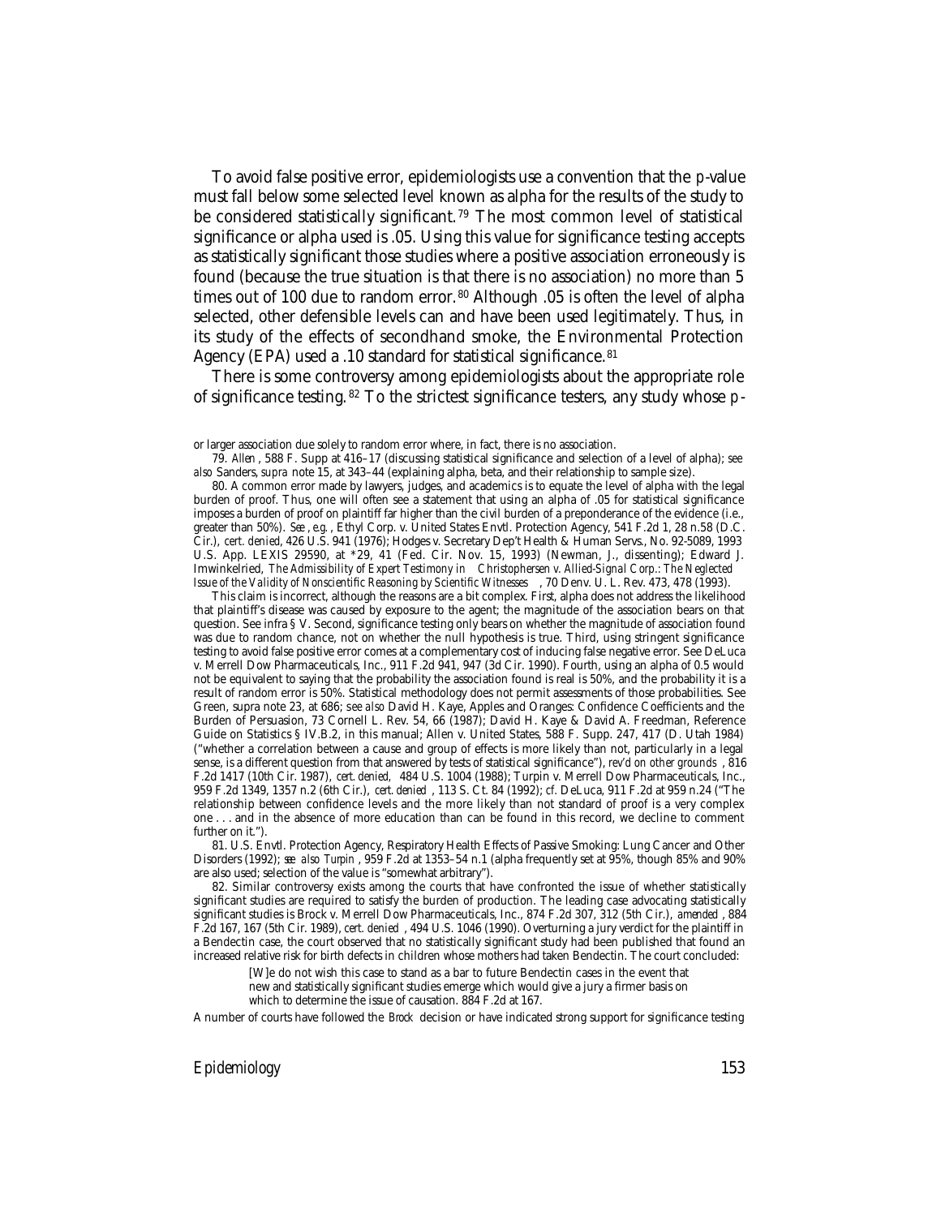To avoid false positive error, epidemiologists use a convention that the p-value must fall below some selected level known as alpha for the results of the study to be considered statistically significant.[79] The most common level of statistical significance or alpha used is .05. Using this value for significance testing accepts as statistically significant those studies where a positive association erroneously is found (because the true situation is that there is no association) no more than 5 times out of 100 due to random error.[80] Although .05 is often the level of alpha selected, other defensible levels can and have been used legitimately. Thus, in its study of the effects of secondhand smoke, the Environmental Protection Agency (EPA) used a .10 standard for statistical significance.[81]

There is some controversy among epidemiologists about the appropriate role of significance testing.[82] To the strictest significance testers, any study whose p-

---

or larger association due solely to random error where, in fact, there is no association.

79. *Allen*, 588 F. Supp at 416–17 (discussing statistical significance and selection of a level of alpha); *see also* Sanders, *supra* note 15, at 343–44 (explaining alpha, beta, and their relationship to sample size).

80. A common error made by lawyers, judges, and academics is to equate the level of alpha with the legal burden of proof. Thus, one will often see a statement that using an alpha of .05 for statistical significance imposes a burden of proof on plaintiff far higher than the civil burden of a preponderance of the evidence (i.e., greater than 50%). *See, e.g.*, Ethyl Corp. v. United States Envtl. Protection Agency, 541 F.2d 1, 28 n.58 (D.C. Cir.), *cert. denied*, 426 U.S. 941 (1976); Hodges v. Secretary Dep't Health & Human Servs., No. 92-5089, 1993 U.S. App. LEXIS 29590, at *29, 41 (Fed. Cir. Nov. 15, 1993) (Newman, J., dissenting); Edward J. Imwinkelried, *The Admissibility of Expert Testimony in Christophersen v. Allied-Signal Corp.: The Neglected Issue of the Validity of Nonscientific Reasoning by Scientific Witnesses*, 70 Denv. U. L. Rev. 473, 478 (1993).

This claim is incorrect, although the reasons are a bit complex. First, alpha does not address the likelihood that plaintiff's disease was caused by exposure to the agent; the magnitude of the association bears on that question. See infra § V. Second, significance testing only bears on whether the magnitude of association found was due to random chance, not on whether the null hypothesis is true. Third, using stringent significance testing to avoid false positive error comes at a complementary cost of inducing false negative error. See DeLuca v. Merrell Dow Pharmaceuticals, Inc., 911 F.2d 941, 947 (3d Cir. 1990). Fourth, using an alpha of 0.5 would not be equivalent to saying that the probability the association found is real is 50%, and the probability it is a result of random error is 50%. Statistical methodology does not permit assessments of those probabilities. See Green, supra note 23, at 686; *see also* David H. Kaye, Apples and Oranges: Confidence Coefficients and the Burden of Persuasion, 73 Cornell L. Rev. 54, 66 (1987); David H. Kaye & David A. Freedman, Reference Guide on Statistics § IV.B.2, in this manual; Allen v. United States, 588 F. Supp. 247, 417 (D. Utah 1984) ("whether a correlation between a cause and group of effects is more likely than not, particularly in a legal sense, is a different question from that answered by tests of statistical significance"), *rev'd on other grounds*, 816 F.2d 1417 (10th Cir. 1987), *cert. denied*, 484 U.S. 1004 (1988); Turpin v. Merrell Dow Pharmaceuticals, Inc., 959 F.2d 1349, 1357 n.2 (6th Cir.), *cert. denied*, 113 S. Ct. 84 (1992); *cf.* DeLuca, 911 F.2d at 959 n.24 ("The relationship between confidence levels and the more likely than not standard of proof is a very complex one . . . and in the absence of more education than can be found in this record, we decline to comment further on it.").

81. U.S. Envtl. Protection Agency, Respiratory Health Effects of Passive Smoking: Lung Cancer and Other Disorders (1992); *see also Turpin*, 959 F.2d at 1353–54 n.1 (alpha frequently set at 95%, though 85% and 90% are also used; selection of the value is "somewhat arbitrary").

82. Similar controversy exists among the courts that have confronted the issue of whether statistically significant studies are required to satisfy the burden of production. The leading case advocating statistically significant studies is Brock v. Merrell Dow Pharmaceuticals, Inc., 874 F.2d 307, 312 (5th Cir.), *amended*, 884 F.2d 167, 167 (5th Cir. 1989), *cert. denied*, 494 U.S. 1046 (1990). Overturning a jury verdict for the plaintiff in a Bendectin case, the court observed that no statistically significant study had been published that found an increased relative risk for birth defects in children whose mothers had taken Bendectin. The court concluded:

> [W]e do not wish this case to stand as a bar to future Bendectin cases in the event that new and statistically significant studies emerge which would give a jury a firmer basis on which to determine the issue of causation. 884 F.2d at 167.

A number of courts have followed the *Brock* decision or have indicated strong support for significance testing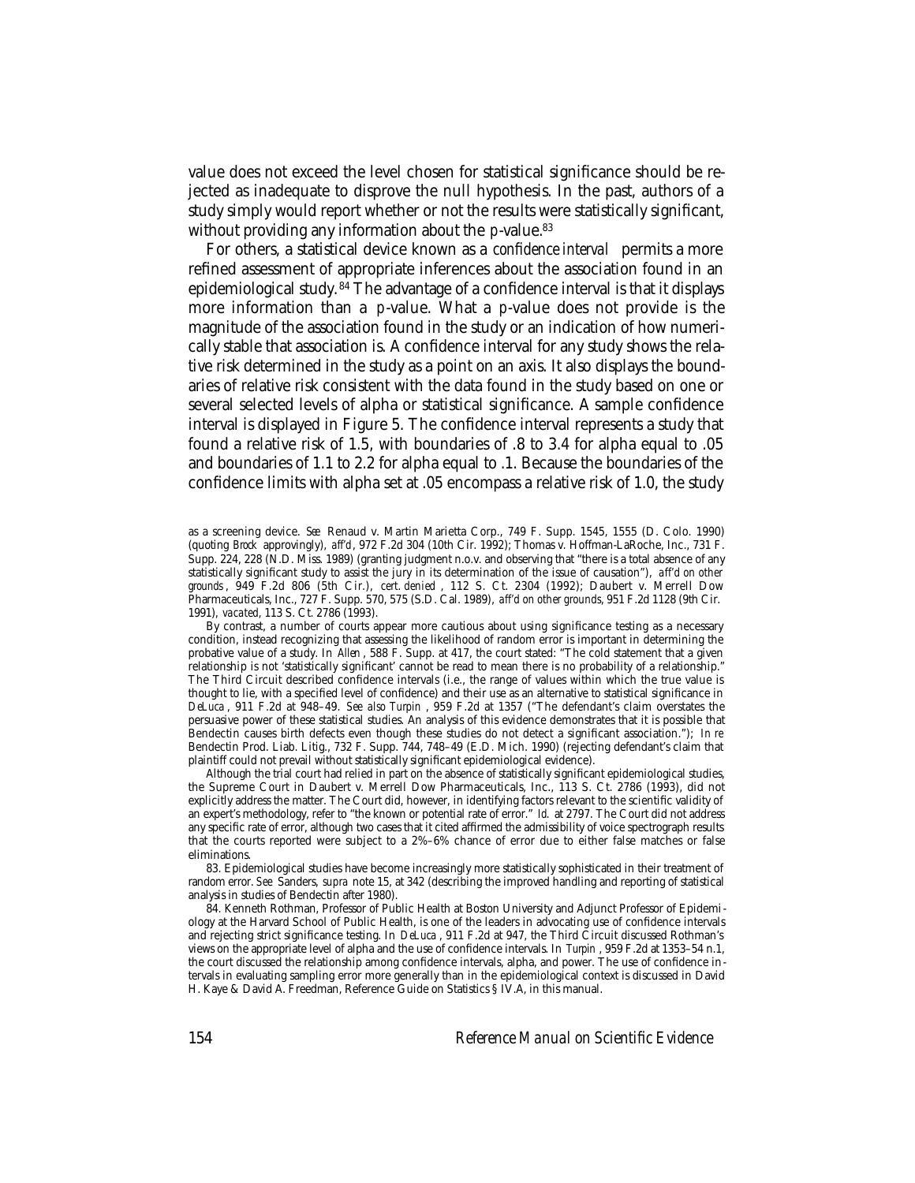value does not exceed the level chosen for statistical significance should be rejected as inadequate to disprove the null hypothesis. In the past, authors of a study simply would report whether or not the results were statistically significant, without providing any information about the *p*-value.[83]

For others, a statistical device known as a *confidence interval* permits a more refined assessment of appropriate inferences about the association found in an epidemiological study.[84] The advantage of a confidence interval is that it displays more information than a *p*-value. What a *p*-value does not provide is the magnitude of the association found in the study or an indication of how numerically stable that association is. A confidence interval for any study shows the relative risk determined in the study as a point on an axis. It also displays the boundaries of relative risk consistent with the data found in the study based on one or several selected levels of alpha or statistical significance. A sample confidence interval is displayed in Figure 5. The confidence interval represents a study that found a relative risk of 1.5, with boundaries of .8 to 3.4 for alpha equal to .05 and boundaries of 1.1 to 2.2 for alpha equal to .1. Because the boundaries of the confidence limits with alpha set at .05 encompass a relative risk of 1.0, the study

---

as a screening device. *See* Renaud v. Martin Marietta Corp., 749 F. Supp. 1545, 1555 (D. Colo. 1990) (quoting *Brock* approvingly), *aff'd*, 972 F.2d 304 (10th Cir. 1992); Thomas v. Hoffman-LaRoche, Inc., 731 F. Supp. 224, 228 (N.D. Miss. 1989) (granting judgment n.o.v. and observing that "there is a total absence of any statistically significant study to assist the jury in its determination of the issue of causation"), *aff'd on other grounds*, 949 F.2d 806 (5th Cir.), *cert. denied*, 112 S. Ct. 2304 (1992); Daubert v. Merrell Dow Pharmaceuticals, Inc., 727 F. Supp. 570, 575 (S.D. Cal. 1989), *aff'd on other grounds*, 951 F.2d 1128 (9th Cir. 1991), *vacated*, 113 S. Ct. 2786 (1993).

By contrast, a number of courts appear more cautious about using significance testing as a necessary condition, instead recognizing that assessing the likelihood of random error is important in determining the probative value of a study. In *Allen*, 588 F. Supp. at 417, the court stated: "The cold statement that a given relationship is not 'statistically significant' cannot be read to mean there is no probability of a relationship." The Third Circuit described confidence intervals (i.e., the range of values within which the true value is thought to lie, with a specified level of confidence) and their use as an alternative to statistical significance in *DeLuca*, 911 F.2d at 948–49. *See also Turpin*, 959 F.2d at 1357 ("The defendant's claim overstates the persuasive power of these statistical studies. An analysis of this evidence demonstrates that it is possible that Bendectin causes birth defects even though these studies do not detect a significant association."); *In re* Bendectin Prod. Liab. Litig., 732 F. Supp. 744, 748–49 (E.D. Mich. 1990) (rejecting defendant's claim that plaintiff could not prevail without statistically significant epidemiological evidence).

Although the trial court had relied in part on the absence of statistically significant epidemiological studies, the Supreme Court in Daubert v. Merrell Dow Pharmaceuticals, Inc., 113 S. Ct. 2786 (1993), did not explicitly address the matter. The Court did, however, in identifying factors relevant to the scientific validity of an expert's methodology, refer to "the known or potential rate of error." *Id.* at 2797. The Court did not address any specific rate of error, although two cases that it cited affirmed the admissibility of voice spectrograph results that the courts reported were subject to a 2%–6% chance of error due to either false matches or false eliminations.

83. Epidemiological studies have become increasingly more statistically sophisticated in their treatment of random error. *See* Sanders, *supra* note 15, at 342 (describing the improved handling and reporting of statistical analysis in studies of Bendectin after 1980).

84. Kenneth Rothman, Professor of Public Health at Boston University and Adjunct Professor of Epidemiology at the Harvard School of Public Health, is one of the leaders in advocating use of confidence intervals and rejecting strict significance testing. In *DeLuca*, 911 F.2d at 947, the Third Circuit discussed Rothman's views on the appropriate level of alpha and the use of confidence intervals. In *Turpin*, 959 F.2d at 1353–54 n.1, the court discussed the relationship among confidence intervals, alpha, and power. The use of confidence intervals in evaluating sampling error more generally than in the epidemiological context is discussed in David H. Kaye & David A. Freedman, Reference Guide on Statistics § IV.A, in this manual.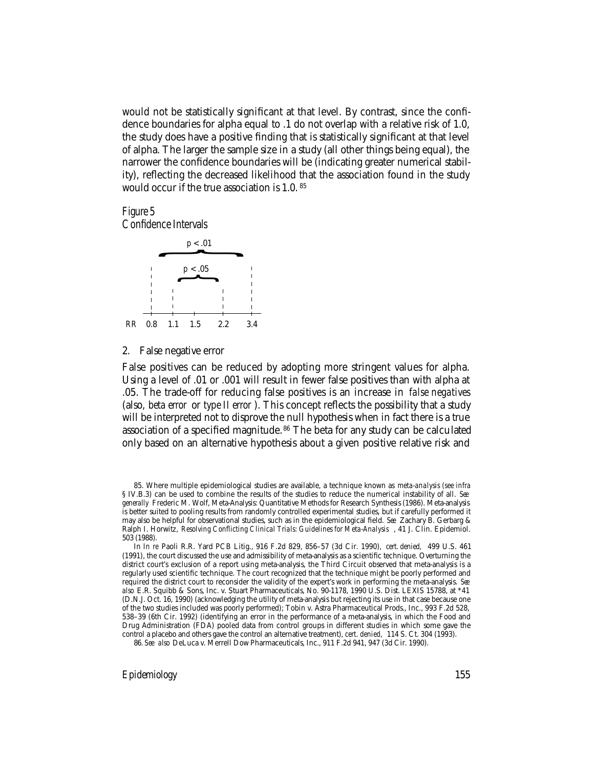would not be statistically significant at that level. By contrast, since the confidence boundaries for alpha equal to .1 do not overlap with a relative risk of 1.0, the study does have a positive finding that is statistically significant at that level of alpha. The larger the sample size in a study (all other things being equal), the narrower the confidence boundaries will be (indicating greater numerical stability), reflecting the decreased likelihood that the association found in the study would occur if the true association is 1.0.[85]

*Figure 5*
*Confidence Intervals*

$p < .01$

$p < .05$

*RR* 0.8 1.1 1.5 2.2 3.4

### 2. False negative error

False positives can be reduced by adopting more stringent values for alpha. Using a level of .01 or .001 will result in fewer false positives than with alpha at .05. The trade-off for reducing false positives is an increase in *false negatives* (also, *beta error* or *type II error*). This concept reflects the possibility that a study will be interpreted not to disprove the null hypothesis when in fact there is a true association of a specified magnitude.[86] The beta for any study can be calculated only based on an alternative hypothesis about a given positive relative risk and

---

85. Where multiple epidemiological studies are available, a technique known as *meta-analysis* (*see infra* § IV.B.3) can be used to combine the results of the studies to reduce the numerical instability of all. *See generally* Frederic M. Wolf, Meta-Analysis: Quantitative Methods for Research Synthesis (1986). Meta-analysis is better suited to pooling results from randomly controlled experimental studies, but if carefully performed it may also be helpful for observational studies, such as in the epidemiological field. *See* Zachary B. Gerbarg & Ralph I. Horwitz, *Resolving Conflicting Clinical Trials: Guidelines for Meta-Analysis*, 41 J. Clin. Epidemiol. 503 (1988).

In *In re* Paoli R.R. Yard PCB Litig., 916 F.2d 829, 856–57 (3d Cir. 1990), *cert. denied*, 499 U.S. 461 (1991), the court discussed the use and admissibility of meta-analysis as a scientific technique. Overturning the district court's exclusion of a report using meta-analysis, the Third Circuit observed that meta-analysis is a regularly used scientific technique. The court recognized that the technique might be poorly performed and required the district court to reconsider the validity of the expert's work in performing the meta-analysis. *See also* E.R. Squibb & Sons, Inc. v. Stuart Pharmaceuticals, No. 90-1178, 1990 U.S. Dist. LEXIS 15788, at *41 (D.N.J. Oct. 16, 1990) (acknowledging the utility of meta-analysis but rejecting its use in that case because one of the two studies included was poorly performed); Tobin v. Astra Pharmaceutical Prods., Inc., 993 F.2d 528, 538–39 (6th Cir. 1992) (identifying an error in the performance of a meta-analysis, in which the Food and Drug Administration (FDA) pooled data from control groups in different studies in which some gave the control a placebo and others gave the control an alternative treatment), *cert. denied*, 114 S. Ct. 304 (1993).

86. *See also* DeLuca v. Merrell Dow Pharmaceuticals, Inc., 911 F.2d 941, 947 (3d Cir. 1990).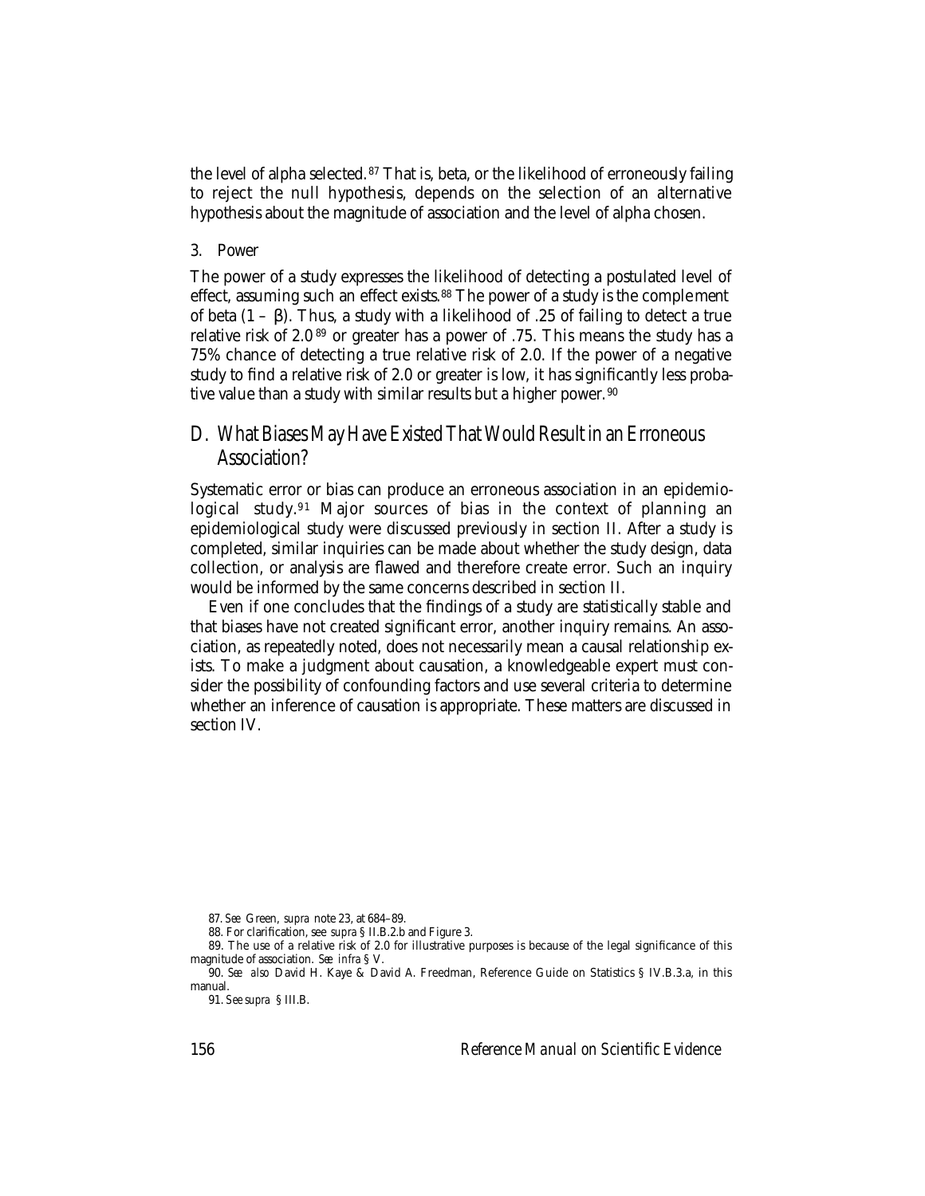the level of alpha selected.[87] That is, beta, or the likelihood of erroneously failing to reject the null hypothesis, depends on the selection of an alternative hypothesis about the magnitude of association and the level of alpha chosen.

### 3. Power

The power of a study expresses the likelihood of detecting a postulated level of effect, assuming such an effect exists.[88] The power of a study is the complement of beta ($1 - \beta$). Thus, a study with a likelihood of .25 of failing to detect a true relative risk of 2.0[89] or greater has a power of .75. This means the study has a 75% chance of detecting a true relative risk of 2.0. If the power of a negative study to find a relative risk of 2.0 or greater is low, it has significantly less probative value than a study with similar results but a higher power.[90]

## D. What Biases May Have Existed That Would Result in an Erroneous Association?

Systematic error or bias can produce an erroneous association in an epidemiological study.[91] Major sources of bias in the context of planning an epidemiological study were discussed previously in section II. After a study is completed, similar inquiries can be made about whether the study design, data collection, or analysis are flawed and therefore create error. Such an inquiry would be informed by the same concerns described in section II.

Even if one concludes that the findings of a study are statistically stable and that biases have not created significant error, another inquiry remains. An association, as repeatedly noted, does not necessarily mean a causal relationship exists. To make a judgment about causation, a knowledgeable expert must consider the possibility of confounding factors and use several criteria to determine whether an inference of causation is appropriate. These matters are discussed in section IV.

---

87. *See* Green, *supra* note 23, at 684–89.

88. For clarification, see *supra* § II.B.2.b and Figure 3.

89. The use of a relative risk of 2.0 for illustrative purposes is because of the legal significance of this magnitude of association. *See infra* § V.

90. *See also* David H. Kaye & David A. Freedman, Reference Guide on Statistics § IV.B.3.a, in this manual.

91. *See supra* § III.B.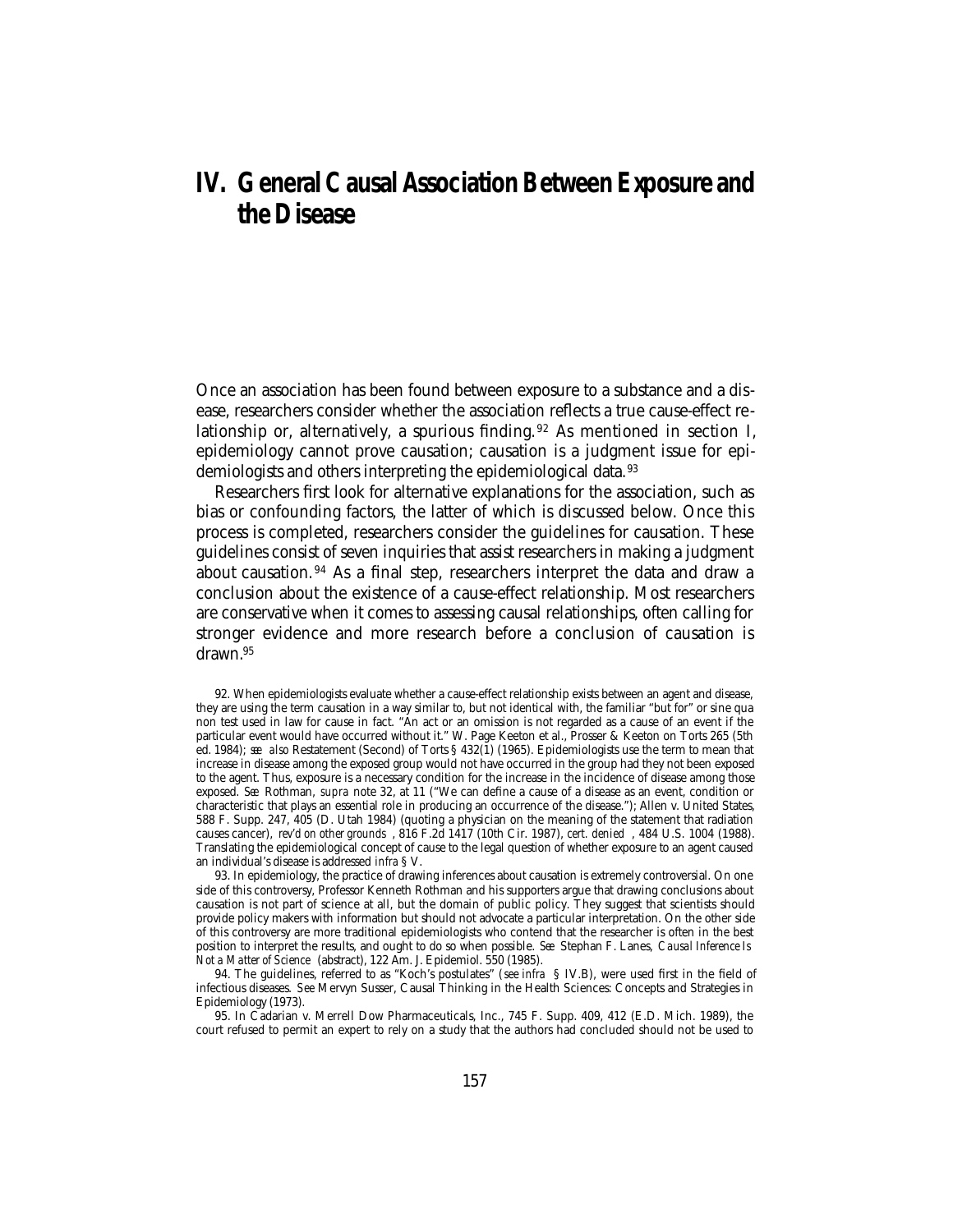# IV. General Causal Association Between Exposure and the Disease

Once an association has been found between exposure to a substance and a disease, researchers consider whether the association reflects a true cause-effect relationship or, alternatively, a spurious finding.[92] As mentioned in section I, epidemiology cannot prove causation; causation is a judgment issue for epidemiologists and others interpreting the epidemiological data.[93]

Researchers first look for alternative explanations for the association, such as bias or confounding factors, the latter of which is discussed below. Once this process is completed, researchers consider the guidelines for causation. These guidelines consist of seven inquiries that assist researchers in making a judgment about causation.[94] As a final step, researchers interpret the data and draw a conclusion about the existence of a cause-effect relationship. Most researchers are conservative when it comes to assessing causal relationships, often calling for stronger evidence and more research before a conclusion of causation is drawn.[95]

92. When epidemiologists evaluate whether a cause-effect relationship exists between an agent and disease, they are using the term causation in a way similar to, but not identical with, the familiar "but for" or sine qua non test used in law for cause in fact. "An act or an omission is not regarded as a cause of an event if the particular event would have occurred without it." W. Page Keeton et al., Prosser & Keeton on Torts 265 (5th ed. 1984); *see also* Restatement (Second) of Torts § 432(1) (1965). Epidemiologists use the term to mean that increase in disease among the exposed group would not have occurred in the group had they not been exposed to the agent. Thus, exposure is a necessary condition for the increase in the incidence of disease among those exposed. *See* Rothman, *supra* note 32, at 11 ("We can define a cause of a disease as an event, condition or characteristic that plays an essential role in producing an occurrence of the disease."); Allen v. United States, 588 F. Supp. 247, 405 (D. Utah 1984) (quoting a physician on the meaning of the statement that radiation causes cancer), *rev'd on other grounds*, 816 F.2d 1417 (10th Cir. 1987), *cert. denied*, 484 U.S. 1004 (1988). Translating the epidemiological concept of cause to the legal question of whether exposure to an agent caused an individual's disease is addressed *infra* § V.

93. In epidemiology, the practice of drawing inferences about causation is extremely controversial. On one side of this controversy, Professor Kenneth Rothman and his supporters argue that drawing conclusions about causation is not part of science at all, but the domain of public policy. They suggest that scientists should provide policy makers with information but should not advocate a particular interpretation. On the other side of this controversy are more traditional epidemiologists who contend that the researcher is often in the best position to interpret the results, and ought to do so when possible. *See* Stephan F. Lanes, *Causal Inference Is Not a Matter of Science* (abstract), 122 Am. J. Epidemiol. 550 (1985).

94. The guidelines, referred to as "Koch's postulates" (*see infra* § IV.B), were used first in the field of infectious diseases. *See* Mervyn Susser, Causal Thinking in the Health Sciences: Concepts and Strategies in Epidemiology (1973).

95. In Cadarian v. Merrell Dow Pharmaceuticals, Inc., 745 F. Supp. 409, 412 (E.D. Mich. 1989), the court refused to permit an expert to rely on a study that the authors had concluded should not be used to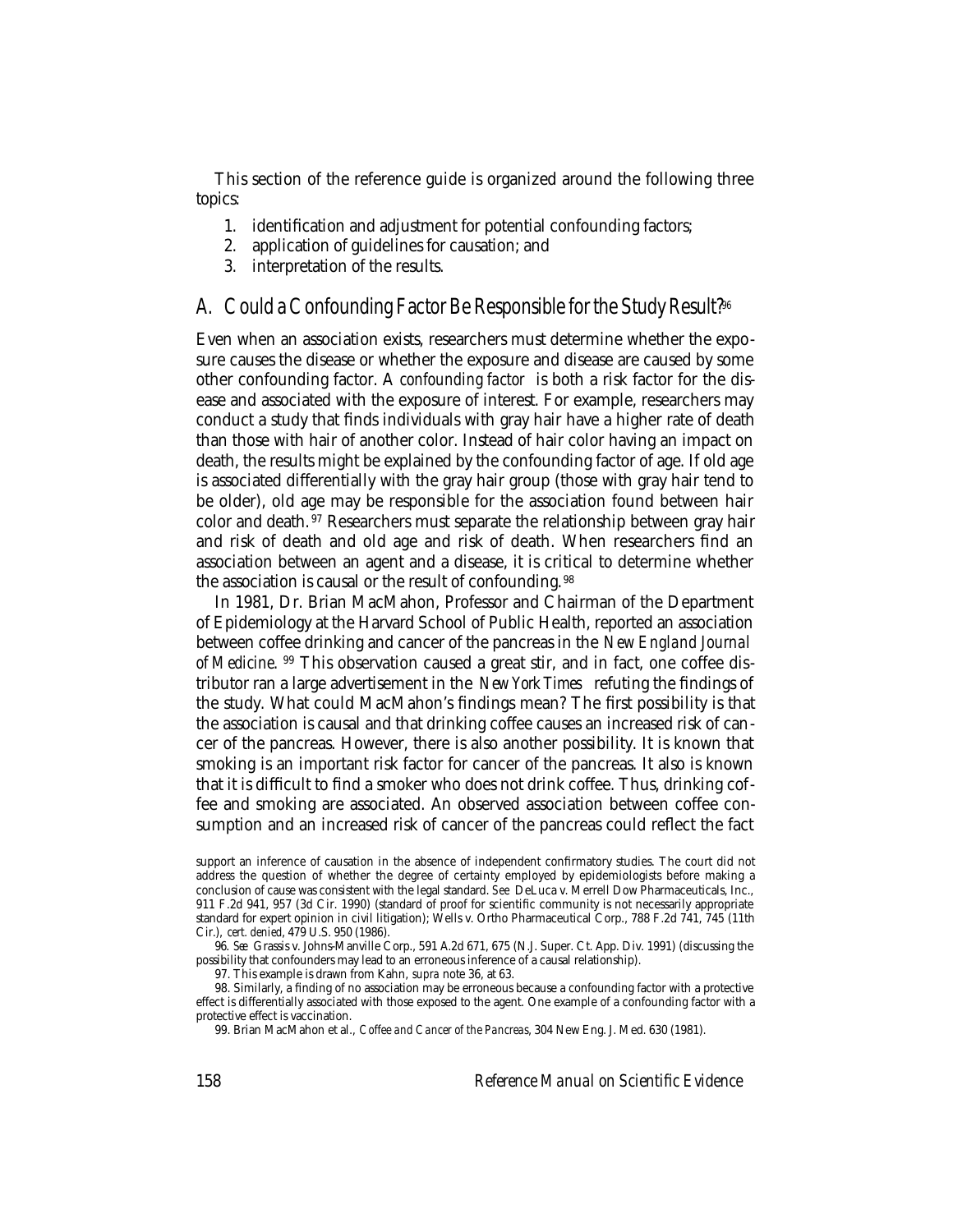This section of the reference guide is organized around the following three topics:

1. identification and adjustment for potential confounding factors;
2. application of guidelines for causation; and
3. interpretation of the results.

## A. Could a Confounding Factor Be Responsible for the Study Result?[96]

Even when an association exists, researchers must determine whether the exposure causes the disease or whether the exposure and disease are caused by some other confounding factor. A *confounding factor* is both a risk factor for the disease and associated with the exposure of interest. For example, researchers may conduct a study that finds individuals with gray hair have a higher rate of death than those with hair of another color. Instead of hair color having an impact on death, the results might be explained by the confounding factor of age. If old age is associated differentially with the gray hair group (those with gray hair tend to be older), old age may be responsible for the association found between hair color and death.[97] Researchers must separate the relationship between gray hair and risk of death and old age and risk of death. When researchers find an association between an agent and a disease, it is critical to determine whether the association is causal or the result of confounding.[98]

In 1981, Dr. Brian MacMahon, Professor and Chairman of the Department of Epidemiology at the Harvard School of Public Health, reported an association between coffee drinking and cancer of the pancreas in the *New England Journal of Medicine*.[99] This observation caused a great stir, and in fact, one coffee distributor ran a large advertisement in the *New York Times* refuting the findings of the study. What could MacMahon's findings mean? The first possibility is that the association is causal and that drinking coffee causes an increased risk of cancer of the pancreas. However, there is also another possibility. It is known that smoking is an important risk factor for cancer of the pancreas. It also is known that it is difficult to find a smoker who does not drink coffee. Thus, drinking coffee and smoking are associated. An observed association between coffee consumption and an increased risk of cancer of the pancreas could reflect the fact

support an inference of causation in the absence of independent confirmatory studies. The court did not address the question of whether the degree of certainty employed by epidemiologists before making a conclusion of cause was consistent with the legal standard. *See* DeLuca v. Merrell Dow Pharmaceuticals, Inc., 911 F.2d 941, 957 (3d Cir. 1990) (standard of proof for scientific community is not necessarily appropriate standard for expert opinion in civil litigation); Wells v. Ortho Pharmaceutical Corp., 788 F.2d 741, 745 (11th Cir.), *cert. denied*, 479 U.S. 950 (1986).

96. *See* Grassis v. Johns-Manville Corp., 591 A.2d 671, 675 (N.J. Super. Ct. App. Div. 1991) (discussing the possibility that confounders may lead to an erroneous inference of a causal relationship).

97. This example is drawn from Kahn, *supra* note 36, at 63.

98. Similarly, a finding of no association may be erroneous because a confounding factor with a protective effect is differentially associated with those exposed to the agent. One example of a confounding factor with a protective effect is vaccination.

99. Brian MacMahon et al., *Coffee and Cancer of the Pancreas*, 304 New Eng. J. Med. 630 (1981).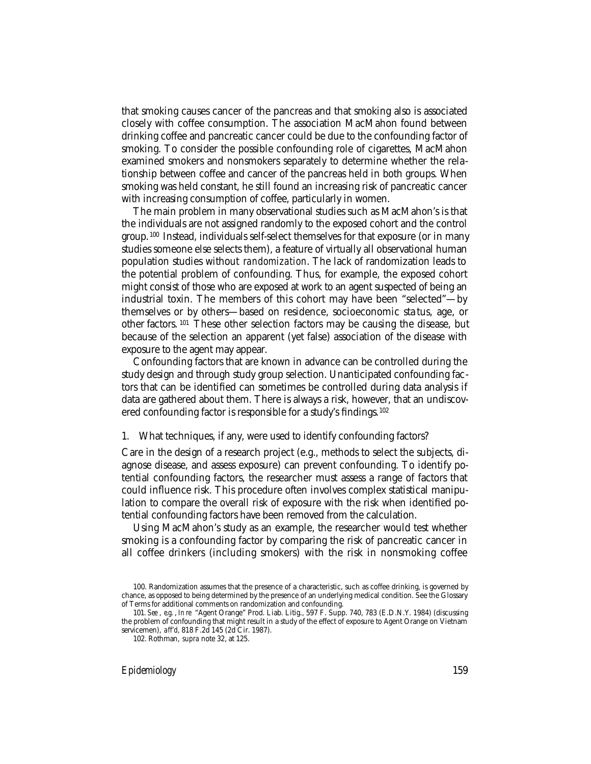that smoking causes cancer of the pancreas and that smoking also is associated closely with coffee consumption. The association MacMahon found between drinking coffee and pancreatic cancer could be due to the confounding factor of smoking. To consider the possible confounding role of cigarettes, MacMahon examined smokers and nonsmokers separately to determine whether the relationship between coffee and cancer of the pancreas held in both groups. When smoking was held constant, he still found an increasing risk of pancreatic cancer with increasing consumption of coffee, particularly in women.

The main problem in many observational studies such as MacMahon's is that the individuals are not assigned randomly to the exposed cohort and the control group.[100] Instead, individuals self-select themselves for that exposure (or in many studies someone else selects them), a feature of virtually all observational human population studies without *randomization*. The lack of randomization leads to the potential problem of confounding. Thus, for example, the exposed cohort might consist of those who are exposed at work to an agent suspected of being an industrial toxin. The members of this cohort may have been "selected"—by themselves or by others—based on residence, socioeconomic status, age, or other factors.[101] These other selection factors may be causing the disease, but because of the selection an apparent (yet false) association of the disease with exposure to the agent may appear.

Confounding factors that are known in advance can be controlled during the study design and through study group selection. Unanticipated confounding factors that can be identified can sometimes be controlled during data analysis if data are gathered about them. There is always a risk, however, that an undiscovered confounding factor is responsible for a study's findings.[102]

### 1. What techniques, if any, were used to identify confounding factors?

Care in the design of a research project (e.g., methods to select the subjects, diagnose disease, and assess exposure) can prevent confounding. To identify potential confounding factors, the researcher must assess a range of factors that could influence risk. This procedure often involves complex statistical manipulation to compare the overall risk of exposure with the risk when identified potential confounding factors have been removed from the calculation.

Using MacMahon's study as an example, the researcher would test whether smoking is a confounding factor by comparing the risk of pancreatic cancer in all coffee drinkers (including smokers) with the risk in nonsmoking coffee

---

100. Randomization assumes that the presence of a characteristic, such as coffee drinking, is governed by chance, as opposed to being determined by the presence of an underlying medical condition. See the Glossary of Terms for additional comments on randomization and confounding.

101. *See, e.g.*, *In re* "Agent Orange" Prod. Liab. Litig., 597 F. Supp. 740, 783 (E.D.N.Y. 1984) (discussing the problem of confounding that might result in a study of the effect of exposure to Agent Orange on Vietnam servicemen), *aff'd*, 818 F.2d 145 (2d Cir. 1987).

102. Rothman, *supra* note 32, at 125.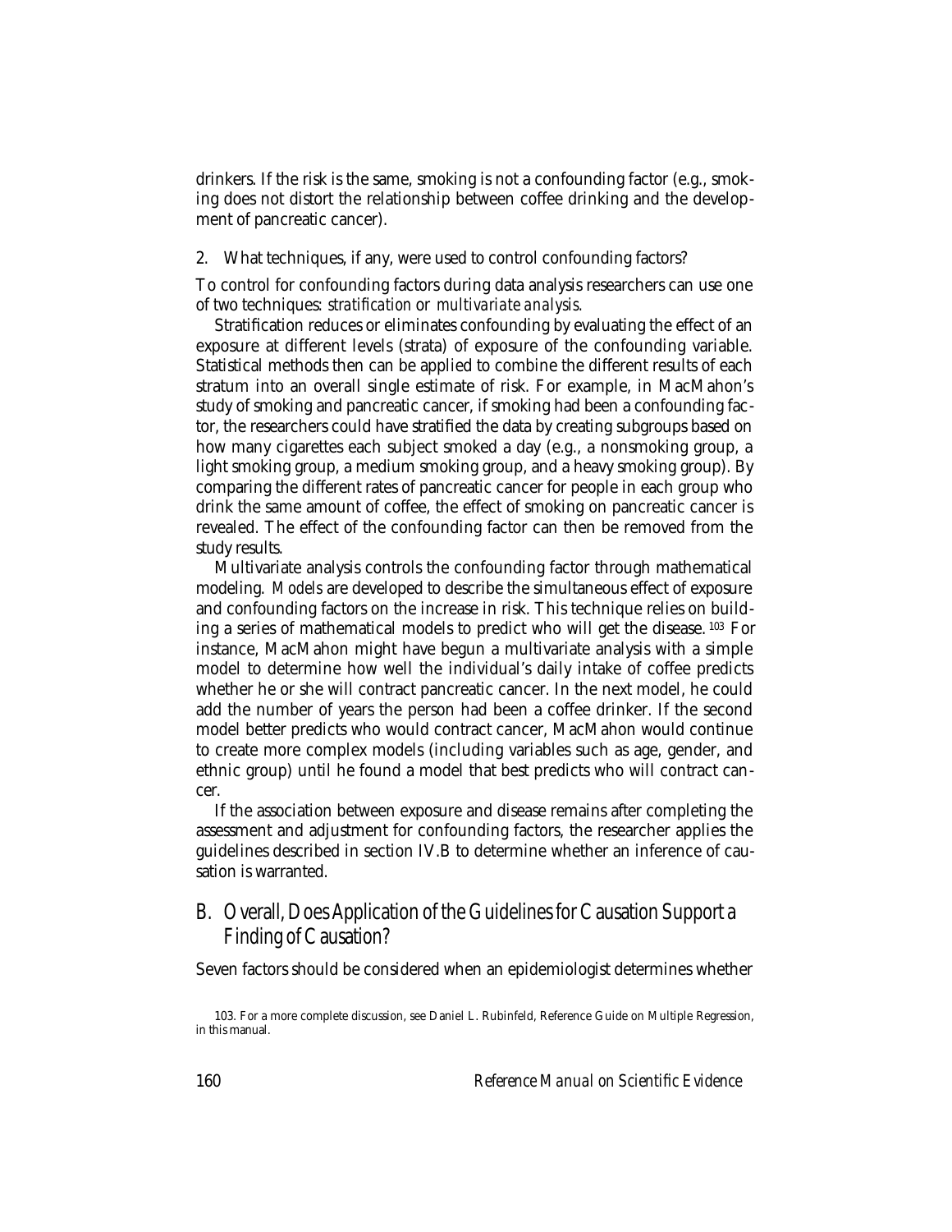drinkers. If the risk is the same, smoking is not a confounding factor (e.g., smoking does not distort the relationship between coffee drinking and the development of pancreatic cancer).

2. What techniques, if any, were used to control confounding factors?

To control for confounding factors during data analysis researchers can use one of two techniques: *stratification* or *multivariate analysis*.

Stratification reduces or eliminates confounding by evaluating the effect of an exposure at different levels (strata) of exposure of the confounding variable. Statistical methods then can be applied to combine the different results of each stratum into an overall single estimate of risk. For example, in MacMahon's study of smoking and pancreatic cancer, if smoking had been a confounding factor, the researchers could have stratified the data by creating subgroups based on how many cigarettes each subject smoked a day (e.g., a nonsmoking group, a light smoking group, a medium smoking group, and a heavy smoking group). By comparing the different rates of pancreatic cancer for people in each group who drink the same amount of coffee, the effect of smoking on pancreatic cancer is revealed. The effect of the confounding factor can then be removed from the study results.

Multivariate analysis controls the confounding factor through mathematical modeling. *Models* are developed to describe the simultaneous effect of exposure and confounding factors on the increase in risk. This technique relies on building a series of mathematical models to predict who will get the disease.[103] For instance, MacMahon might have begun a multivariate analysis with a simple model to determine how well the individual's daily intake of coffee predicts whether he or she will contract pancreatic cancer. In the next model, he could add the number of years the person had been a coffee drinker. If the second model better predicts who would contract cancer, MacMahon would continue to create more complex models (including variables such as age, gender, and ethnic group) until he found a model that best predicts who will contract cancer.

If the association between exposure and disease remains after completing the assessment and adjustment for confounding factors, the researcher applies the guidelines described in section IV.B to determine whether an inference of causation is warranted.

## B. Overall, Does Application of the Guidelines for Causation Support a Finding of Causation?

Seven factors should be considered when an epidemiologist determines whether

103. For a more complete discussion, see Daniel L. Rubinfeld, Reference Guide on Multiple Regression, in this manual.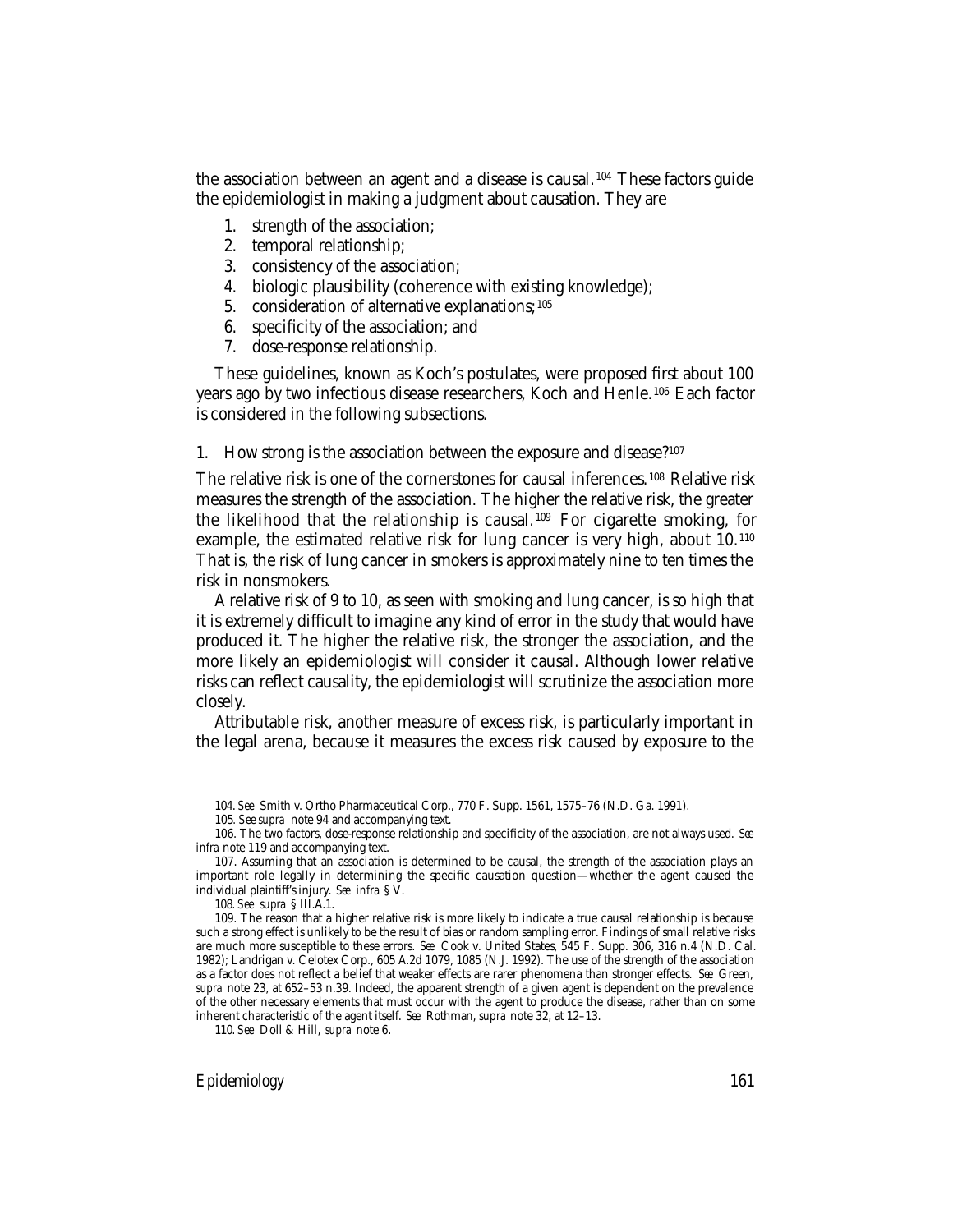the association between an agent and a disease is causal.[104] These factors guide the epidemiologist in making a judgment about causation. They are

1. strength of the association;
2. temporal relationship;
3. consistency of the association;
4. biologic plausibility (coherence with existing knowledge);
5. consideration of alternative explanations;[105]
6. specificity of the association; and
7. dose-response relationship.

These guidelines, known as Koch's postulates, were proposed first about 100 years ago by two infectious disease researchers, Koch and Henle.[106] Each factor is considered in the following subsections.

### 1. How strong is the association between the exposure and disease?[107]

The relative risk is one of the cornerstones for causal inferences.[108] Relative risk measures the strength of the association. The higher the relative risk, the greater the likelihood that the relationship is causal.[109] For cigarette smoking, for example, the estimated relative risk for lung cancer is very high, about 10.[110] That is, the risk of lung cancer in smokers is approximately nine to ten times the risk in nonsmokers.

A relative risk of 9 to 10, as seen with smoking and lung cancer, is so high that it is extremely difficult to imagine any kind of error in the study that would have produced it. The higher the relative risk, the stronger the association, and the more likely an epidemiologist will consider it causal. Although lower relative risks can reflect causality, the epidemiologist will scrutinize the association more closely.

Attributable risk, another measure of excess risk, is particularly important in the legal arena, because it measures the excess risk caused by exposure to the

104. *See* Smith v. Ortho Pharmaceutical Corp., 770 F. Supp. 1561, 1575–76 (N.D. Ga. 1991).

105. *See supra* note 94 and accompanying text.

106. The two factors, dose-response relationship and specificity of the association, are not always used. *See infra* note 119 and accompanying text.

107. Assuming that an association is determined to be causal, the strength of the association plays an important role legally in determining the specific causation question—whether the agent caused the individual plaintiff's injury. *See infra* § V.

108. *See supra* § III.A.1.

109. The reason that a higher relative risk is more likely to indicate a true causal relationship is because such a strong effect is unlikely to be the result of bias or random sampling error. Findings of small relative risks are much more susceptible to these errors. *See* Cook v. United States, 545 F. Supp. 306, 316 n.4 (N.D. Cal. 1982); Landrigan v. Celotex Corp., 605 A.2d 1079, 1085 (N.J. 1992). The use of the strength of the association as a factor does not reflect a belief that weaker effects are rarer phenomena than stronger effects. *See* Green, *supra* note 23, at 652–53 n.39. Indeed, the apparent strength of a given agent is dependent on the prevalence of the other necessary elements that must occur with the agent to produce the disease, rather than on some inherent characteristic of the agent itself. *See* Rothman, *supra* note 32, at 12–13.

110. *See* Doll & Hill, *supra* note 6.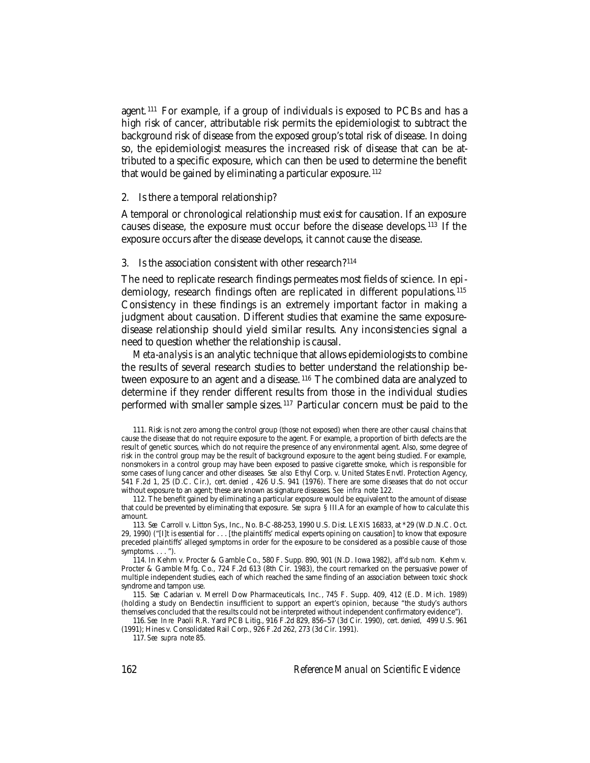agent.[111] For example, if a group of individuals is exposed to PCBs and has a high risk of cancer, attributable risk permits the epidemiologist to subtract the background risk of disease from the exposed group's total risk of disease. In doing so, the epidemiologist measures the increased risk of disease that can be attributed to a specific exposure, which can then be used to determine the benefit that would be gained by eliminating a particular exposure.[112]

### 2. Is there a temporal relationship?

A temporal or chronological relationship must exist for causation. If an exposure causes disease, the exposure must occur before the disease develops.[113] If the exposure occurs after the disease develops, it cannot cause the disease.

### 3. Is the association consistent with other research?[114]

The need to replicate research findings permeates most fields of science. In epidemiology, research findings often are replicated in different populations.[115] Consistency in these findings is an extremely important factor in making a judgment about causation. Different studies that examine the same exposure-disease relationship should yield similar results. Any inconsistencies signal a need to question whether the relationship is causal.

*Meta-analysis* is an analytic technique that allows epidemiologists to combine the results of several research studies to better understand the relationship between exposure to an agent and a disease.[116] The combined data are analyzed to determine if they render different results from those in the individual studies performed with smaller sample sizes.[117] Particular concern must be paid to the

---

111. Risk is not zero among the control group (those not exposed) when there are other causal chains that cause the disease that do not require exposure to the agent. For example, a proportion of birth defects are the result of genetic sources, which do not require the presence of any environmental agent. Also, some degree of risk in the control group may be the result of background exposure to the agent being studied. For example, nonsmokers in a control group may have been exposed to passive cigarette smoke, which is responsible for some cases of lung cancer and other diseases. *See also* Ethyl Corp. v. United States Envtl. Protection Agency, 541 F.2d 1, 25 (D.C. Cir.), *cert. denied*, 426 U.S. 941 (1976). There are some diseases that do not occur without exposure to an agent; these are known as signature diseases. *See infra* note 122.

112. The benefit gained by eliminating a particular exposure would be equivalent to the amount of disease that could be prevented by eliminating that exposure. *See supra* § III.A for an example of how to calculate this amount.

113. *See* Carroll v. Litton Sys., Inc., No. B-C-88-253, 1990 U.S. Dist. LEXIS 16833, at *29 (W.D.N.C. Oct. 29, 1990) ("[I]t is essential for . . . [the plaintiffs' medical experts opining on causation] to know that exposure preceded plaintiffs' alleged symptoms in order for the exposure to be considered as a possible cause of those symptoms. . . . ").

114. In Kehm v. Procter & Gamble Co., 580 F. Supp. 890, 901 (N.D. Iowa 1982), *aff'd sub nom.* Kehm v. Procter & Gamble Mfg. Co., 724 F.2d 613 (8th Cir. 1983), the court remarked on the persuasive power of multiple independent studies, each of which reached the same finding of an association between toxic shock syndrome and tampon use.

115. *See* Cadarian v. Merrell Dow Pharmaceuticals, Inc., 745 F. Supp. 409, 412 (E.D. Mich. 1989) (holding a study on Bendectin insufficient to support an expert's opinion, because "the study's authors themselves concluded that the results could not be interpreted without independent confirmatory evidence").

116. *See In re* Paoli R.R. Yard PCB Litig., 916 F.2d 829, 856–57 (3d Cir. 1990), *cert. denied*, 499 U.S. 961 (1991); Hines v. Consolidated Rail Corp., 926 F.2d 262, 273 (3d Cir. 1991).

117. *See supra* note 85.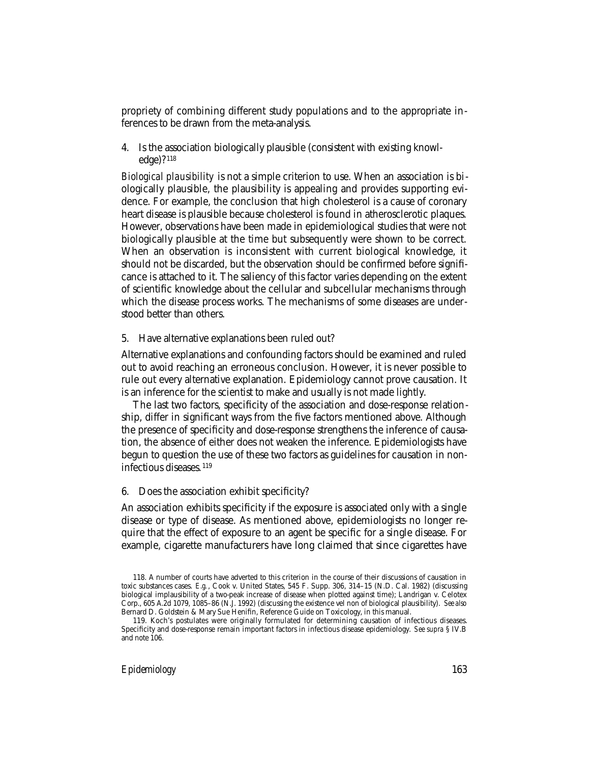propriety of combining different study populations and to the appropriate inferences to be drawn from the meta-analysis.

4. Is the association biologically plausible (consistent with existing knowledge)?[118]

*Biological plausibility* is not a simple criterion to use. When an association is biologically plausible, the plausibility is appealing and provides supporting evidence. For example, the conclusion that high cholesterol is a cause of coronary heart disease is plausible because cholesterol is found in atherosclerotic plaques. However, observations have been made in epidemiological studies that were not biologically plausible at the time but subsequently were shown to be correct. When an observation is inconsistent with current biological knowledge, it should not be discarded, but the observation should be confirmed before significance is attached to it. The saliency of this factor varies depending on the extent of scientific knowledge about the cellular and subcellular mechanisms through which the disease process works. The mechanisms of some diseases are understood better than others.

5. Have alternative explanations been ruled out?

Alternative explanations and confounding factors should be examined and ruled out to avoid reaching an erroneous conclusion. However, it is never possible to rule out every alternative explanation. Epidemiology cannot prove causation. It is an inference for the scientist to make and usually is not made lightly.

The last two factors, specificity of the association and dose-response relationship, differ in significant ways from the five factors mentioned above. Although the presence of specificity and dose-response strengthens the inference of causation, the absence of either does not weaken the inference. Epidemiologists have begun to question the use of these two factors as guidelines for causation in noninfectious diseases.[119]

6. Does the association exhibit specificity?

An association exhibits specificity if the exposure is associated only with a single disease or type of disease. As mentioned above, epidemiologists no longer require that the effect of exposure to an agent be specific for a single disease. For example, cigarette manufacturers have long claimed that since cigarettes have

---

118. A number of courts have adverted to this criterion in the course of their discussions of causation in toxic substances cases. *E.g.*, Cook v. United States, 545 F. Supp. 306, 314–15 (N.D. Cal. 1982) (discussing biological implausibility of a two-peak increase of disease when plotted against time); Landrigan v. Celotex Corp., 605 A.2d 1079, 1085–86 (N.J. 1992) (discussing the existence vel non of biological plausibility). *See also* Bernard D. Goldstein & Mary Sue Henifin, Reference Guide on Toxicology, in this manual.

119. Koch's postulates were originally formulated for determining causation of infectious diseases. Specificity and dose-response remain important factors in infectious disease epidemiology. *See supra* § IV.B and note 106.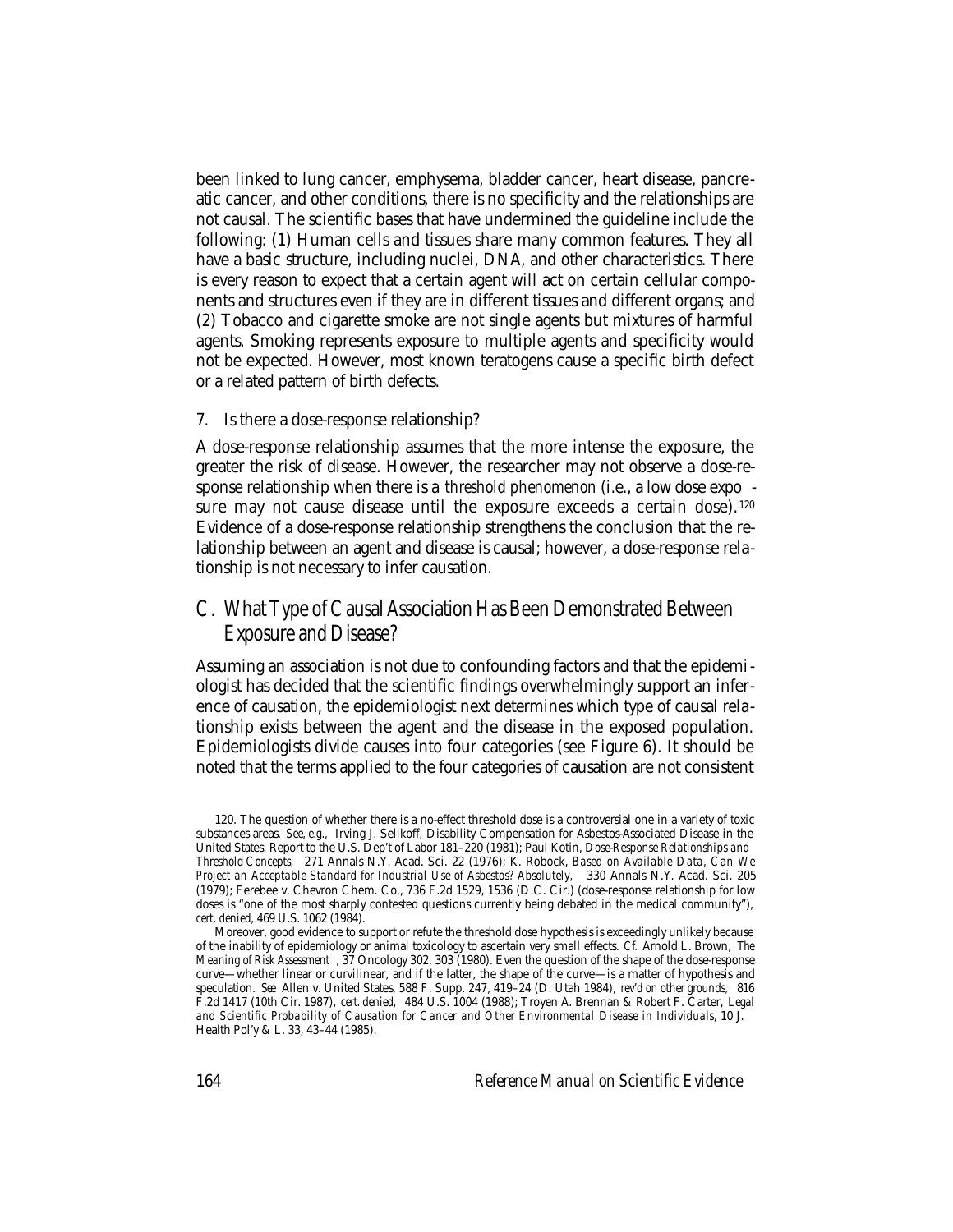been linked to lung cancer, emphysema, bladder cancer, heart disease, pancreatic cancer, and other conditions, there is no specificity and the relationships are not causal. The scientific bases that have undermined the guideline include the following: (1) Human cells and tissues share many common features. They all have a basic structure, including nuclei, DNA, and other characteristics. There is every reason to expect that a certain agent will act on certain cellular components and structures even if they are in different tissues and different organs; and (2) Tobacco and cigarette smoke are not single agents but mixtures of harmful agents. Smoking represents exposure to multiple agents and specificity would not be expected. However, most known teratogens cause a specific birth defect or a related pattern of birth defects.

### 7. Is there a dose-response relationship?

A dose-response relationship assumes that the more intense the exposure, the greater the risk of disease. However, the researcher may not observe a dose-response relationship when there is a *threshold phenomenon* (i.e., a low dose exposure may not cause disease until the exposure exceeds a certain dose).[120] Evidence of a dose-response relationship strengthens the conclusion that the relationship between an agent and disease is causal; however, a dose-response relationship is not necessary to infer causation.

## C. What Type of Causal Association Has Been Demonstrated Between Exposure and Disease?

Assuming an association is not due to confounding factors and that the epidemiologist has decided that the scientific findings overwhelmingly support an inference of causation, the epidemiologist next determines which type of causal relationship exists between the agent and the disease in the exposed population. Epidemiologists divide causes into four categories (see Figure 6). It should be noted that the terms applied to the four categories of causation are not consistent

---

120. The question of whether there is a no-effect threshold dose is a controversial one in a variety of toxic substances areas. *See, e.g.*, Irving J. Selikoff, Disability Compensation for Asbestos-Associated Disease in the United States: Report to the U.S. Dep't of Labor 181–220 (1981); Paul Kotin, *Dose-Response Relationships and Threshold Concepts*, 271 Annals N.Y. Acad. Sci. 22 (1976); K. Robock, *Based on Available Data, Can We Project an Acceptable Standard for Industrial Use of Asbestos? Absolutely*, 330 Annals N.Y. Acad. Sci. 205 (1979); Ferebee v. Chevron Chem. Co., 736 F.2d 1529, 1536 (D.C. Cir.) (dose-response relationship for low doses is "one of the most sharply contested questions currently being debated in the medical community"), *cert. denied*, 469 U.S. 1062 (1984).

Moreover, good evidence to support or refute the threshold dose hypothesis is exceedingly unlikely because of the inability of epidemiology or animal toxicology to ascertain very small effects. *Cf.* Arnold L. Brown, *The Meaning of Risk Assessment*, 37 Oncology 302, 303 (1980). Even the question of the shape of the dose-response curve—whether linear or curvilinear, and if the latter, the shape of the curve—is a matter of hypothesis and speculation. *See* Allen v. United States, 588 F. Supp. 247, 419–24 (D. Utah 1984), *rev'd on other grounds*, 816 F.2d 1417 (10th Cir. 1987), *cert. denied*, 484 U.S. 1004 (1988); Troyen A. Brennan & Robert F. Carter, *Legal and Scientific Probability of Causation for Cancer and Other Environmental Disease in Individuals*, 10 J. Health Pol'y & L. 33, 43–44 (1985).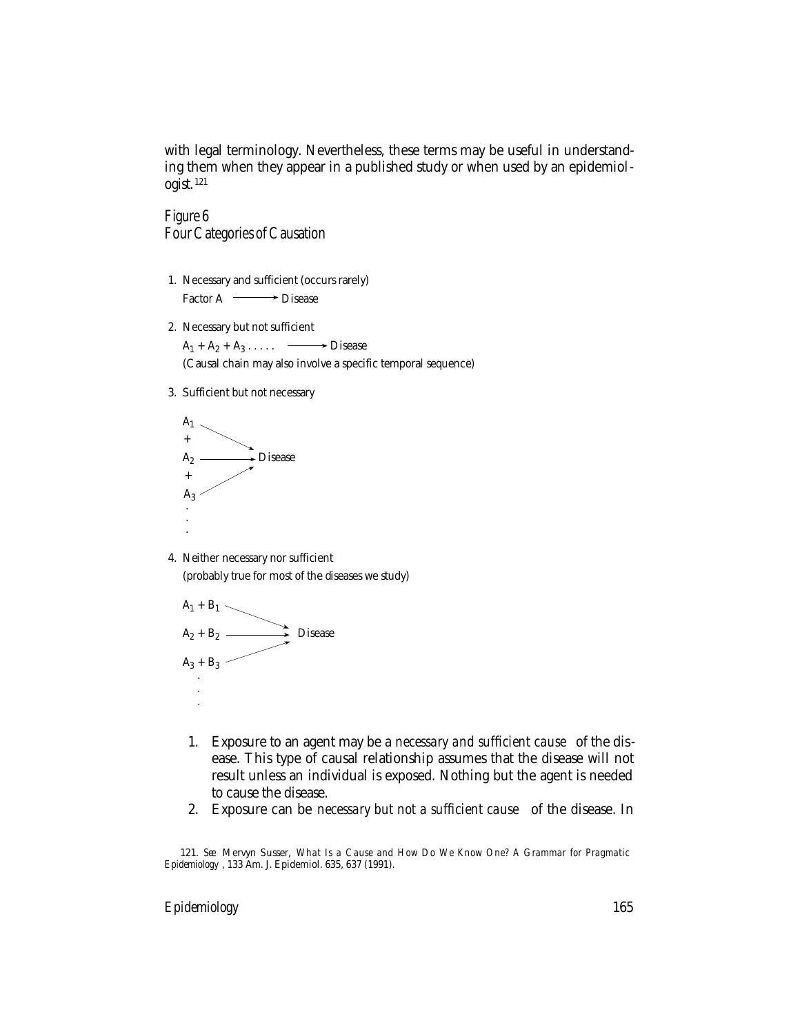with legal terminology. Nevertheless, these terms may be useful in understanding them when they appear in a published study or when used by an epidemiologist.[121]

*Figure 6*
*Four Categories of Causation*

1. Necessary and sufficient (occurs rarely)

   Factor A ⟶ Disease

2. Necessary but not sufficient

   $A_1 + A_2 + A_3 \ldots\ldots$ ⟶ Disease

   (Causal chain may also involve a specific temporal sequence)

3. Sufficient but not necessary

   $A_1$ ⟶ Disease
   +
   $A_2$ ⟶ Disease
   +
   $A_3$ ⟶ Disease
   .
   .
   .

4. Neither necessary nor sufficient

   (probably true for most of the diseases we study)

   $A_1 + B_1$ ⟶ Disease
   $A_2 + B_2$ ⟶ Disease
   $A_3 + B_3$ ⟶ Disease
   .
   .
   .

1. Exposure to an agent may be a *necessary and sufficient cause* of the disease. This type of causal relationship assumes that the disease will not result unless an individual is exposed. Nothing but the agent is needed to cause the disease.
2. Exposure can be *necessary but not a sufficient cause* of the disease. In

121. *See* Mervyn Susser, *What Is a Cause and How Do We Know One? A Grammar for Pragmatic Epidemiology*, 133 Am. J. Epidemiol. 635, 637 (1991).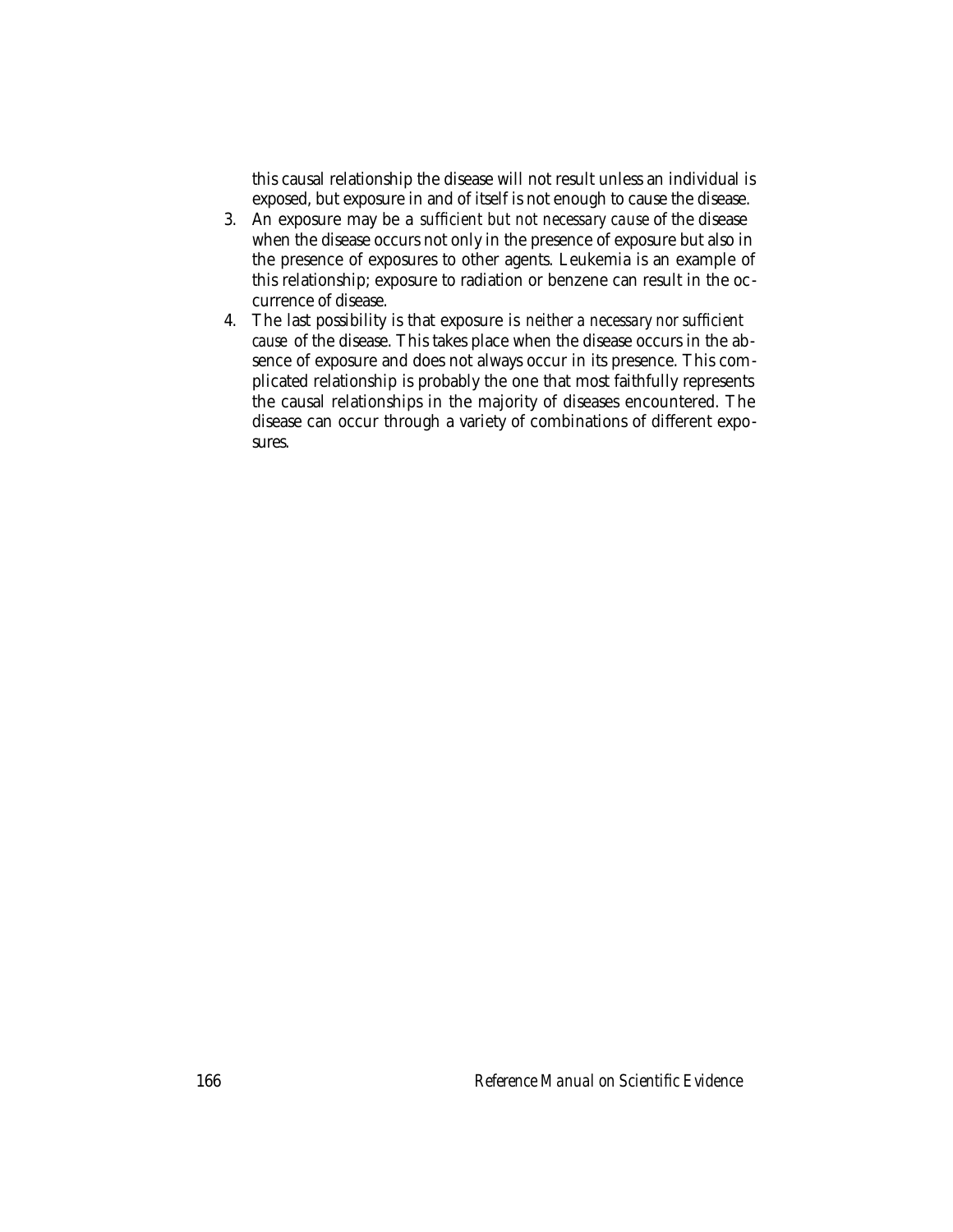this causal relationship the disease will not result unless an individual is exposed, but exposure in and of itself is not enough to cause the disease.

3. An exposure may be a *sufficient but not necessary cause* of the disease when the disease occurs not only in the presence of exposure but also in the presence of exposures to other agents. Leukemia is an example of this relationship; exposure to radiation or benzene can result in the occurrence of disease.
4. The last possibility is that exposure is *neither a necessary nor sufficient cause* of the disease. This takes place when the disease occurs in the absence of exposure and does not always occur in its presence. This complicated relationship is probably the one that most faithfully represents the causal relationships in the majority of diseases encountered. The disease can occur through a variety of combinations of different exposures.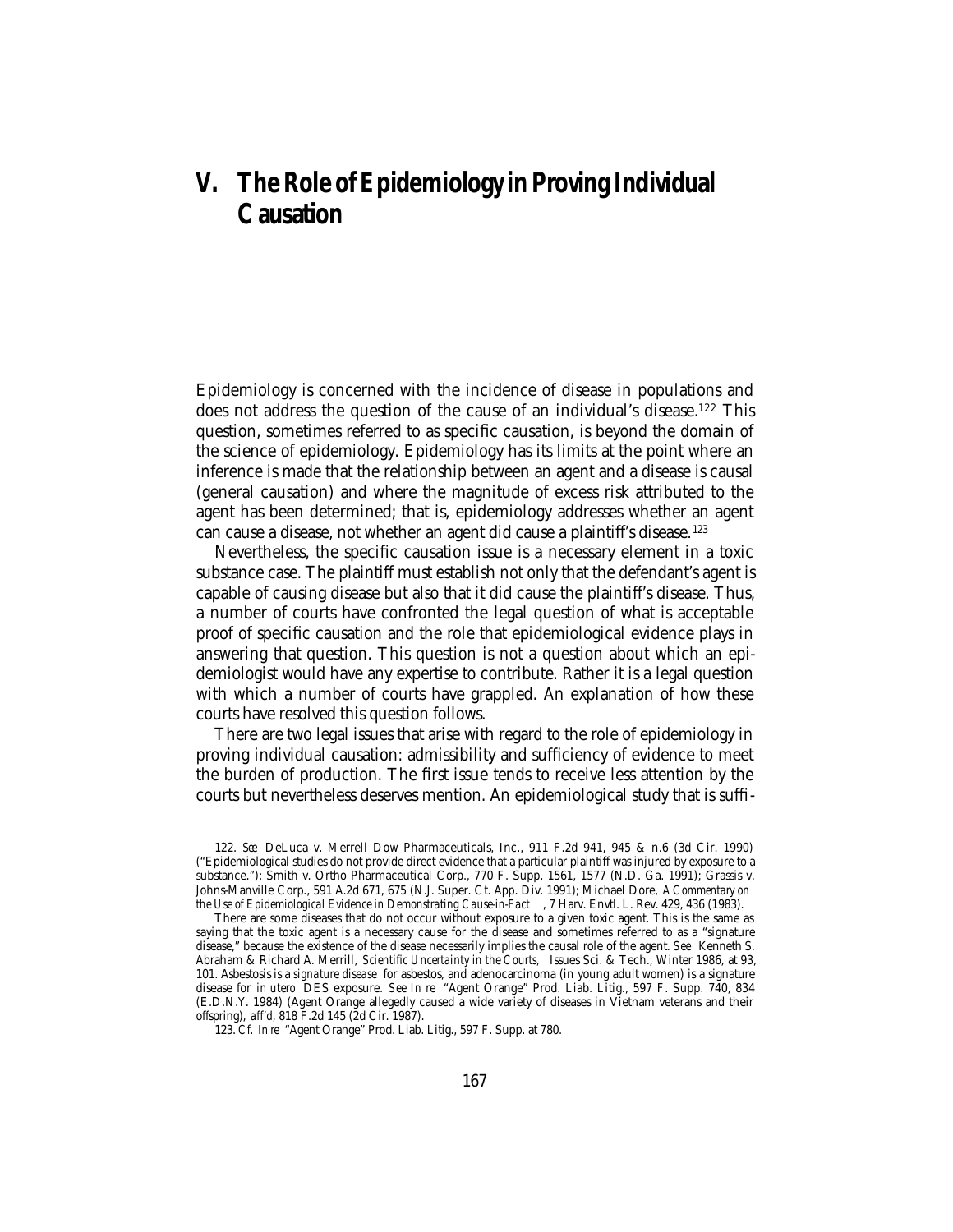# V. The Role of Epidemiology in Proving Individual Causation

Epidemiology is concerned with the incidence of disease in populations and does not address the question of the cause of an individual's disease.[122] This question, sometimes referred to as specific causation, is beyond the domain of the science of epidemiology. Epidemiology has its limits at the point where an inference is made that the relationship between an agent and a disease is causal (general causation) and where the magnitude of excess risk attributed to the agent has been determined; that is, epidemiology addresses whether an agent can cause a disease, not whether an agent did cause a plaintiff's disease.[123]

Nevertheless, the specific causation issue is a necessary element in a toxic substance case. The plaintiff must establish not only that the defendant's agent is capable of causing disease but also that it did cause the plaintiff's disease. Thus, a number of courts have confronted the legal question of what is acceptable proof of specific causation and the role that epidemiological evidence plays in answering that question. This question is not a question about which an epidemiologist would have any expertise to contribute. Rather it is a legal question with which a number of courts have grappled. An explanation of how these courts have resolved this question follows.

There are two legal issues that arise with regard to the role of epidemiology in proving individual causation: admissibility and sufficiency of evidence to meet the burden of production. The first issue tends to receive less attention by the courts but nevertheless deserves mention. An epidemiological study that is suffi-

---

122. *See* DeLuca v. Merrell Dow Pharmaceuticals, Inc., 911 F.2d 941, 945 & n.6 (3d Cir. 1990) ("Epidemiological studies do not provide direct evidence that a particular plaintiff was injured by exposure to a substance."); Smith v. Ortho Pharmaceutical Corp., 770 F. Supp. 1561, 1577 (N.D. Ga. 1991); Grassis v. Johns-Manville Corp., 591 A.2d 671, 675 (N.J. Super. Ct. App. Div. 1991); Michael Dore, *A Commentary on the Use of Epidemiological Evidence in Demonstrating Cause-in-Fact*, 7 Harv. Envtl. L. Rev. 429, 436 (1983).

There are some diseases that do not occur without exposure to a given toxic agent. This is the same as saying that the toxic agent is a necessary cause for the disease and sometimes referred to as a "signature disease," because the existence of the disease necessarily implies the causal role of the agent. *See* Kenneth S. Abraham & Richard A. Merrill, *Scientific Uncertainty in the Courts*, Issues Sci. & Tech., Winter 1986, at 93, 101. Asbestosis is a *signature disease* for asbestos, and adenocarcinoma (in young adult women) is a signature disease for *in utero* DES exposure. *See In re* "Agent Orange" Prod. Liab. Litig., 597 F. Supp. 740, 834 (E.D.N.Y. 1984) (Agent Orange allegedly caused a wide variety of diseases in Vietnam veterans and their offspring), *aff'd*, 818 F.2d 145 (2d Cir. 1987).

123. *Cf. In re* "Agent Orange" Prod. Liab. Litig., 597 F. Supp. at 780.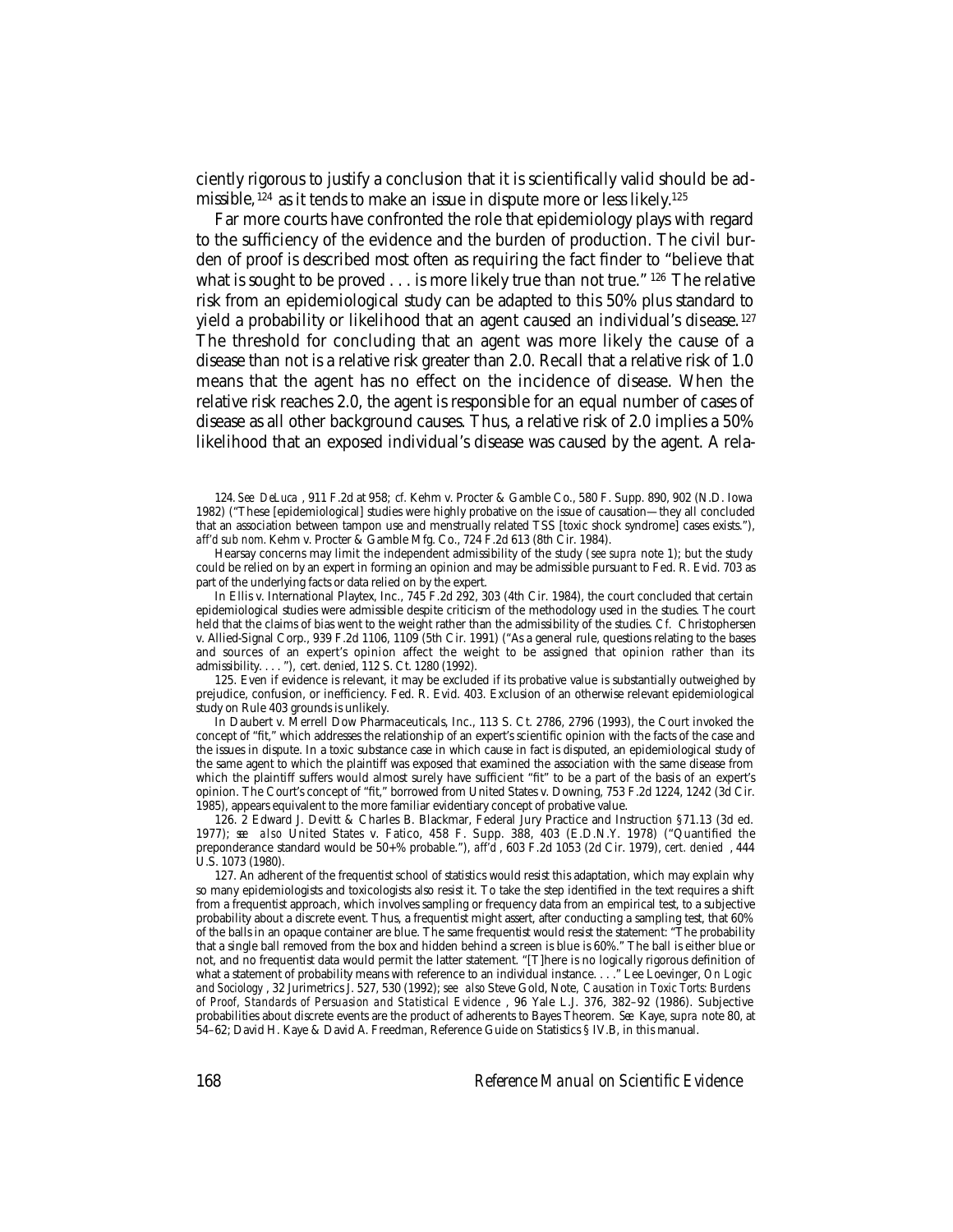ciently rigorous to justify a conclusion that it is scientifically valid should be admissible,[124] as it tends to make an issue in dispute more or less likely.[125]

Far more courts have confronted the role that epidemiology plays with regard to the sufficiency of the evidence and the burden of production. The civil burden of proof is described most often as requiring the fact finder to "believe that what is sought to be proved . . . is more likely true than not true."[126] The relative risk from an epidemiological study can be adapted to this 50% plus standard to yield a probability or likelihood that an agent caused an individual's disease.[127] The threshold for concluding that an agent was more likely the cause of a disease than not is a relative risk greater than 2.0. Recall that a relative risk of 1.0 means that the agent has no effect on the incidence of disease. When the relative risk reaches 2.0, the agent is responsible for an equal number of cases of disease as all other background causes. Thus, a relative risk of 2.0 implies a 50% likelihood that an exposed individual's disease was caused by the agent. A rela-

---

124. *See DeLuca*, 911 F.2d at 958; *cf.* Kehm v. Procter & Gamble Co., 580 F. Supp. 890, 902 (N.D. Iowa 1982) ("These [epidemiological] studies were highly probative on the issue of causation—they all concluded that an association between tampon use and menstrually related TSS [toxic shock syndrome] cases exists."), *aff'd sub nom.* Kehm v. Procter & Gamble Mfg. Co., 724 F.2d 613 (8th Cir. 1984).

Hearsay concerns may limit the independent admissibility of the study (*see supra* note 1); but the study could be relied on by an expert in forming an opinion and may be admissible pursuant to Fed. R. Evid. 703 as part of the underlying facts or data relied on by the expert.

In Ellis v. International Playtex, Inc., 745 F.2d 292, 303 (4th Cir. 1984), the court concluded that certain epidemiological studies were admissible despite criticism of the methodology used in the studies. The court held that the claims of bias went to the weight rather than the admissibility of the studies. *Cf.* Christophersen v. Allied-Signal Corp., 939 F.2d 1106, 1109 (5th Cir. 1991) ("As a general rule, questions relating to the bases and sources of an expert's opinion affect the weight to be assigned that opinion rather than its admissibility. . . . "), *cert. denied*, 112 S. Ct. 1280 (1992).

125. Even if evidence is relevant, it may be excluded if its probative value is substantially outweighed by prejudice, confusion, or inefficiency. Fed. R. Evid. 403. Exclusion of an otherwise relevant epidemiological study on Rule 403 grounds is unlikely.

In Daubert v. Merrell Dow Pharmaceuticals, Inc., 113 S. Ct. 2786, 2796 (1993), the Court invoked the concept of "fit," which addresses the relationship of an expert's scientific opinion with the facts of the case and the issues in dispute. In a toxic substance case in which cause in fact is disputed, an epidemiological study of the same agent to which the plaintiff was exposed that examined the association with the same disease from which the plaintiff suffers would almost surely have sufficient "fit" to be a part of the basis of an expert's opinion. The Court's concept of "fit," borrowed from United States v. Downing, 753 F.2d 1224, 1242 (3d Cir. 1985), appears equivalent to the more familiar evidentiary concept of probative value.

126. 2 Edward J. Devitt & Charles B. Blackmar, Federal Jury Practice and Instruction § 71.13 (3d ed. 1977); *see also* United States v. Fatico, 458 F. Supp. 388, 403 (E.D.N.Y. 1978) ("Quantified the preponderance standard would be 50+% probable."), *aff'd*, 603 F.2d 1053 (2d Cir. 1979), *cert. denied*, 444 U.S. 1073 (1980).

127. An adherent of the frequentist school of statistics would resist this adaptation, which may explain why so many epidemiologists and toxicologists also resist it. To take the step identified in the text requires a shift from a frequentist approach, which involves sampling or frequency data from an empirical test, to a subjective probability about a discrete event. Thus, a frequentist might assert, after conducting a sampling test, that 60% of the balls in an opaque container are blue. The same frequentist would resist the statement: "The probability that a single ball removed from the box and hidden behind a screen is blue is 60%." The ball is either blue or not, and no frequentist data would permit the latter statement. "[T]here is no logically rigorous definition of what a statement of probability means with reference to an individual instance. . . ." Lee Loevinger, *On Logic and Sociology*, 32 Jurimetrics J. 527, 530 (1992); *see also* Steve Gold, Note, *Causation in Toxic Torts: Burdens of Proof, Standards of Persuasion and Statistical Evidence*, 96 Yale L.J. 376, 382–92 (1986). Subjective probabilities about discrete events are the product of adherents to Bayes Theorem. *See* Kaye, *supra* note 80, at 54–62; David H. Kaye & David A. Freedman, Reference Guide on Statistics § IV.B, in this manual.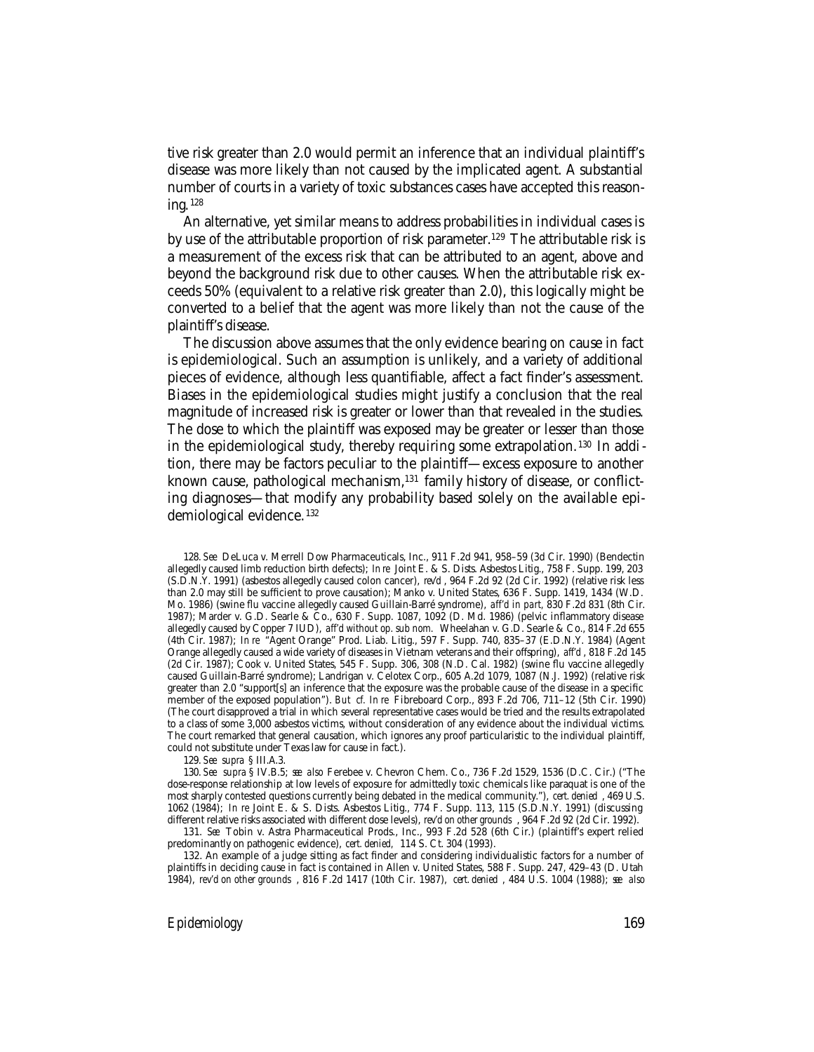tive risk greater than 2.0 would permit an inference that an individual plaintiff's disease was more likely than not caused by the implicated agent. A substantial number of courts in a variety of toxic substances cases have accepted this reasoning.[128]

An alternative, yet similar means to address probabilities in individual cases is by use of the attributable proportion of risk parameter.[129] The attributable risk is a measurement of the excess risk that can be attributed to an agent, above and beyond the background risk due to other causes. When the attributable risk exceeds 50% (equivalent to a relative risk greater than 2.0), this logically might be converted to a belief that the agent was more likely than not the cause of the plaintiff's disease.

The discussion above assumes that the only evidence bearing on cause in fact is epidemiological. Such an assumption is unlikely, and a variety of additional pieces of evidence, although less quantifiable, affect a fact finder's assessment. Biases in the epidemiological studies might justify a conclusion that the real magnitude of increased risk is greater or lower than that revealed in the studies. The dose to which the plaintiff was exposed may be greater or lesser than those in the epidemiological study, thereby requiring some extrapolation.[130] In addition, there may be factors peculiar to the plaintiff—excess exposure to another known cause, pathological mechanism,[131] family history of disease, or conflicting diagnoses—that modify any probability based solely on the available epidemiological evidence.[132]

128. *See* DeLuca v. Merrell Dow Pharmaceuticals, Inc., 911 F.2d 941, 958–59 (3d Cir. 1990) (Bendectin allegedly caused limb reduction birth defects); *In re* Joint E. & S. Dists. Asbestos Litig., 758 F. Supp. 199, 203 (S.D.N.Y. 1991) (asbestos allegedly caused colon cancer), *rev'd*, 964 F.2d 92 (2d Cir. 1992) (relative risk less than 2.0 may still be sufficient to prove causation); Manko v. United States, 636 F. Supp. 1419, 1434 (W.D. Mo. 1986) (swine flu vaccine allegedly caused Guillain-Barré syndrome), *aff'd in part*, 830 F.2d 831 (8th Cir. 1987); Marder v. G.D. Searle & Co., 630 F. Supp. 1087, 1092 (D. Md. 1986) (pelvic inflammatory disease allegedly caused by Copper 7 IUD), *aff'd without op. sub nom.* Wheelahan v. G.D. Searle & Co., 814 F.2d 655 (4th Cir. 1987); *In re* "Agent Orange" Prod. Liab. Litig., 597 F. Supp. 740, 835–37 (E.D.N.Y. 1984) (Agent Orange allegedly caused a wide variety of diseases in Vietnam veterans and their offspring), *aff'd*, 818 F.2d 145 (2d Cir. 1987); Cook v. United States, 545 F. Supp. 306, 308 (N.D. Cal. 1982) (swine flu vaccine allegedly caused Guillain-Barré syndrome); Landrigan v. Celotex Corp., 605 A.2d 1079, 1087 (N.J. 1992) (relative risk greater than 2.0 "support[s] an inference that the exposure was the probable cause of the disease in a specific member of the exposed population"). *But cf. In re* Fibreboard Corp., 893 F.2d 706, 711–12 (5th Cir. 1990) (The court disapproved a trial in which several representative cases would be tried and the results extrapolated to a class of some 3,000 asbestos victims, without consideration of any evidence about the individual victims. The court remarked that general causation, which ignores any proof particularistic to the individual plaintiff, could not substitute under Texas law for cause in fact.).

129. *See supra* § III.A.3.

130. *See supra* § IV.B.5; *see also* Ferebee v. Chevron Chem. Co., 736 F.2d 1529, 1536 (D.C. Cir.) ("The dose-response relationship at low levels of exposure for admittedly toxic chemicals like paraquat is one of the most sharply contested questions currently being debated in the medical community."), *cert. denied*, 469 U.S. 1062 (1984); *In re* Joint E. & S. Dists. Asbestos Litig., 774 F. Supp. 113, 115 (S.D.N.Y. 1991) (discussing different relative risks associated with different dose levels), *rev'd on other grounds*, 964 F.2d 92 (2d Cir. 1992).

131. *See* Tobin v. Astra Pharmaceutical Prods., Inc., 993 F.2d 528 (6th Cir.) (plaintiff's expert relied predominantly on pathogenic evidence), *cert. denied*, 114 S. Ct. 304 (1993).

132. An example of a judge sitting as fact finder and considering individualistic factors for a number of plaintiffs in deciding cause in fact is contained in Allen v. United States, 588 F. Supp. 247, 429–43 (D. Utah 1984), *rev'd on other grounds*, 816 F.2d 1417 (10th Cir. 1987), *cert. denied*, 484 U.S. 1004 (1988); *see also*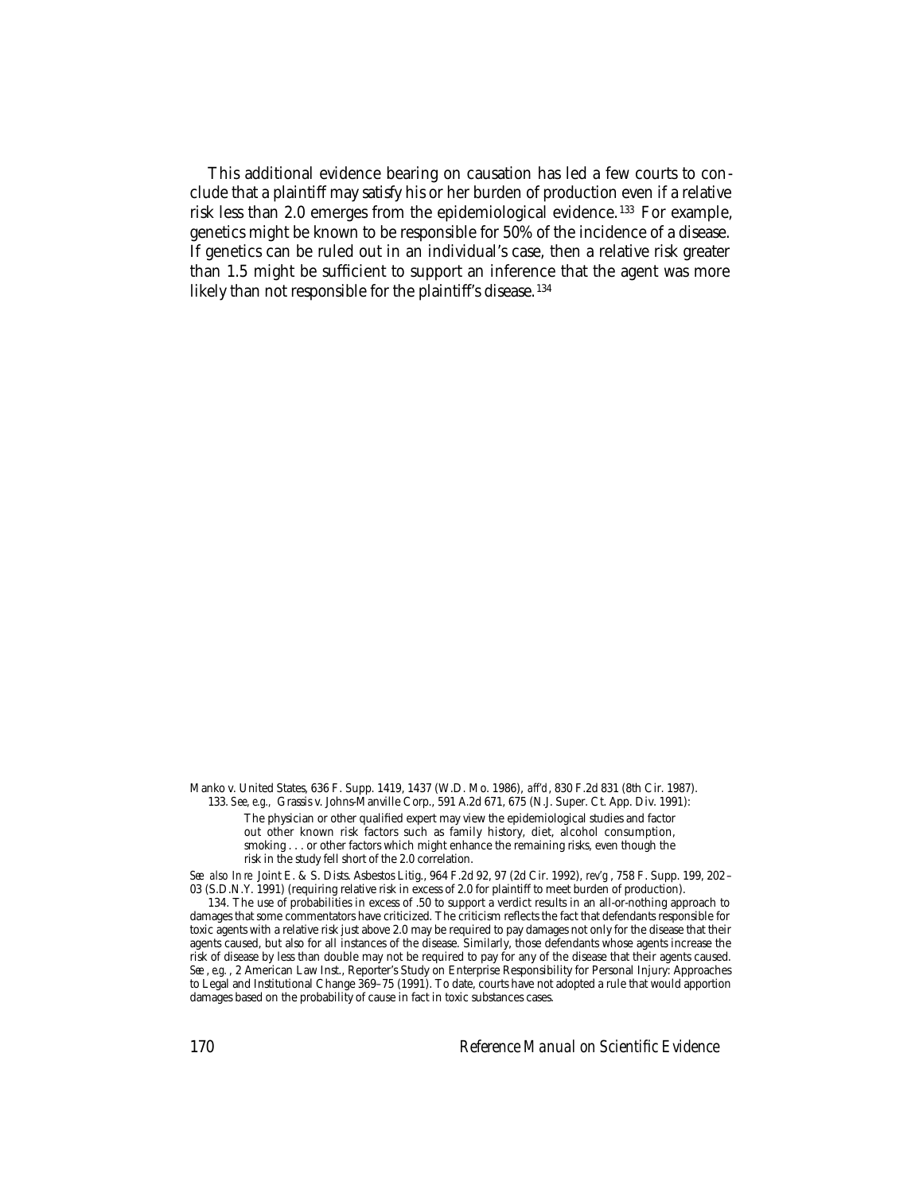This additional evidence bearing on causation has led a few courts to conclude that a plaintiff may satisfy his or her burden of production even if a relative risk less than 2.0 emerges from the epidemiological evidence.[133] For example, genetics might be known to be responsible for 50% of the incidence of a disease. If genetics can be ruled out in an individual's case, then a relative risk greater than 1.5 might be sufficient to support an inference that the agent was more likely than not responsible for the plaintiff's disease.[134]

---

Manko v. United States, 636 F. Supp. 1419, 1437 (W.D. Mo. 1986), *aff'd*, 830 F.2d 831 (8th Cir. 1987).

133. *See, e.g.*, Grassis v. Johns-Manville Corp., 591 A.2d 671, 675 (N.J. Super. Ct. App. Div. 1991):

> The physician or other qualified expert may view the epidemiological studies and factor out other known risk factors such as family history, diet, alcohol consumption, smoking . . . or other factors which might enhance the remaining risks, even though the risk in the study fell short of the 2.0 correlation.

*See also In re* Joint E. & S. Dists. Asbestos Litig., 964 F.2d 92, 97 (2d Cir. 1992), *rev'g*, 758 F. Supp. 199, 202–03 (S.D.N.Y. 1991) (requiring relative risk in excess of 2.0 for plaintiff to meet burden of production).

134. The use of probabilities in excess of .50 to support a verdict results in an all-or-nothing approach to damages that some commentators have criticized. The criticism reflects the fact that defendants responsible for toxic agents with a relative risk just above 2.0 may be required to pay damages not only for the disease that their agents caused, but also for all instances of the disease. Similarly, those defendants whose agents increase the risk of disease by less than double may not be required to pay for any of the disease that their agents caused. *See, e.g.*, 2 American Law Inst., Reporter's Study on Enterprise Responsibility for Personal Injury: Approaches to Legal and Institutional Change 369–75 (1991). To date, courts have not adopted a rule that would apportion damages based on the probability of cause in fact in toxic substances cases.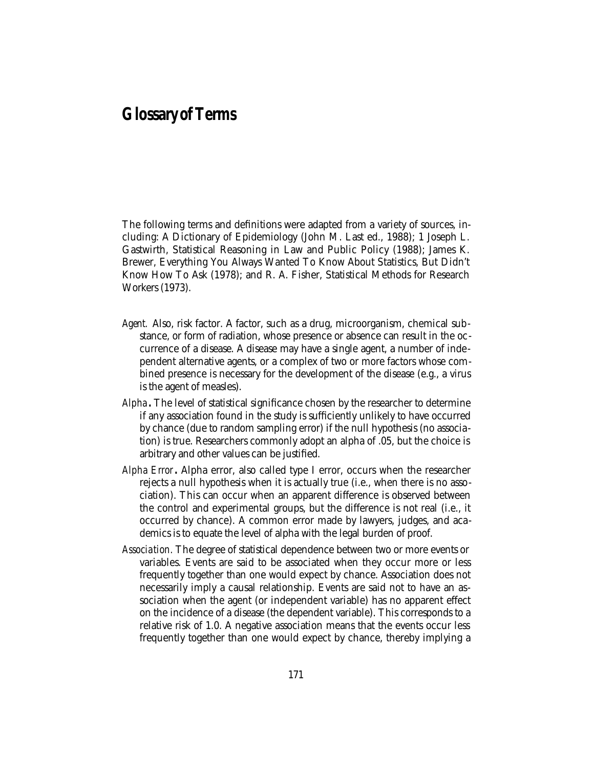# Glossary of Terms

The following terms and definitions were adapted from a variety of sources, including: A Dictionary of Epidemiology (John M. Last ed., 1988); 1 Joseph L. Gastwirth, Statistical Reasoning in Law and Public Policy (1988); James K. Brewer, Everything You Always Wanted To Know About Statistics, But Didn't Know How To Ask (1978); and R. A. Fisher, Statistical Methods for Research Workers (1973).

*Agent.* Also, risk factor. A factor, such as a drug, microorganism, chemical substance, or form of radiation, whose presence or absence can result in the occurrence of a disease. A disease may have a single agent, a number of independent alternative agents, or a complex of two or more factors whose combined presence is necessary for the development of the disease (e.g., a virus is the agent of measles).

*Alpha***.** The level of statistical significance chosen by the researcher to determine if any association found in the study is sufficiently unlikely to have occurred by chance (due to random sampling error) if the null hypothesis (no association) is true. Researchers commonly adopt an alpha of .05, but the choice is arbitrary and other values can be justified.

*Alpha Error***.** Alpha error, also called type I error, occurs when the researcher rejects a null hypothesis when it is actually true (i.e., when there is no association). This can occur when an apparent difference is observed between the control and experimental groups, but the difference is not real (i.e., it occurred by chance). A common error made by lawyers, judges, and academics is to equate the level of alpha with the legal burden of proof.

*Association.* The degree of statistical dependence between two or more events or variables. Events are said to be associated when they occur more or less frequently together than one would expect by chance. Association does not necessarily imply a causal relationship. Events are said not to have an association when the agent (or independent variable) has no apparent effect on the incidence of a disease (the dependent variable). This corresponds to a relative risk of 1.0. A negative association means that the events occur less frequently together than one would expect by chance, thereby implying a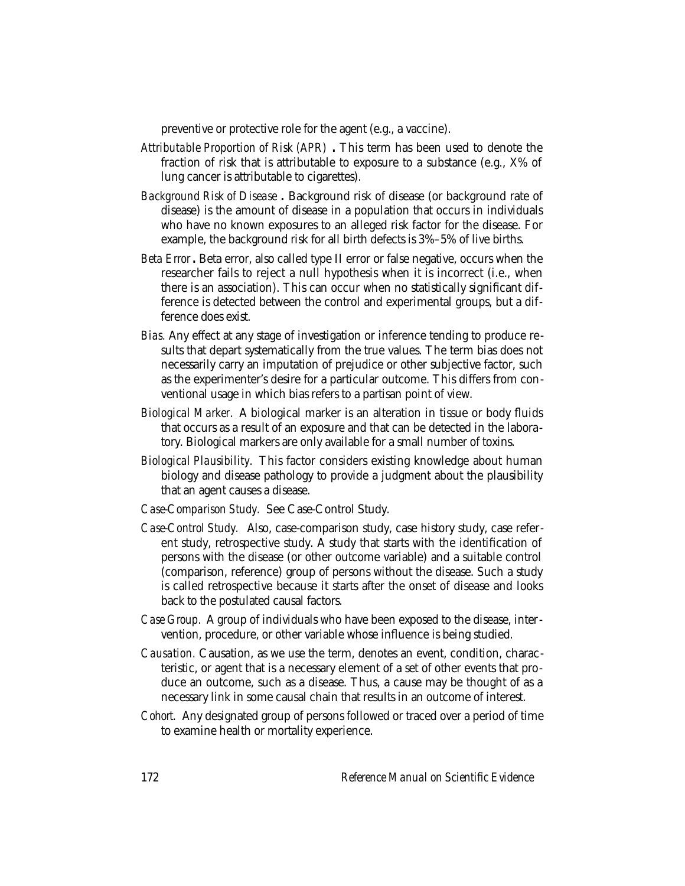preventive or protective role for the agent (e.g., a vaccine).

*Attributable Proportion of Risk (APR)* **.** This term has been used to denote the fraction of risk that is attributable to exposure to a substance (e.g., X% of lung cancer is attributable to cigarettes).

*Background Risk of Disease* **.** Background risk of disease (or background rate of disease) is the amount of disease in a population that occurs in individuals who have no known exposures to an alleged risk factor for the disease. For example, the background risk for all birth defects is 3%–5% of live births.

*Beta Error* **.** Beta error, also called type II error or false negative, occurs when the researcher fails to reject a null hypothesis when it is incorrect (i.e., when there is an association). This can occur when no statistically significant difference is detected between the control and experimental groups, but a difference does exist.

*Bias.* Any effect at any stage of investigation or inference tending to produce results that depart systematically from the true values. The term bias does not necessarily carry an imputation of prejudice or other subjective factor, such as the experimenter's desire for a particular outcome. This differs from conventional usage in which bias refers to a partisan point of view.

*Biological Marker.* A biological marker is an alteration in tissue or body fluids that occurs as a result of an exposure and that can be detected in the laboratory. Biological markers are only available for a small number of toxins.

*Biological Plausibility.* This factor considers existing knowledge about human biology and disease pathology to provide a judgment about the plausibility that an agent causes a disease.

*Case-Comparison Study.* See Case-Control Study.

*Case-Control Study.* Also, case-comparison study, case history study, case referent study, retrospective study. A study that starts with the identification of persons with the disease (or other outcome variable) and a suitable control (comparison, reference) group of persons without the disease. Such a study is called retrospective because it starts after the onset of disease and looks back to the postulated causal factors.

*Case Group.* A group of individuals who have been exposed to the disease, intervention, procedure, or other variable whose influence is being studied.

*Causation.* Causation, as we use the term, denotes an event, condition, characteristic, or agent that is a necessary element of a set of other events that produce an outcome, such as a disease. Thus, a cause may be thought of as a necessary link in some causal chain that results in an outcome of interest.

*Cohort.* Any designated group of persons followed or traced over a period of time to examine health or mortality experience.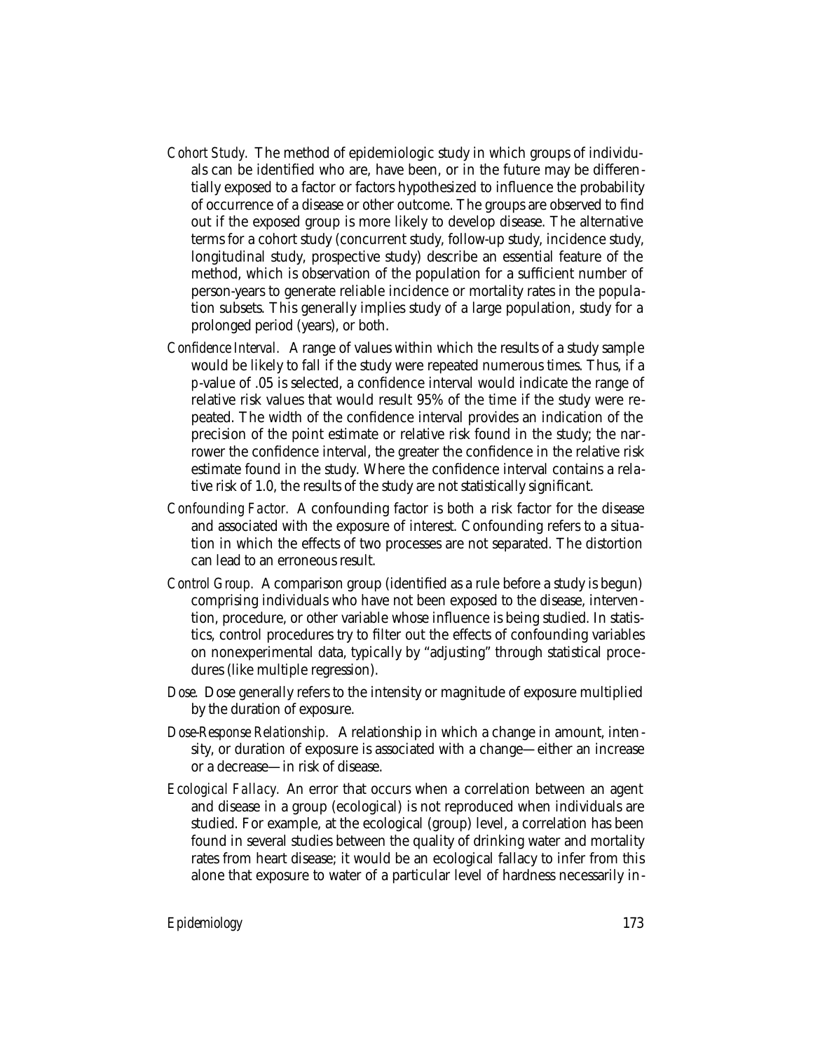*Cohort Study.* The method of epidemiologic study in which groups of individuals can be identified who are, have been, or in the future may be differentially exposed to a factor or factors hypothesized to influence the probability of occurrence of a disease or other outcome. The groups are observed to find out if the exposed group is more likely to develop disease. The alternative terms for a cohort study (concurrent study, follow-up study, incidence study, longitudinal study, prospective study) describe an essential feature of the method, which is observation of the population for a sufficient number of person-years to generate reliable incidence or mortality rates in the population subsets. This generally implies study of a large population, study for a prolonged period (years), or both.

*Confidence Interval.* A range of values within which the results of a study sample would be likely to fall if the study were repeated numerous times. Thus, if a *p*-value of .05 is selected, a confidence interval would indicate the range of relative risk values that would result 95% of the time if the study were repeated. The width of the confidence interval provides an indication of the precision of the point estimate or relative risk found in the study; the narrower the confidence interval, the greater the confidence in the relative risk estimate found in the study. Where the confidence interval contains a relative risk of 1.0, the results of the study are not statistically significant.

*Confounding Factor.* A confounding factor is both a risk factor for the disease and associated with the exposure of interest. Confounding refers to a situation in which the effects of two processes are not separated. The distortion can lead to an erroneous result.

*Control Group.* A comparison group (identified as a rule before a study is begun) comprising individuals who have not been exposed to the disease, intervention, procedure, or other variable whose influence is being studied. In statistics, control procedures try to filter out the effects of confounding variables on nonexperimental data, typically by "adjusting" through statistical procedures (like multiple regression).

*Dose.* Dose generally refers to the intensity or magnitude of exposure multiplied by the duration of exposure.

*Dose-Response Relationship.* A relationship in which a change in amount, intensity, or duration of exposure is associated with a change—either an increase or a decrease—in risk of disease.

*Ecological Fallacy.* An error that occurs when a correlation between an agent and disease in a group (ecological) is not reproduced when individuals are studied. For example, at the ecological (group) level, a correlation has been found in several studies between the quality of drinking water and mortality rates from heart disease; it would be an ecological fallacy to infer from this alone that exposure to water of a particular level of hardness necessarily in-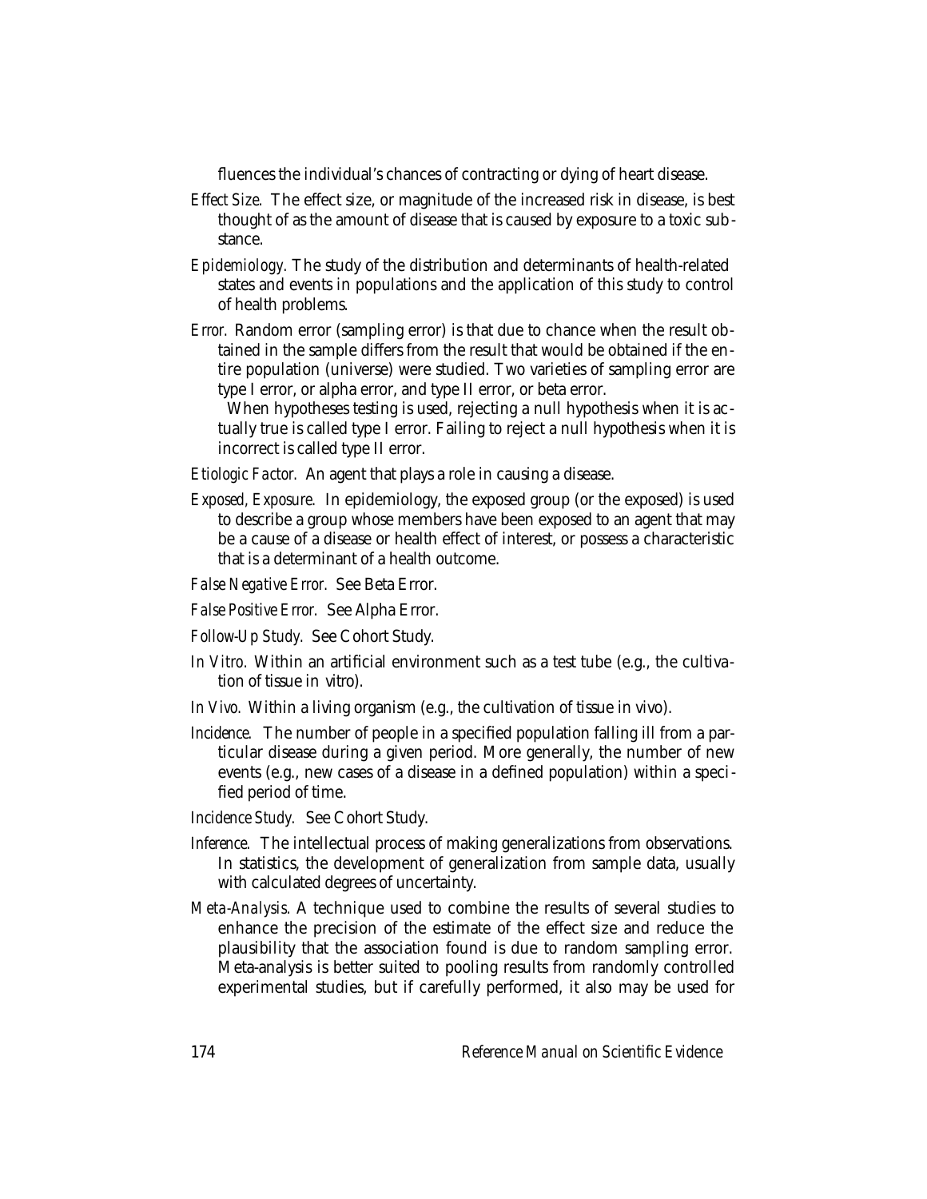fluences the individual's chances of contracting or dying of heart disease.

*Effect Size.* The effect size, or magnitude of the increased risk in disease, is best thought of as the amount of disease that is caused by exposure to a toxic substance.

*Epidemiology.* The study of the distribution and determinants of health-related states and events in populations and the application of this study to control of health problems.

*Error.* Random error (sampling error) is that due to chance when the result obtained in the sample differs from the result that would be obtained if the entire population (universe) were studied. Two varieties of sampling error are type I error, or alpha error, and type II error, or beta error.

When hypotheses testing is used, rejecting a null hypothesis when it is actually true is called type I error. Failing to reject a null hypothesis when it is incorrect is called type II error.

*Etiologic Factor.* An agent that plays a role in causing a disease.

*Exposed, Exposure.* In epidemiology, the exposed group (or the exposed) is used to describe a group whose members have been exposed to an agent that may be a cause of a disease or health effect of interest, or possess a characteristic that is a determinant of a health outcome.

*False Negative Error.* See Beta Error.

*False Positive Error.* See Alpha Error.

*Follow-Up Study.* See Cohort Study.

*In Vitro.* Within an artificial environment such as a test tube (e.g., the cultivation of tissue in vitro).

*In Vivo.* Within a living organism (e.g., the cultivation of tissue in vivo).

*Incidence.* The number of people in a specified population falling ill from a particular disease during a given period. More generally, the number of new events (e.g., new cases of a disease in a defined population) within a specified period of time.

*Incidence Study.* See Cohort Study.

*Inference.* The intellectual process of making generalizations from observations. In statistics, the development of generalization from sample data, usually with calculated degrees of uncertainty.

*Meta-Analysis.* A technique used to combine the results of several studies to enhance the precision of the estimate of the effect size and reduce the plausibility that the association found is due to random sampling error. Meta-analysis is better suited to pooling results from randomly controlled experimental studies, but if carefully performed, it also may be used for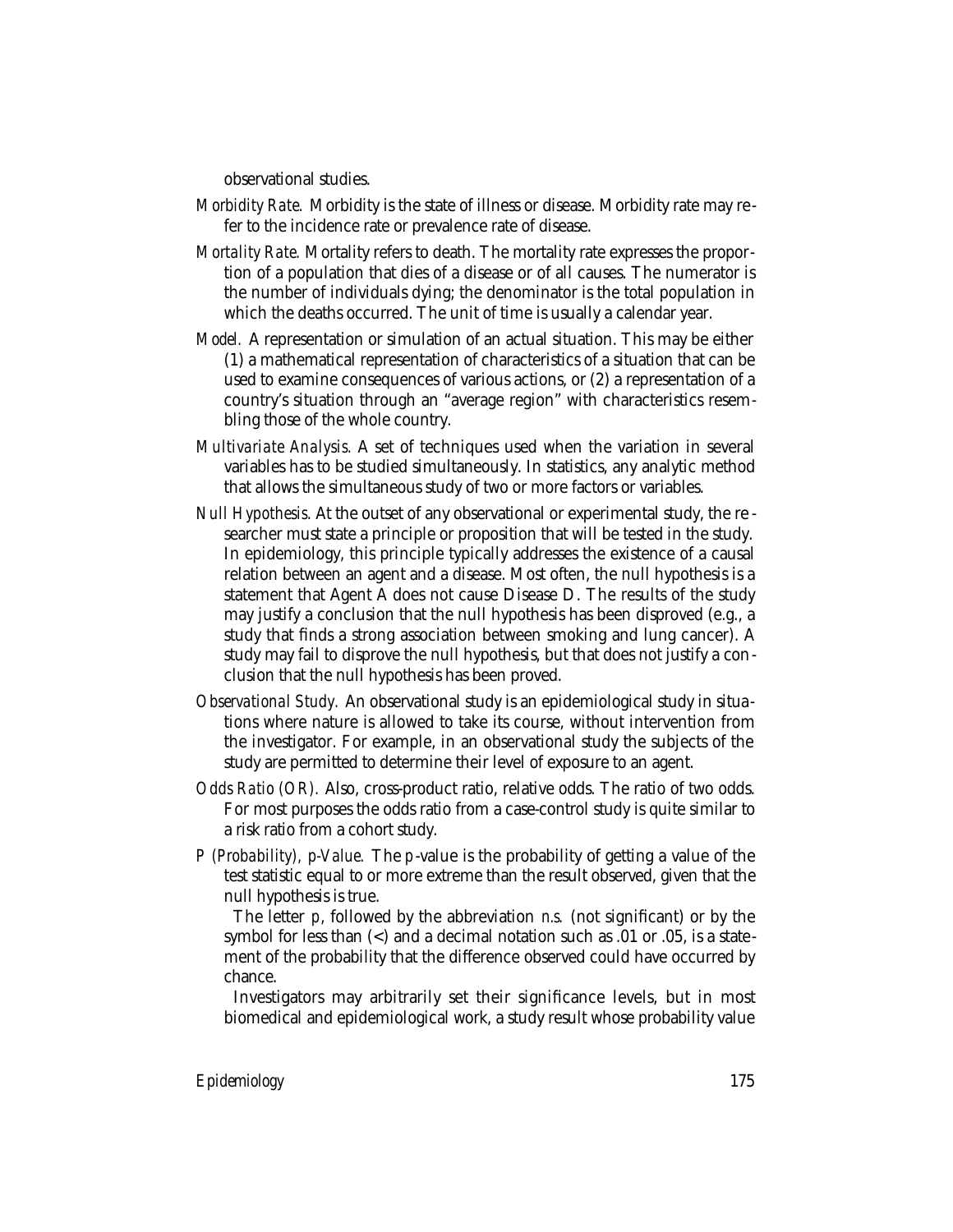observational studies.

*Morbidity Rate.* Morbidity is the state of illness or disease. Morbidity rate may refer to the incidence rate or prevalence rate of disease.

*Mortality Rate.* Mortality refers to death. The mortality rate expresses the proportion of a population that dies of a disease or of all causes. The numerator is the number of individuals dying; the denominator is the total population in which the deaths occurred. The unit of time is usually a calendar year.

*Model.* A representation or simulation of an actual situation. This may be either (1) a mathematical representation of characteristics of a situation that can be used to examine consequences of various actions, or (2) a representation of a country's situation through an "average region" with characteristics resembling those of the whole country.

*Multivariate Analysis.* A set of techniques used when the variation in several variables has to be studied simultaneously. In statistics, any analytic method that allows the simultaneous study of two or more factors or variables.

*Null Hypothesis.* At the outset of any observational or experimental study, the researcher must state a principle or proposition that will be tested in the study. In epidemiology, this principle typically addresses the existence of a causal relation between an agent and a disease. Most often, the null hypothesis is a statement that Agent A does not cause Disease D. The results of the study may justify a conclusion that the null hypothesis has been disproved (e.g., a study that finds a strong association between smoking and lung cancer). A study may fail to disprove the null hypothesis, but that does not justify a conclusion that the null hypothesis has been proved.

*Observational Study.* An observational study is an epidemiological study in situations where nature is allowed to take its course, without intervention from the investigator. For example, in an observational study the subjects of the study are permitted to determine their level of exposure to an agent.

*Odds Ratio (OR).* Also, cross-product ratio, relative odds. The ratio of two odds. For most purposes the odds ratio from a case-control study is quite similar to a risk ratio from a cohort study.

*P (Probability), p-Value.* The *p*-value is the probability of getting a value of the test statistic equal to or more extreme than the result observed, given that the null hypothesis is true.

The letter *p*, followed by the abbreviation *n.s.* (not significant) or by the symbol for less than (<) and a decimal notation such as .01 or .05, is a statement of the probability that the difference observed could have occurred by chance.

Investigators may arbitrarily set their significance levels, but in most biomedical and epidemiological work, a study result whose probability value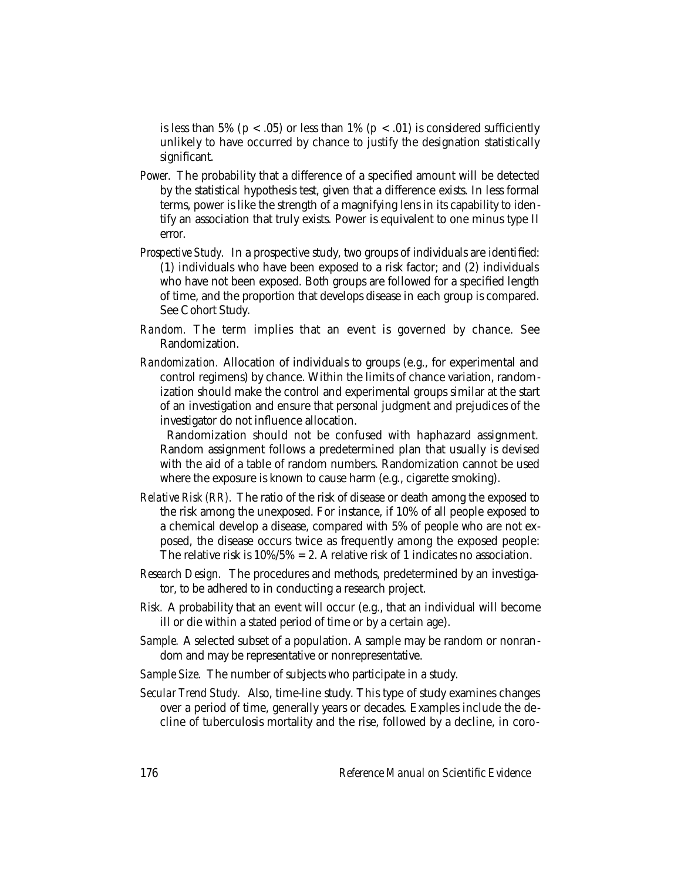is less than 5% ($p < .05$) or less than 1% ($p < .01$) is considered sufficiently unlikely to have occurred by chance to justify the designation statistically significant.

*Power.* The probability that a difference of a specified amount will be detected by the statistical hypothesis test, given that a difference exists. In less formal terms, power is like the strength of a magnifying lens in its capability to identify an association that truly exists. Power is equivalent to one minus type II error.

*Prospective Study.* In a prospective study, two groups of individuals are identified: (1) individuals who have been exposed to a risk factor; and (2) individuals who have not been exposed. Both groups are followed for a specified length of time, and the proportion that develops disease in each group is compared. See Cohort Study.

*Random.* The term implies that an event is governed by chance. See Randomization.

*Randomization.* Allocation of individuals to groups (e.g., for experimental and control regimens) by chance. Within the limits of chance variation, randomization should make the control and experimental groups similar at the start of an investigation and ensure that personal judgment and prejudices of the investigator do not influence allocation.

Randomization should not be confused with haphazard assignment. Random assignment follows a predetermined plan that usually is devised with the aid of a table of random numbers. Randomization cannot be used where the exposure is known to cause harm (e.g., cigarette smoking).

*Relative Risk (RR).* The ratio of the risk of disease or death among the exposed to the risk among the unexposed. For instance, if 10% of all people exposed to a chemical develop a disease, compared with 5% of people who are not exposed, the disease occurs twice as frequently among the exposed people: The relative risk is 10%/5% = 2. A relative risk of 1 indicates no association.

*Research Design.* The procedures and methods, predetermined by an investigator, to be adhered to in conducting a research project.

*Risk.* A probability that an event will occur (e.g., that an individual will become ill or die within a stated period of time or by a certain age).

*Sample.* A selected subset of a population. A sample may be random or nonrandom and may be representative or nonrepresentative.

*Sample Size.* The number of subjects who participate in a study.

*Secular Trend Study.* Also, time-line study. This type of study examines changes over a period of time, generally years or decades. Examples include the decline of tuberculosis mortality and the rise, followed by a decline, in coro-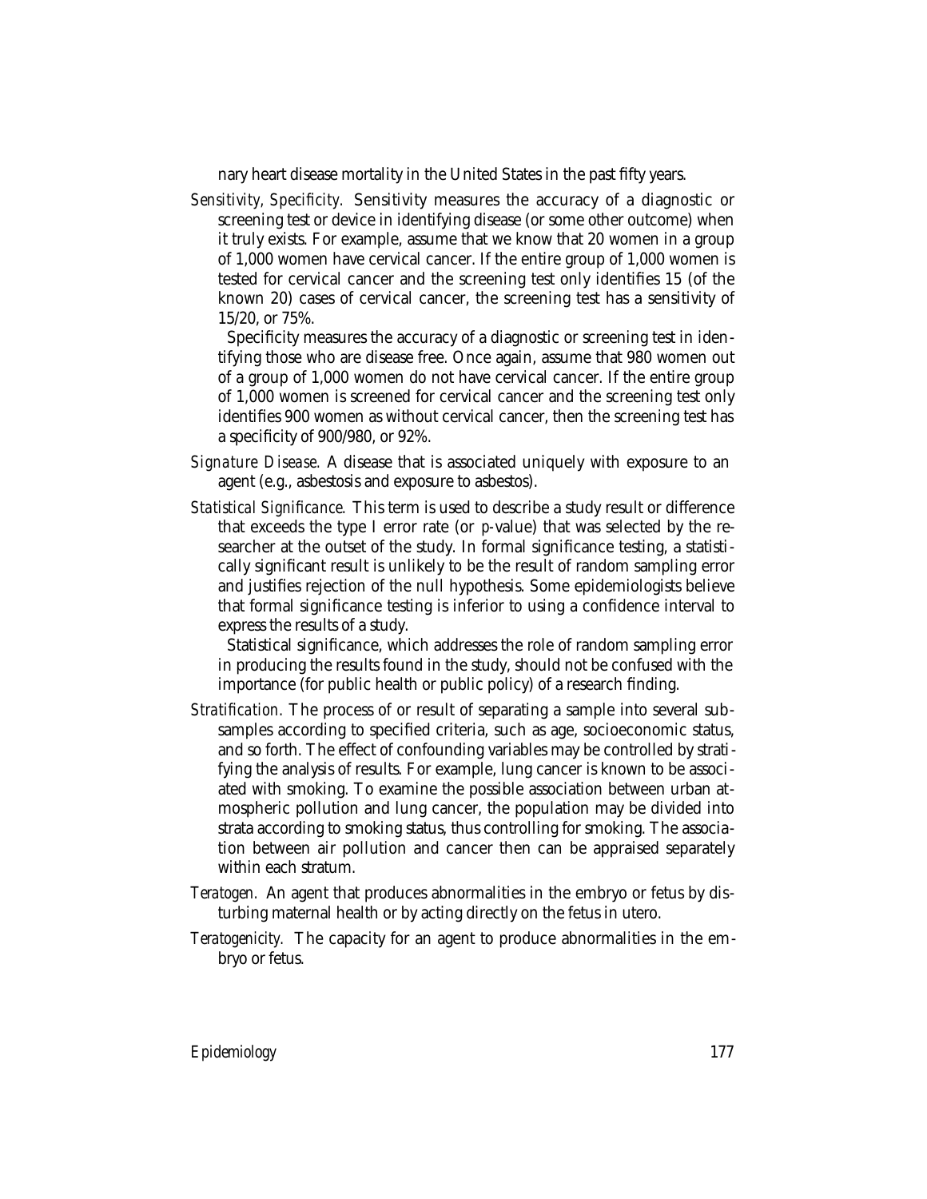nary heart disease mortality in the United States in the past fifty years.

*Sensitivity, Specificity.* Sensitivity measures the accuracy of a diagnostic or screening test or device in identifying disease (or some other outcome) when it truly exists. For example, assume that we know that 20 women in a group of 1,000 women have cervical cancer. If the entire group of 1,000 women is tested for cervical cancer and the screening test only identifies 15 (of the known 20) cases of cervical cancer, the screening test has a sensitivity of 15/20, or 75%.

Specificity measures the accuracy of a diagnostic or screening test in identifying those who are disease free. Once again, assume that 980 women out of a group of 1,000 women do not have cervical cancer. If the entire group of 1,000 women is screened for cervical cancer and the screening test only identifies 900 women as without cervical cancer, then the screening test has a specificity of 900/980, or 92%.

*Signature Disease.* A disease that is associated uniquely with exposure to an agent (e.g., asbestosis and exposure to asbestos).

*Statistical Significance.* This term is used to describe a study result or difference that exceeds the type I error rate (or *p*-value) that was selected by the researcher at the outset of the study. In formal significance testing, a statistically significant result is unlikely to be the result of random sampling error and justifies rejection of the null hypothesis. Some epidemiologists believe that formal significance testing is inferior to using a confidence interval to express the results of a study.

Statistical significance, which addresses the role of random sampling error in producing the results found in the study, should not be confused with the importance (for public health or public policy) of a research finding.

*Stratification.* The process of or result of separating a sample into several subsamples according to specified criteria, such as age, socioeconomic status, and so forth. The effect of confounding variables may be controlled by stratifying the analysis of results. For example, lung cancer is known to be associated with smoking. To examine the possible association between urban atmospheric pollution and lung cancer, the population may be divided into strata according to smoking status, thus controlling for smoking. The association between air pollution and cancer then can be appraised separately within each stratum.

*Teratogen.* An agent that produces abnormalities in the embryo or fetus by disturbing maternal health or by acting directly on the fetus in utero.

*Teratogenicity.* The capacity for an agent to produce abnormalities in the embryo or fetus.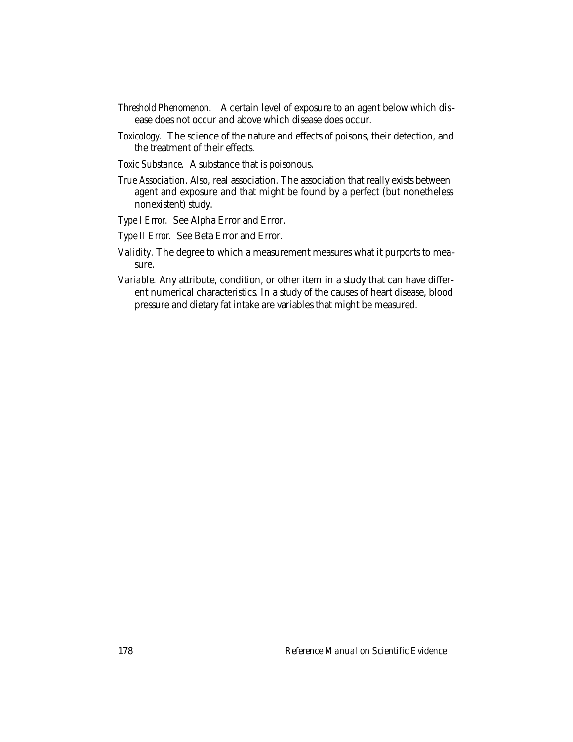*Threshold Phenomenon.* A certain level of exposure to an agent below which disease does not occur and above which disease does occur.

*Toxicology.* The science of the nature and effects of poisons, their detection, and the treatment of their effects.

*Toxic Substance.* A substance that is poisonous.

*True Association.* Also, real association. The association that really exists between agent and exposure and that might be found by a perfect (but nonetheless nonexistent) study.

*Type I Error.* See Alpha Error and Error.

*Type II Error.* See Beta Error and Error.

*Validity.* The degree to which a measurement measures what it purports to measure.

*Variable.* Any attribute, condition, or other item in a study that can have different numerical characteristics. In a study of the causes of heart disease, blood pressure and dietary fat intake are variables that might be measured.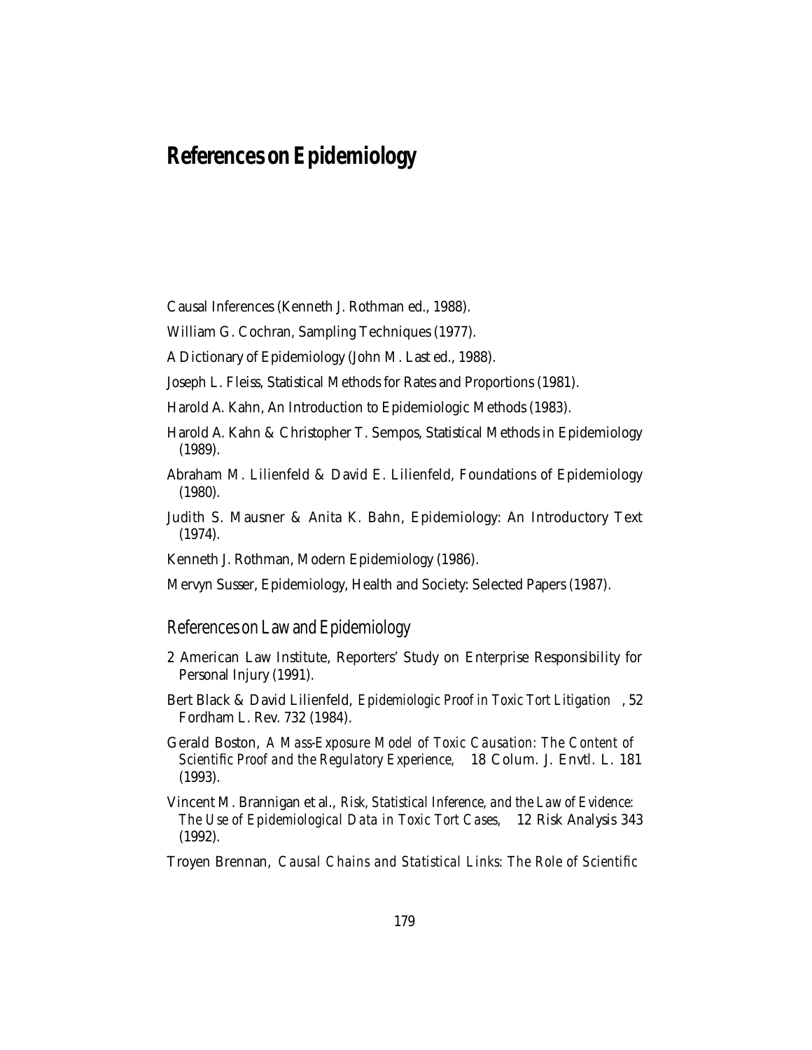# References on Epidemiology

Causal Inferences (Kenneth J. Rothman ed., 1988).

William G. Cochran, Sampling Techniques (1977).

A Dictionary of Epidemiology (John M. Last ed., 1988).

Joseph L. Fleiss, Statistical Methods for Rates and Proportions (1981).

Harold A. Kahn, An Introduction to Epidemiologic Methods (1983).

Harold A. Kahn & Christopher T. Sempos, Statistical Methods in Epidemiology (1989).

Abraham M. Lilienfeld & David E. Lilienfeld, Foundations of Epidemiology (1980).

Judith S. Mausner & Anita K. Bahn, Epidemiology: An Introductory Text (1974).

Kenneth J. Rothman, Modern Epidemiology (1986).

Mervyn Susser, Epidemiology, Health and Society: Selected Papers (1987).

## References on Law and Epidemiology

2 American Law Institute, Reporters' Study on Enterprise Responsibility for Personal Injury (1991).

Bert Black & David Lilienfeld, *Epidemiologic Proof in Toxic Tort Litigation*, 52 Fordham L. Rev. 732 (1984).

Gerald Boston, *A Mass-Exposure Model of Toxic Causation: The Content of Scientific Proof and the Regulatory Experience,* 18 Colum. J. Envtl. L. 181 (1993).

Vincent M. Brannigan et al., *Risk, Statistical Inference, and the Law of Evidence: The Use of Epidemiological Data in Toxic Tort Cases,* 12 Risk Analysis 343 (1992).

Troyen Brennan, *Causal Chains and Statistical Links: The Role of Scientific*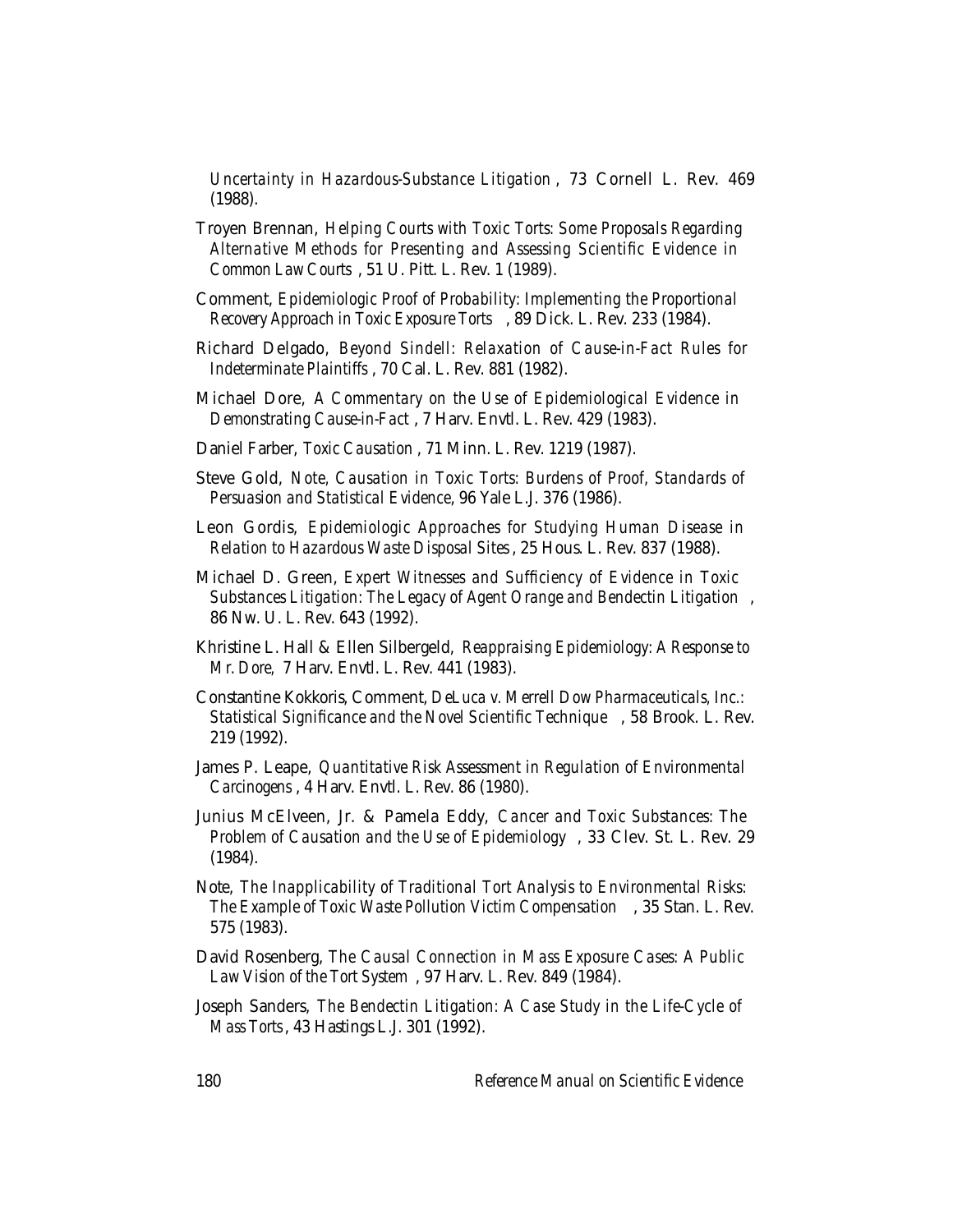*Uncertainty in Hazardous-Substance Litigation*, 73 Cornell L. Rev. 469 (1988).

Troyen Brennan, *Helping Courts with Toxic Torts: Some Proposals Regarding Alternative Methods for Presenting and Assessing Scientific Evidence in Common Law Courts*, 51 U. Pitt. L. Rev. 1 (1989).

Comment, *Epidemiologic Proof of Probability: Implementing the Proportional Recovery Approach in Toxic Exposure Torts*, 89 Dick. L. Rev. 233 (1984).

Richard Delgado, *Beyond Sindell: Relaxation of Cause-in-Fact Rules for Indeterminate Plaintiffs*, 70 Cal. L. Rev. 881 (1982).

Michael Dore, *A Commentary on the Use of Epidemiological Evidence in Demonstrating Cause-in-Fact*, 7 Harv. Envtl. L. Rev. 429 (1983).

Daniel Farber, *Toxic Causation*, 71 Minn. L. Rev. 1219 (1987).

Steve Gold, *Note, Causation in Toxic Torts: Burdens of Proof, Standards of Persuasion and Statistical Evidence*, 96 Yale L.J. 376 (1986).

Leon Gordis, *Epidemiologic Approaches for Studying Human Disease in Relation to Hazardous Waste Disposal Sites*, 25 Hous. L. Rev. 837 (1988).

Michael D. Green, *Expert Witnesses and Sufficiency of Evidence in Toxic Substances Litigation: The Legacy of Agent Orange and Bendectin Litigation*, 86 Nw. U. L. Rev. 643 (1992).

Khristine L. Hall & Ellen Silbergeld, *Reappraising Epidemiology: A Response to Mr. Dore,* 7 Harv. Envtl. L. Rev. 441 (1983).

Constantine Kokkoris, Comment, *DeLuca v. Merrell Dow Pharmaceuticals, Inc.: Statistical Significance and the Novel Scientific Technique*, 58 Brook. L. Rev. 219 (1992).

James P. Leape, *Quantitative Risk Assessment in Regulation of Environmental Carcinogens*, 4 Harv. Envtl. L. Rev. 86 (1980).

Junius McElveen, Jr. & Pamela Eddy, *Cancer and Toxic Substances: The Problem of Causation and the Use of Epidemiology*, 33 Clev. St. L. Rev. 29 (1984).

Note, *The Inapplicability of Traditional Tort Analysis to Environmental Risks: The Example of Toxic Waste Pollution Victim Compensation*, 35 Stan. L. Rev. 575 (1983).

David Rosenberg, *The Causal Connection in Mass Exposure Cases: A Public Law Vision of the Tort System*, 97 Harv. L. Rev. 849 (1984).

Joseph Sanders, *The Bendectin Litigation: A Case Study in the Life-Cycle of Mass Torts*, 43 Hastings L.J. 301 (1992).